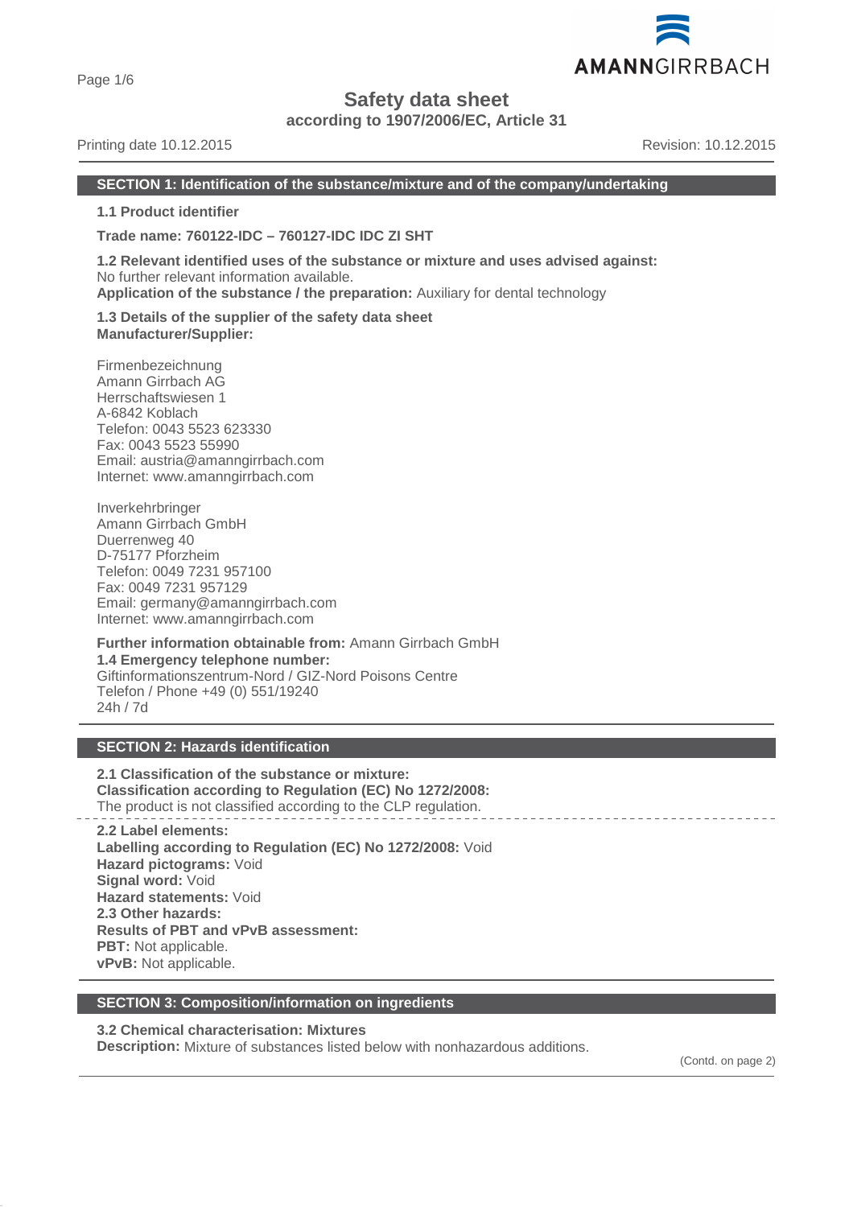# Safety data sheet

**according to 1907/2006/EC, Article 31**

Printing date 10.12.2015 Revision: 10.12.2015

## SECTION 1: Identification of the substance/mixture and of the company/undertaking

**1.1 Product identifier**

**Trade name: 760122-IDC – 760127-IDC IDC ZI SHT**

**1.2 Relevant identified uses of the substance or mixture and uses advised against:**
No further relevant information available.
**Application of the substance / the preparation:** Auxiliary for dental technology

**1.3 Details of the supplier of the safety data sheet**
**Manufacturer/Supplier:**

Firmenbezeichnung
Amann Girrbach AG
Herrschaftswiesen 1
A-6842 Koblach
Telefon: 0043 5523 623330
Fax: 0043 5523 55990
Email: austria@amanngirrbach.com
Internet: www.amanngirrbach.com

Inverkehrbringer
Amann Girrbach GmbH
Duerrenweg 40
D-75177 Pforzheim
Telefon: 0049 7231 957100
Fax: 0049 7231 957129
Email: germany@amanngirrbach.com
Internet: www.amanngirrbach.com

**Further information obtainable from:** Amann Girrbach GmbH
**1.4 Emergency telephone number:**
Giftinformationszentrum-Nord / GIZ-Nord Poisons Centre
Telefon / Phone +49 (0) 551/19240
24h / 7d

## SECTION 2: Hazards identification

**2.1 Classification of the substance or mixture:**
**Classification according to Regulation (EC) No 1272/2008:**
The product is not classified according to the CLP regulation.

**2.2 Label elements:**
**Labelling according to Regulation (EC) No 1272/2008:** Void
**Hazard pictograms:** Void
**Signal word:** Void
**Hazard statements:** Void
**2.3 Other hazards:**
**Results of PBT and vPvB assessment:**
**PBT:** Not applicable.
**vPvB:** Not applicable.

## SECTION 3: Composition/information on ingredients

**3.2 Chemical characterisation: Mixtures**
**Description:** Mixture of substances listed below with nonhazardous additions.

(Contd. on page 2)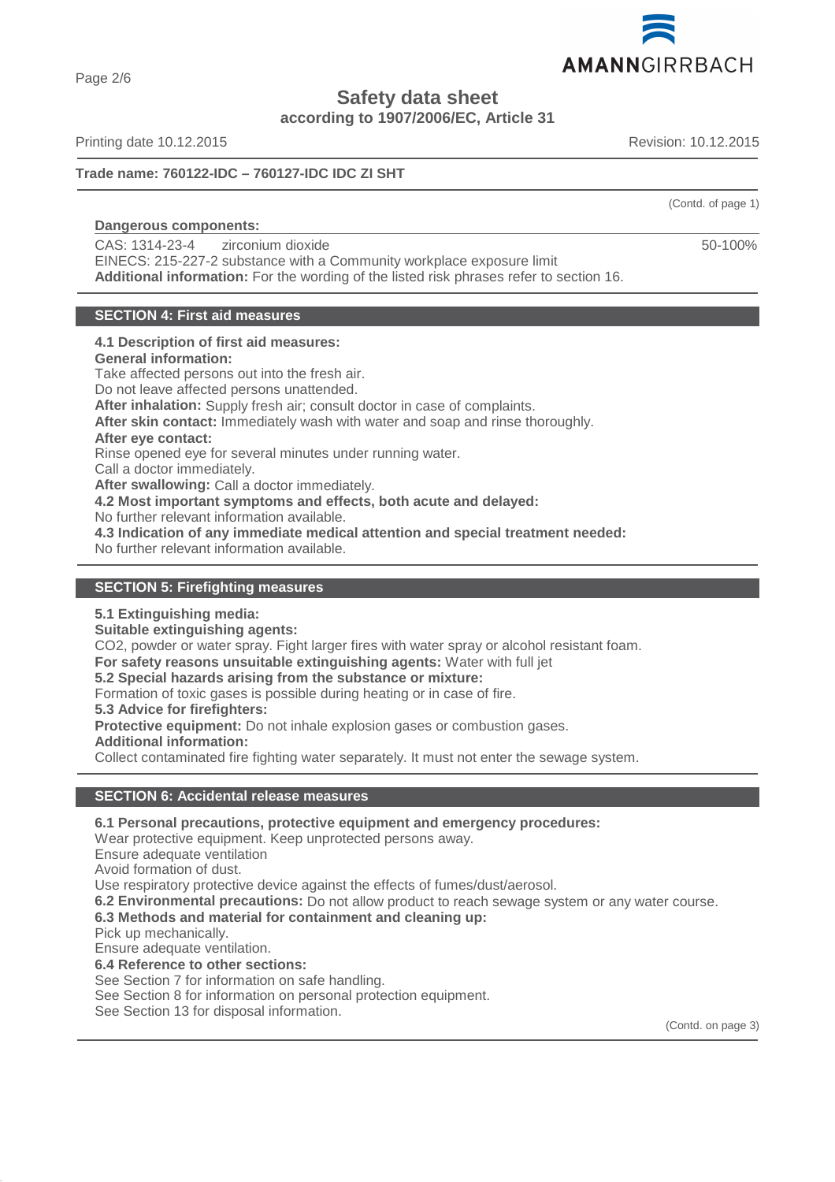Trade name: 760122-IDC – 760127-IDC IDC ZI SHT

(Contd. of page 1)

**Dangerous components:**

| | | |
|---|---|---|
| CAS: 1314-23-4 EINECS: 215-227-2 | zirconium dioxide substance with a Community workplace exposure limit | 50-100% |

**Additional information:** For the wording of the listed risk phrases refer to section 16.

## SECTION 4: First aid measures

**4.1 Description of first aid measures:**
**General information:**
Take affected persons out into the fresh air.
Do not leave affected persons unattended.
**After inhalation:** Supply fresh air; consult doctor in case of complaints.
**After skin contact:** Immediately wash with water and soap and rinse thoroughly.
**After eye contact:**
Rinse opened eye for several minutes under running water.
Call a doctor immediately.
**After swallowing:** Call a doctor immediately.
**4.2 Most important symptoms and effects, both acute and delayed:**
No further relevant information available.
**4.3 Indication of any immediate medical attention and special treatment needed:**
No further relevant information available.

## SECTION 5: Firefighting measures

**5.1 Extinguishing media:**
**Suitable extinguishing agents:**
$CO_2$, powder or water spray. Fight larger fires with water spray or alcohol resistant foam.
**For safety reasons unsuitable extinguishing agents:** Water with full jet
**5.2 Special hazards arising from the substance or mixture:**
Formation of toxic gases is possible during heating or in case of fire.
**5.3 Advice for firefighters:**
**Protective equipment:** Do not inhale explosion gases or combustion gases.
**Additional information:**
Collect contaminated fire fighting water separately. It must not enter the sewage system.

## SECTION 6: Accidental release measures

**6.1 Personal precautions, protective equipment and emergency procedures:**
Wear protective equipment. Keep unprotected persons away.
Ensure adequate ventilation
Avoid formation of dust.
Use respiratory protective device against the effects of fumes/dust/aerosol.
**6.2 Environmental precautions:** Do not allow product to reach sewage system or any water course.
**6.3 Methods and material for containment and cleaning up:**
Pick up mechanically.
Ensure adequate ventilation.
**6.4 Reference to other sections:**
See Section 7 for information on safe handling.
See Section 8 for information on personal protection equipment.
See Section 13 for disposal information.

(Contd. on page 3)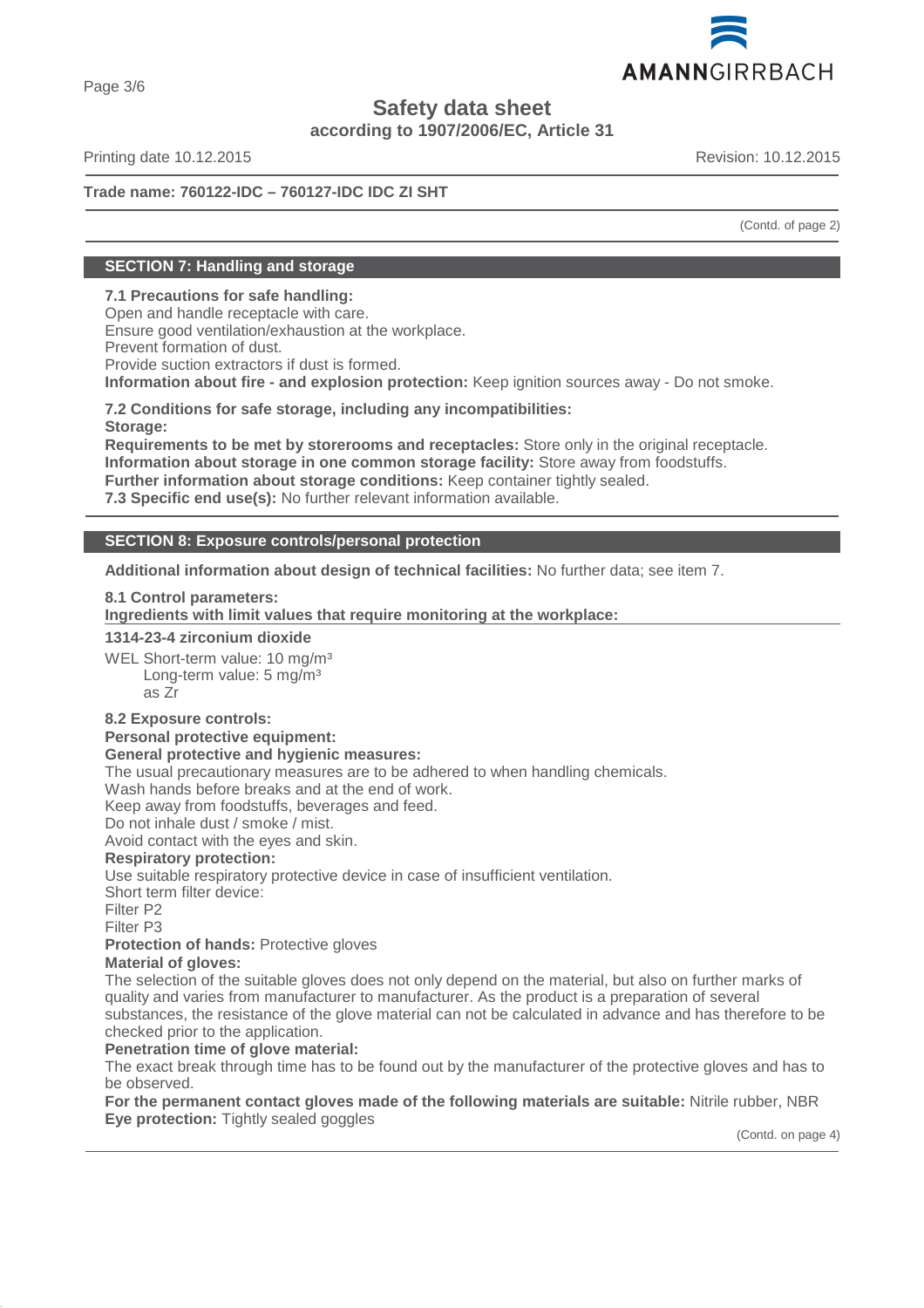**Safety data sheet**

**according to 1907/2006/EC, Article 31**

Printing date 10.12.2015 Revision: 10.12.2015

**Trade name: 760122-IDC – 760127-IDC IDC ZI SHT**

(Contd. of page 2)

## SECTION 7: Handling and storage

**7.1 Precautions for safe handling:**
Open and handle receptacle with care.
Ensure good ventilation/exhaustion at the workplace.
Prevent formation of dust.
Provide suction extractors if dust is formed.
**Information about fire - and explosion protection:** Keep ignition sources away - Do not smoke.

**7.2 Conditions for safe storage, including any incompatibilities:**
**Storage:**
**Requirements to be met by storerooms and receptacles:** Store only in the original receptacle.
**Information about storage in one common storage facility:** Store away from foodstuffs.
**Further information about storage conditions:** Keep container tightly sealed.
**7.3 Specific end use(s):** No further relevant information available.

## SECTION 8: Exposure controls/personal protection

**Additional information about design of technical facilities:** No further data; see item 7.

**8.1 Control parameters:**
**Ingredients with limit values that require monitoring at the workplace:**

**1314-23-4 zirconium dioxide**

WEL Short-term value: 10 mg/m³
Long-term value: 5 mg/m³
as Zr

**8.2 Exposure controls:**
**Personal protective equipment:**
**General protective and hygienic measures:**
The usual precautionary measures are to be adhered to when handling chemicals.
Wash hands before breaks and at the end of work.
Keep away from foodstuffs, beverages and feed.
Do not inhale dust / smoke / mist.
Avoid contact with the eyes and skin.
**Respiratory protection:**
Use suitable respiratory protective device in case of insufficient ventilation.
Short term filter device:
Filter P2
Filter P3
**Protection of hands:** Protective gloves
**Material of gloves:**
The selection of the suitable gloves does not only depend on the material, but also on further marks of quality and varies from manufacturer to manufacturer. As the product is a preparation of several substances, the resistance of the glove material can not be calculated in advance and has therefore to be checked prior to the application.
**Penetration time of glove material:**
The exact break through time has to be found out by the manufacturer of the protective gloves and has to be observed.
**For the permanent contact gloves made of the following materials are suitable:** Nitrile rubber, NBR
**Eye protection:** Tightly sealed goggles

(Contd. on page 4)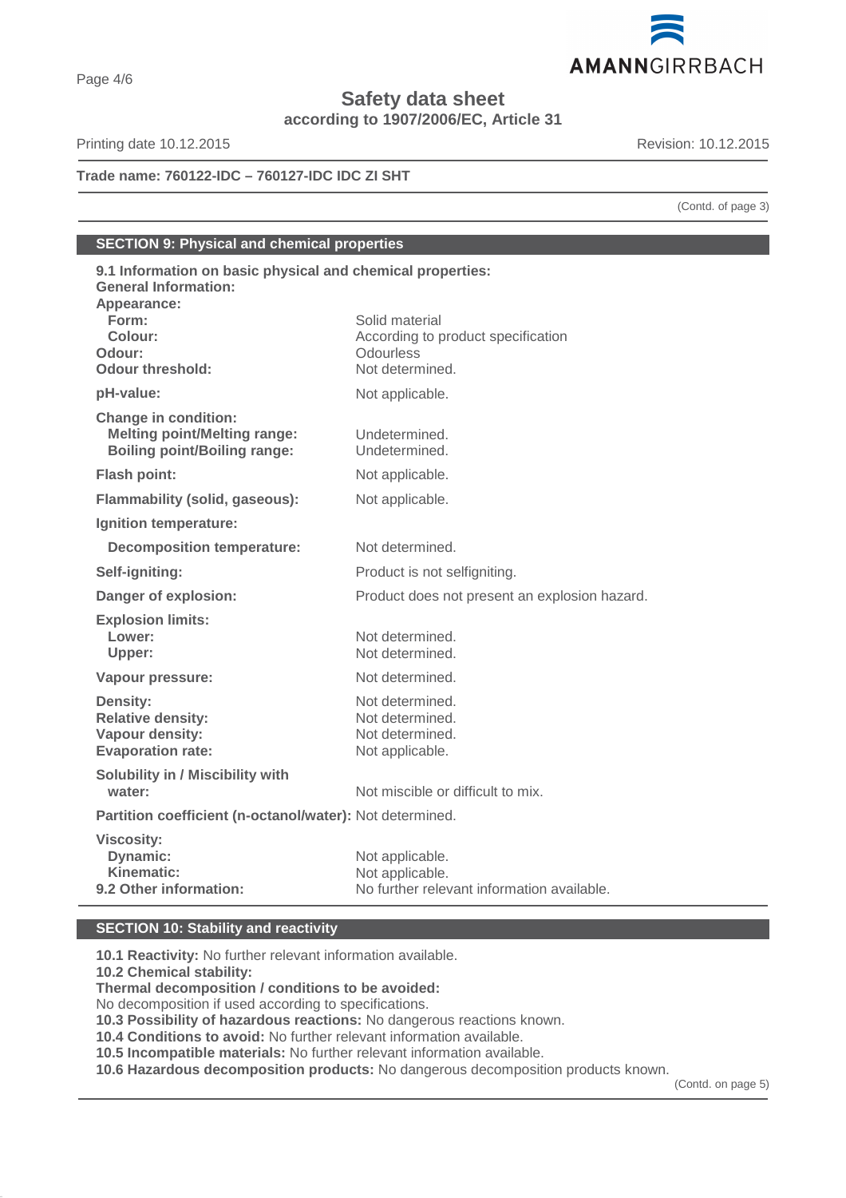**Trade name: 760122-IDC – 760127-IDC IDC ZI SHT**

(Contd. of page 3)

## SECTION 9: Physical and chemical properties

**9.1 Information on basic physical and chemical properties:**
**General Information:**

| | |
|---|---|
| **Appearance:** | |
| **Form:** | Solid material |
| **Colour:** | According to product specification |
| **Odour:** | Odourless |
| **Odour threshold:** | Not determined. |
| **pH-value:** | Not applicable. |
| **Change in condition:** | |
| **Melting point/Melting range:** | Undetermined. |
| **Boiling point/Boiling range:** | Undetermined. |
| **Flash point:** | Not applicable. |
| **Flammability (solid, gaseous):** | Not applicable. |
| **Ignition temperature:** | |
| **Decomposition temperature:** | Not determined. |
| **Self-igniting:** | Product is not selfigniting. |
| **Danger of explosion:** | Product does not present an explosion hazard. |
| **Explosion limits:** | |
| **Lower:** | Not determined. |
| **Upper:** | Not determined. |
| **Vapour pressure:** | Not determined. |
| **Density:** | Not determined. |
| **Relative density:** | Not determined. |
| **Vapour density:** | Not determined. |
| **Evaporation rate:** | Not applicable. |
| **Solubility in / Miscibility with water:** | Not miscible or difficult to mix. |
| **Partition coefficient (n-octanol/water):** | Not determined. |
| **Viscosity:** | |
| **Dynamic:** | Not applicable. |
| **Kinematic:** | Not applicable. |
| **9.2 Other information:** | No further relevant information available. |

## SECTION 10: Stability and reactivity

**10.1 Reactivity:** No further relevant information available.
**10.2 Chemical stability:**
**Thermal decomposition / conditions to be avoided:**
No decomposition if used according to specifications.
**10.3 Possibility of hazardous reactions:** No dangerous reactions known.
**10.4 Conditions to avoid:** No further relevant information available.
**10.5 Incompatible materials:** No further relevant information available.
**10.6 Hazardous decomposition products:** No dangerous decomposition products known.

(Contd. on page 5)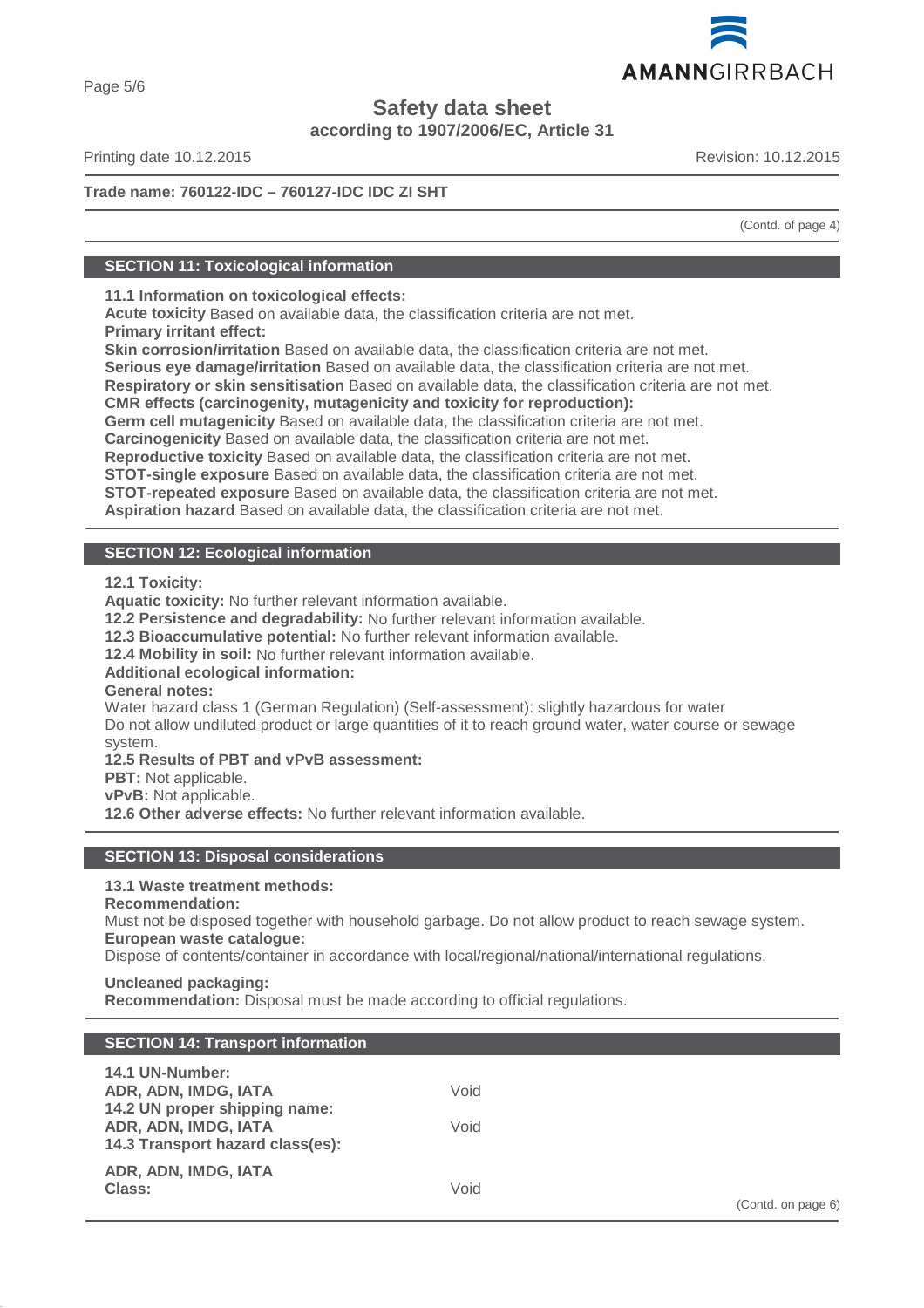(Contd. of page 4)

## SECTION 11: Toxicological information

**11.1 Information on toxicological effects:**
**Acute toxicity** Based on available data, the classification criteria are not met.
**Primary irritant effect:**
**Skin corrosion/irritation** Based on available data, the classification criteria are not met.
**Serious eye damage/irritation** Based on available data, the classification criteria are not met.
**Respiratory or skin sensitisation** Based on available data, the classification criteria are not met.
**CMR effects (carcinogenity, mutagenicity and toxicity for reproduction):**
**Germ cell mutagenicity** Based on available data, the classification criteria are not met.
**Carcinogenicity** Based on available data, the classification criteria are not met.
**Reproductive toxicity** Based on available data, the classification criteria are not met.
**STOT-single exposure** Based on available data, the classification criteria are not met.
**STOT-repeated exposure** Based on available data, the classification criteria are not met.
**Aspiration hazard** Based on available data, the classification criteria are not met.

## SECTION 12: Ecological information

**12.1 Toxicity:**
**Aquatic toxicity:** No further relevant information available.
**12.2 Persistence and degradability:** No further relevant information available.
**12.3 Bioaccumulative potential:** No further relevant information available.
**12.4 Mobility in soil:** No further relevant information available.
**Additional ecological information:**
**General notes:**
Water hazard class 1 (German Regulation) (Self-assessment): slightly hazardous for water
Do not allow undiluted product or large quantities of it to reach ground water, water course or sewage system.
**12.5 Results of PBT and vPvB assessment:**
**PBT:** Not applicable.
**vPvB:** Not applicable.
**12.6 Other adverse effects:** No further relevant information available.

## SECTION 13: Disposal considerations

**13.1 Waste treatment methods:**
**Recommendation:**
Must not be disposed together with household garbage. Do not allow product to reach sewage system.
**European waste catalogue:**
Dispose of contents/container in accordance with local/regional/national/international regulations.

**Uncleaned packaging:**
**Recommendation:** Disposal must be made according to official regulations.

## SECTION 14: Transport information

| | |
|---|---|
| **14.1 UN-Number:** | |
| **ADR, ADN, IMDG, IATA** | Void |
| **14.2 UN proper shipping name:** | |
| **ADR, ADN, IMDG, IATA** | Void |
| **14.3 Transport hazard class(es):** | |
| **ADR, ADN, IMDG, IATA** | |
| **Class:** | Void |

(Contd. on page 6)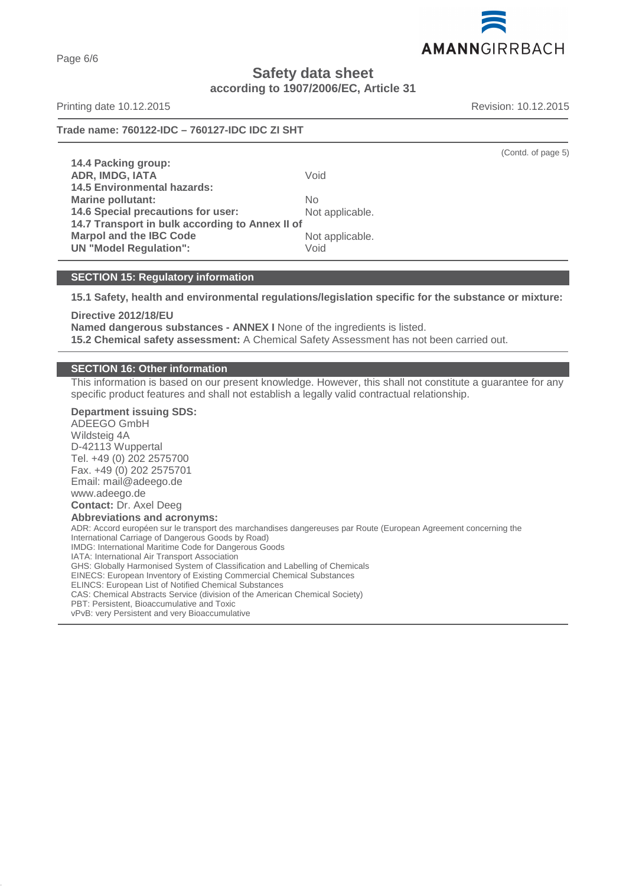Trade name: 760122-IDC – 760127-IDC IDC ZI SHT

(Contd. of page 5)

| | |
|---|---|
| **14.4 Packing group:** | |
| **ADR, IMDG, IATA** | Void |
| **14.5 Environmental hazards:** | |
| **Marine pollutant:** | No |
| **14.6 Special precautions for user:** | Not applicable. |
| **14.7 Transport in bulk according to Annex II of Marpol and the IBC Code** | Not applicable. |
| **UN "Model Regulation":** | Void |

## SECTION 15: Regulatory information

**15.1 Safety, health and environmental regulations/legislation specific for the substance or mixture:**

**Directive 2012/18/EU**
**Named dangerous substances - ANNEX I** None of the ingredients is listed.
**15.2 Chemical safety assessment:** A Chemical Safety Assessment has not been carried out.

## SECTION 16: Other information

This information is based on our present knowledge. However, this shall not constitute a guarantee for any specific product features and shall not establish a legally valid contractual relationship.

**Department issuing SDS:**
ADEEGO GmbH
Wildsteig 4A
D-42113 Wuppertal
Tel. +49 (0) 202 2575700
Fax. +49 (0) 202 2575701
Email: mail@adeego.de
www.adeego.de
**Contact:** Dr. Axel Deeg
**Abbreviations and acronyms:**
ADR: Accord européen sur le transport des marchandises dangereuses par Route (European Agreement concerning the International Carriage of Dangerous Goods by Road)
IMDG: International Maritime Code for Dangerous Goods
IATA: International Air Transport Association
GHS: Globally Harmonised System of Classification and Labelling of Chemicals
EINECS: European Inventory of Existing Commercial Chemical Substances
ELINCS: European List of Notified Chemical Substances
CAS: Chemical Abstracts Service (division of the American Chemical Society)
PBT: Persistent, Bioaccumulative and Toxic
vPvB: very Persistent and very Bioaccumulative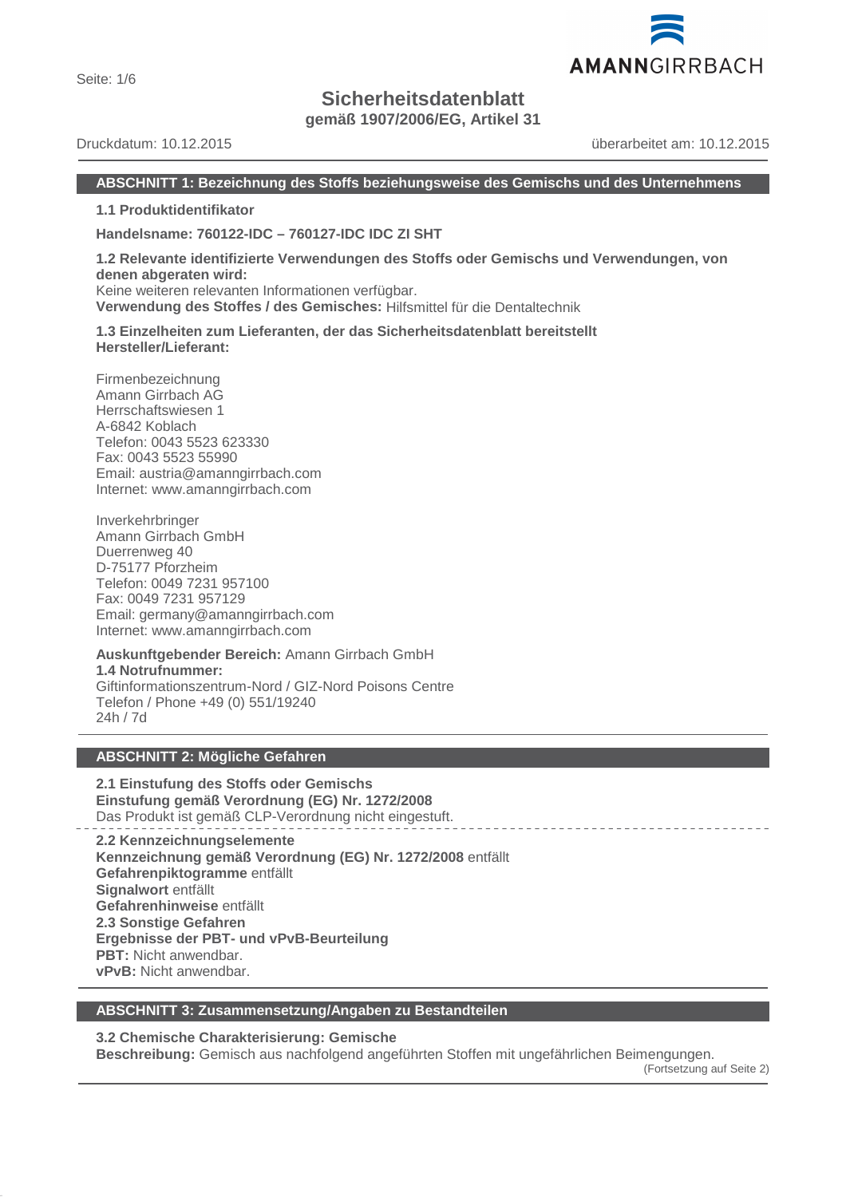# Sicherheitsdatenblatt

**gemäß 1907/2006/EG, Artikel 31**

Druckdatum: 10.12.2015 überarbeitet am: 10.12.2015

## ABSCHNITT 1: Bezeichnung des Stoffs beziehungsweise des Gemischs und des Unternehmens

**1.1 Produktidentifikator**

**Handelsname: 760122-IDC – 760127-IDC IDC ZI SHT**

**1.2 Relevante identifizierte Verwendungen des Stoffs oder Gemischs und Verwendungen, von denen abgeraten wird:**
Keine weiteren relevanten Informationen verfügbar.
**Verwendung des Stoffes / des Gemisches:** Hilfsmittel für die Dentaltechnik

**1.3 Einzelheiten zum Lieferanten, der das Sicherheitsdatenblatt bereitstellt**
**Hersteller/Lieferant:**

Firmenbezeichnung
Amann Girrbach AG
Herrschaftswiesen 1
A-6842 Koblach
Telefon: 0043 5523 623330
Fax: 0043 5523 55990
Email: austria@amanngirrbach.com
Internet: www.amanngirrbach.com

Inverkehrbringer
Amann Girrbach GmbH
Duerrenweg 40
D-75177 Pforzheim
Telefon: 0049 7231 957100
Fax: 0049 7231 957129
Email: germany@amanngirrbach.com
Internet: www.amanngirrbach.com

**Auskunftgebender Bereich:** Amann Girrbach GmbH
**1.4 Notrufnummer:**
Giftinformationszentrum-Nord / GIZ-Nord Poisons Centre
Telefon / Phone +49 (0) 551/19240
24h / 7d

## ABSCHNITT 2: Mögliche Gefahren

**2.1 Einstufung des Stoffs oder Gemischs**
**Einstufung gemäß Verordnung (EG) Nr. 1272/2008**
Das Produkt ist gemäß CLP-Verordnung nicht eingestuft.

**2.2 Kennzeichnungselemente**
**Kennzeichnung gemäß Verordnung (EG) Nr. 1272/2008** entfällt
**Gefahrenpiktogramme** entfällt
**Signalwort** entfällt
**Gefahrenhinweise** entfällt
**2.3 Sonstige Gefahren**
**Ergebnisse der PBT- und vPvB-Beurteilung**
**PBT:** Nicht anwendbar.
**vPvB:** Nicht anwendbar.

## ABSCHNITT 3: Zusammensetzung/Angaben zu Bestandteilen

**3.2 Chemische Charakterisierung: Gemische**
**Beschreibung:** Gemisch aus nachfolgend angeführten Stoffen mit ungefährlichen Beimengungen.

(Fortsetzung auf Seite 2)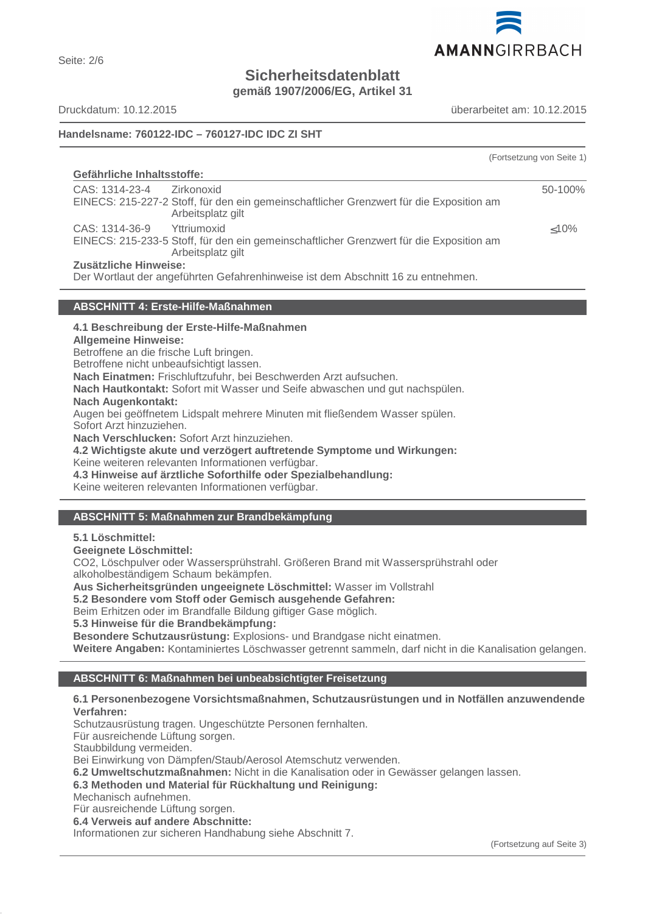**Handelsname: 760122-IDC – 760127-IDC IDC ZI SHT**

(Fortsetzung von Seite 1)

**Gefährliche Inhaltsstoffe:**

| | | |
|---|---|---|
| CAS: 1314-23-4<br>EINECS: 215-227-2 | Zirkonoxid<br>Stoff, für den ein gemeinschaftlicher Grenzwert für die Exposition am Arbeitsplatz gilt | 50-100% |
| CAS: 1314-36-9<br>EINECS: 215-233-5 | Yttriumoxid<br>Stoff, für den ein gemeinschaftlicher Grenzwert für die Exposition am Arbeitsplatz gilt | ≤10% |

**Zusätzliche Hinweise:**
Der Wortlaut der angeführten Gefahrenhinweise ist dem Abschnitt 16 zu entnehmen.

## ABSCHNITT 4: Erste-Hilfe-Maßnahmen

**4.1 Beschreibung der Erste-Hilfe-Maßnahmen**
**Allgemeine Hinweise:**
Betroffene an die frische Luft bringen.
Betroffene nicht unbeaufsichtigt lassen.
**Nach Einatmen:** Frischluftzufuhr, bei Beschwerden Arzt aufsuchen.
**Nach Hautkontakt:** Sofort mit Wasser und Seife abwaschen und gut nachspülen.
**Nach Augenkontakt:**
Augen bei geöffnetem Lidspalt mehrere Minuten mit fließendem Wasser spülen.
Sofort Arzt hinzuziehen.
**Nach Verschlucken:** Sofort Arzt hinzuziehen.
**4.2 Wichtigste akute und verzögert auftretende Symptome und Wirkungen:**
Keine weiteren relevanten Informationen verfügbar.
**4.3 Hinweise auf ärztliche Soforthilfe oder Spezialbehandlung:**
Keine weiteren relevanten Informationen verfügbar.

## ABSCHNITT 5: Maßnahmen zur Brandbekämpfung

**5.1 Löschmittel:**
**Geeignete Löschmittel:**
$CO_2$, Löschpulver oder Wassersprühstrahl. Größeren Brand mit Wassersprühstrahl oder alkoholbeständigem Schaum bekämpfen.
**Aus Sicherheitsgründen ungeeignete Löschmittel:** Wasser im Vollstrahl
**5.2 Besondere vom Stoff oder Gemisch ausgehende Gefahren:**
Beim Erhitzen oder im Brandfalle Bildung giftiger Gase möglich.
**5.3 Hinweise für die Brandbekämpfung:**
**Besondere Schutzausrüstung:** Explosions- und Brandgase nicht einatmen.
**Weitere Angaben:** Kontaminiertes Löschwasser getrennt sammeln, darf nicht in die Kanalisation gelangen.

## ABSCHNITT 6: Maßnahmen bei unbeabsichtigter Freisetzung

**6.1 Personenbezogene Vorsichtsmaßnahmen, Schutzausrüstungen und in Notfällen anzuwendende Verfahren:**
Schutzausrüstung tragen. Ungeschützte Personen fernhalten.
Für ausreichende Lüftung sorgen.
Staubbildung vermeiden.
Bei Einwirkung von Dämpfen/Staub/Aerosol Atemschutz verwenden.
**6.2 Umweltschutzmaßnahmen:** Nicht in die Kanalisation oder in Gewässer gelangen lassen.
**6.3 Methoden und Material für Rückhaltung und Reinigung:**
Mechanisch aufnehmen.
Für ausreichende Lüftung sorgen.
**6.4 Verweis auf andere Abschnitte:**
Informationen zur sicheren Handhabung siehe Abschnitt 7.

(Fortsetzung auf Seite 3)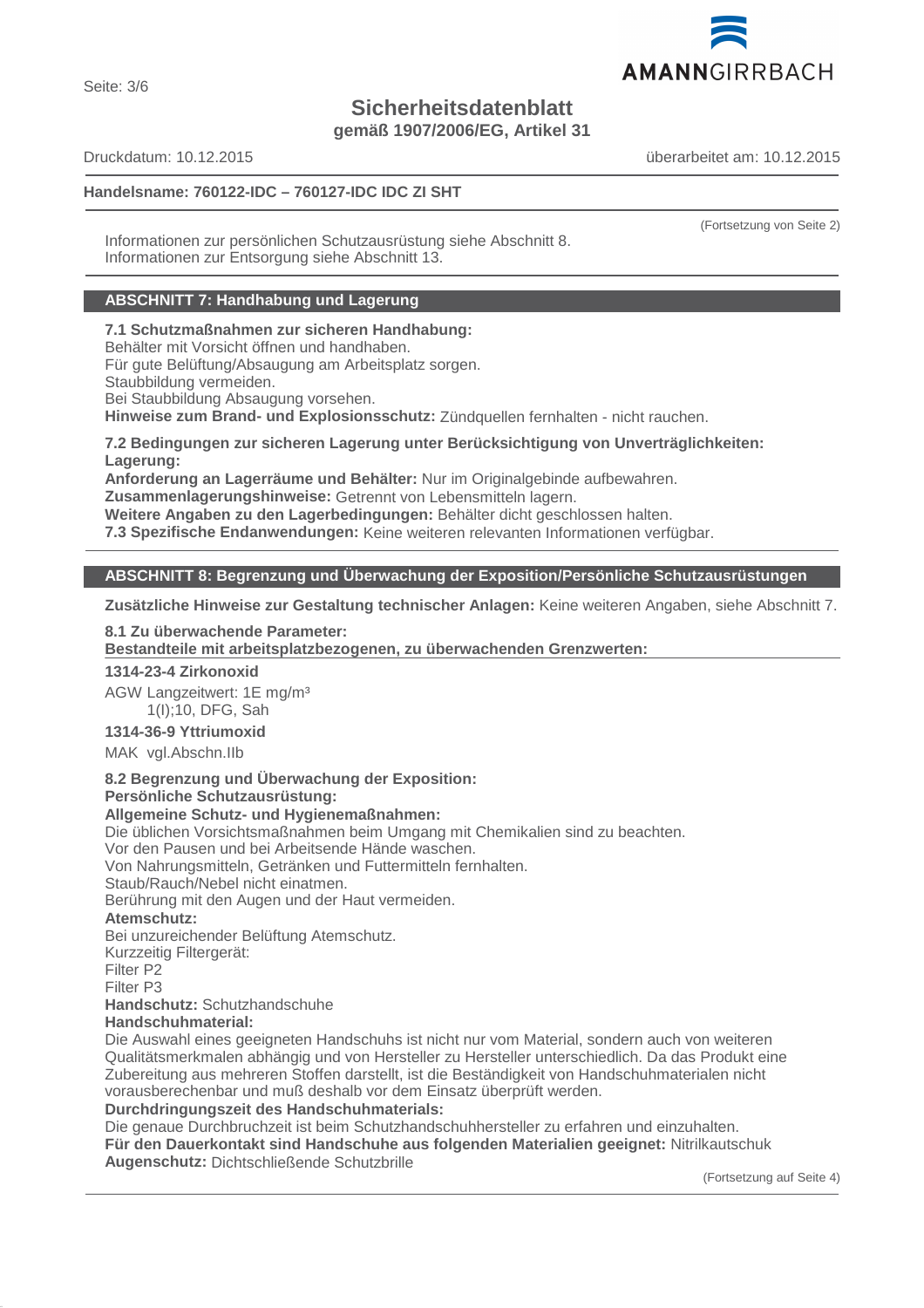Sicherheitsdatenblatt
gemäß 1907/2006/EG, Artikel 31

Druckdatum: 10.12.2015 überarbeitet am: 10.12.2015

**Handelsname: 760122-IDC – 760127-IDC IDC ZI SHT**

(Fortsetzung von Seite 2)

Informationen zur persönlichen Schutzausrüstung siehe Abschnitt 8.
Informationen zur Entsorgung siehe Abschnitt 13.

## ABSCHNITT 7: Handhabung und Lagerung

**7.1 Schutzmaßnahmen zur sicheren Handhabung:**
Behälter mit Vorsicht öffnen und handhaben.
Für gute Belüftung/Absaugung am Arbeitsplatz sorgen.
Staubbildung vermeiden.
Bei Staubbildung Absaugung vorsehen.
**Hinweise zum Brand- und Explosionsschutz:** Zündquellen fernhalten - nicht rauchen.

**7.2 Bedingungen zur sicheren Lagerung unter Berücksichtigung von Unverträglichkeiten:**
**Lagerung:**
**Anforderung an Lagerräume und Behälter:** Nur im Originalgebinde aufbewahren.
**Zusammenlagerungshinweise:** Getrennt von Lebensmitteln lagern.
**Weitere Angaben zu den Lagerbedingungen:** Behälter dicht geschlossen halten.
**7.3 Spezifische Endanwendungen:** Keine weiteren relevanten Informationen verfügbar.

## ABSCHNITT 8: Begrenzung und Überwachung der Exposition/Persönliche Schutzausrüstungen

**Zusätzliche Hinweise zur Gestaltung technischer Anlagen:** Keine weiteren Angaben, siehe Abschnitt 7.

**8.1 Zu überwachende Parameter:**
**Bestandteile mit arbeitsplatzbezogenen, zu überwachenden Grenzwerten:**

**1314-23-4 Zirkonoxid**
AGW Langzeitwert: 1E mg/m³
1(I);10, DFG, Sah

**1314-36-9 Yttriumoxid**
MAK vgl.Abschn.IIb

**8.2 Begrenzung und Überwachung der Exposition:**
**Persönliche Schutzausrüstung:**
**Allgemeine Schutz- und Hygienemaßnahmen:**
Die üblichen Vorsichtsmaßnahmen beim Umgang mit Chemikalien sind zu beachten.
Vor den Pausen und bei Arbeitsende Hände waschen.
Von Nahrungsmitteln, Getränken und Futtermitteln fernhalten.
Staub/Rauch/Nebel nicht einatmen.
Berührung mit den Augen und der Haut vermeiden.
**Atemschutz:**
Bei unzureichender Belüftung Atemschutz.
Kurzzeitig Filtergerät:
Filter P2
Filter P3
**Handschutz:** Schutzhandschuhe
**Handschuhmaterial:**
Die Auswahl eines geeigneten Handschuhs ist nicht nur vom Material, sondern auch von weiteren Qualitätsmerkmalen abhängig und von Hersteller zu Hersteller unterschiedlich. Da das Produkt eine Zubereitung aus mehreren Stoffen darstellt, ist die Beständigkeit von Handschuhmaterialen nicht vorausberechenbar und muß deshalb vor dem Einsatz überprüft werden.
**Durchdringungszeit des Handschuhmaterials:**
Die genaue Durchbruchzeit ist beim Schutzhandschuhhersteller zu erfahren und einzuhalten.
**Für den Dauerkontakt sind Handschuhe aus folgenden Materialien geeignet:** Nitrilkautschuk
**Augenschutz:** Dichtschließende Schutzbrille

(Fortsetzung auf Seite 4)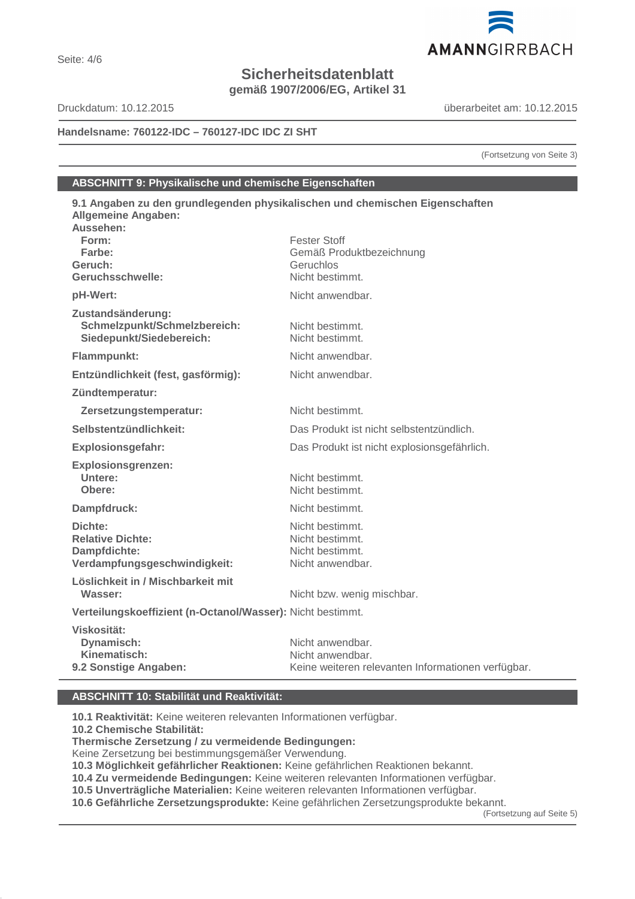# Sicherheitsdatenblatt

**gemäß 1907/2006/EG, Artikel 31**

Druckdatum: 10.12.2015 überarbeitet am: 10.12.2015

**Handelsname: 760122-IDC – 760127-IDC IDC ZI SHT**

(Fortsetzung von Seite 3)

## ABSCHNITT 9: Physikalische und chemische Eigenschaften

**9.1 Angaben zu den grundlegenden physikalischen und chemischen Eigenschaften**

| | |
|---|---|
| **Allgemeine Angaben:** | |
| **Aussehen:** | |
| **Form:** | Fester Stoff |
| **Farbe:** | Gemäß Produktbezeichnung |
| **Geruch:** | Geruchlos |
| **Geruchsschwelle:** | Nicht bestimmt. |
| **pH-Wert:** | Nicht anwendbar. |
| **Zustandsänderung:** | |
| **Schmelzpunkt/Schmelzbereich:** | Nicht bestimmt. |
| **Siedepunkt/Siedebereich:** | Nicht bestimmt. |
| **Flammpunkt:** | Nicht anwendbar. |
| **Entzündlichkeit (fest, gasförmig):** | Nicht anwendbar. |
| **Zündtemperatur:** | |
| **Zersetzungstemperatur:** | Nicht bestimmt. |
| **Selbstentzündlichkeit:** | Das Produkt ist nicht selbstentzündlich. |
| **Explosionsgefahr:** | Das Produkt ist nicht explosionsgefährlich. |
| **Explosionsgrenzen:** | |
| **Untere:** | Nicht bestimmt. |
| **Obere:** | Nicht bestimmt. |
| **Dampfdruck:** | Nicht bestimmt. |
| **Dichte:** | Nicht bestimmt. |
| **Relative Dichte:** | Nicht bestimmt. |
| **Dampfdichte:** | Nicht bestimmt. |
| **Verdampfungsgeschwindigkeit:** | Nicht anwendbar. |
| **Löslichkeit in / Mischbarkeit mit Wasser:** | Nicht bzw. wenig mischbar. |
| **Verteilungskoeffizient (n-Octanol/Wasser):** | Nicht bestimmt. |
| **Viskosität:** | |
| **Dynamisch:** | Nicht anwendbar. |
| **Kinematisch:** | Nicht anwendbar. |
| **9.2 Sonstige Angaben:** | Keine weiteren relevanten Informationen verfügbar. |

## ABSCHNITT 10: Stabilität und Reaktivität:

**10.1 Reaktivität:** Keine weiteren relevanten Informationen verfügbar.
**10.2 Chemische Stabilität:**
**Thermische Zersetzung / zu vermeidende Bedingungen:**
Keine Zersetzung bei bestimmungsgemäßer Verwendung.
**10.3 Möglichkeit gefährlicher Reaktionen:** Keine gefährlichen Reaktionen bekannt.
**10.4 Zu vermeidende Bedingungen:** Keine weiteren relevanten Informationen verfügbar.
**10.5 Unverträgliche Materialien:** Keine weiteren relevanten Informationen verfügbar.
**10.6 Gefährliche Zersetzungsprodukte:** Keine gefährlichen Zersetzungsprodukte bekannt.

(Fortsetzung auf Seite 5)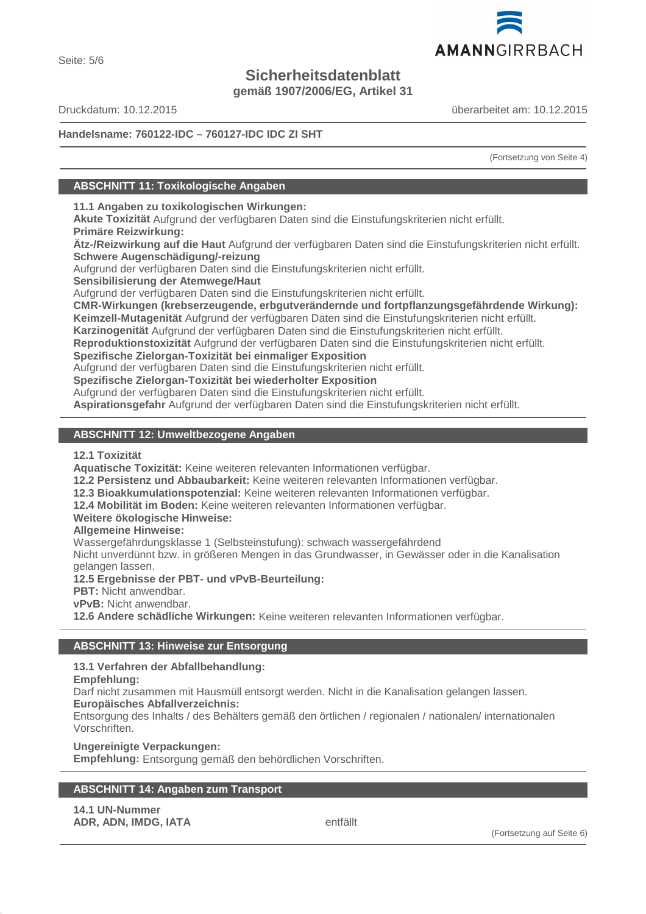**Handelsname: 760122-IDC – 760127-IDC IDC ZI SHT**

(Fortsetzung von Seite 4)

## ABSCHNITT 11: Toxikologische Angaben

**11.1 Angaben zu toxikologischen Wirkungen:**
**Akute Toxizität** Aufgrund der verfügbaren Daten sind die Einstufungskriterien nicht erfüllt.
**Primäre Reizwirkung:**
**Ätz-/Reizwirkung auf die Haut** Aufgrund der verfügbaren Daten sind die Einstufungskriterien nicht erfüllt.
**Schwere Augenschädigung/-reizung**
Aufgrund der verfügbaren Daten sind die Einstufungskriterien nicht erfüllt.
**Sensibilisierung der Atemwege/Haut**
Aufgrund der verfügbaren Daten sind die Einstufungskriterien nicht erfüllt.
**CMR-Wirkungen (krebserzeugende, erbgutverändernde und fortpflanzungsgefährdende Wirkung):**
**Keimzell-Mutagenität** Aufgrund der verfügbaren Daten sind die Einstufungskriterien nicht erfüllt.
**Karzinogenität** Aufgrund der verfügbaren Daten sind die Einstufungskriterien nicht erfüllt.
**Reproduktionstoxizität** Aufgrund der verfügbaren Daten sind die Einstufungskriterien nicht erfüllt.
**Spezifische Zielorgan-Toxizität bei einmaliger Exposition**
Aufgrund der verfügbaren Daten sind die Einstufungskriterien nicht erfüllt.
**Spezifische Zielorgan-Toxizität bei wiederholter Exposition**
Aufgrund der verfügbaren Daten sind die Einstufungskriterien nicht erfüllt.
**Aspirationsgefahr** Aufgrund der verfügbaren Daten sind die Einstufungskriterien nicht erfüllt.

## ABSCHNITT 12: Umweltbezogene Angaben

**12.1 Toxizität**
**Aquatische Toxizität:** Keine weiteren relevanten Informationen verfügbar.
**12.2 Persistenz und Abbaubarkeit:** Keine weiteren relevanten Informationen verfügbar.
**12.3 Bioakkumulationspotenzial:** Keine weiteren relevanten Informationen verfügbar.
**12.4 Mobilität im Boden:** Keine weiteren relevanten Informationen verfügbar.
**Weitere ökologische Hinweise:**
**Allgemeine Hinweise:**
Wassergefährdungsklasse 1 (Selbsteinstufung): schwach wassergefährdend
Nicht unverdünnt bzw. in größeren Mengen in das Grundwasser, in Gewässer oder in die Kanalisation gelangen lassen.
**12.5 Ergebnisse der PBT- und vPvB-Beurteilung:**
**PBT:** Nicht anwendbar.
**vPvB:** Nicht anwendbar.
**12.6 Andere schädliche Wirkungen:** Keine weiteren relevanten Informationen verfügbar.

## ABSCHNITT 13: Hinweise zur Entsorgung

**13.1 Verfahren der Abfallbehandlung:**
**Empfehlung:**
Darf nicht zusammen mit Hausmüll entsorgt werden. Nicht in die Kanalisation gelangen lassen.
**Europäisches Abfallverzeichnis:**
Entsorgung des Inhalts / des Behälters gemäß den örtlichen / regionalen / nationalen/ internationalen Vorschriften.

**Ungereinigte Verpackungen:**
**Empfehlung:** Entsorgung gemäß den behördlichen Vorschriften.

## ABSCHNITT 14: Angaben zum Transport

| | |
|---|---|
| **14.1 UN-Nummer** | |
| **ADR, ADN, IMDG, IATA** | entfällt |

(Fortsetzung auf Seite 6)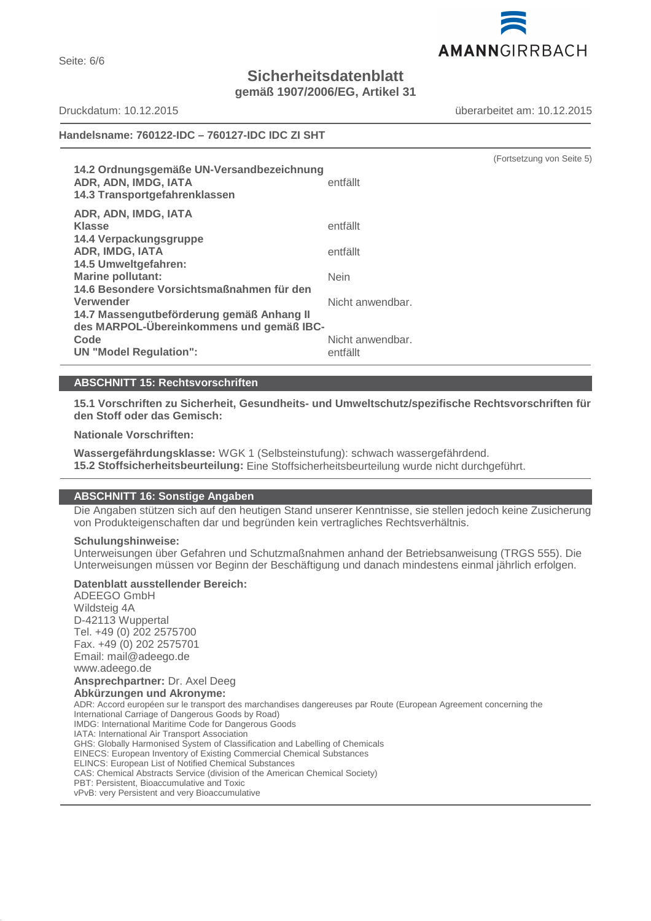(Fortsetzung von Seite 5)

| | |
|---|---|
| **14.2 Ordnungsgemäße UN-Versandbezeichnung** | |
| **ADR, ADN, IMDG, IATA** | entfällt |
| **14.3 Transportgefahrenklassen** | |
| **ADR, ADN, IMDG, IATA** | |
| **Klasse** | entfällt |
| **14.4 Verpackungsgruppe** | |
| **ADR, IMDG, IATA** | entfällt |
| **14.5 Umweltgefahren:** | |
| **Marine pollutant:** | Nein |
| **14.6 Besondere Vorsichtsmaßnahmen für den Verwender** | Nicht anwendbar. |
| **14.7 Massengutbeförderung gemäß Anhang II des MARPOL-Übereinkommens und gemäß IBC-Code** | Nicht anwendbar. |
| **UN "Model Regulation":** | entfällt |

## ABSCHNITT 15: Rechtsvorschriften

**15.1 Vorschriften zu Sicherheit, Gesundheits- und Umweltschutz/spezifische Rechtsvorschriften für den Stoff oder das Gemisch:**

**Nationale Vorschriften:**

**Wassergefährdungsklasse:** WGK 1 (Selbsteinstufung): schwach wassergefährdend.
**15.2 Stoffsicherheitsbeurteilung:** Eine Stoffsicherheitsbeurteilung wurde nicht durchgeführt.

## ABSCHNITT 16: Sonstige Angaben

Die Angaben stützen sich auf den heutigen Stand unserer Kenntnisse, sie stellen jedoch keine Zusicherung von Produkteigenschaften dar und begründen kein vertragliches Rechtsverhältnis.

**Schulungshinweise:**
Unterweisungen über Gefahren und Schutzmaßnahmen anhand der Betriebsanweisung (TRGS 555). Die Unterweisungen müssen vor Beginn der Beschäftigung und danach mindestens einmal jährlich erfolgen.

**Datenblatt ausstellender Bereich:**
ADEEGO GmbH
Wildsteig 4A
D-42113 Wuppertal
Tel. +49 (0) 202 2575700
Fax. +49 (0) 202 2575701
Email: mail@adeego.de
www.adeego.de
**Ansprechpartner:** Dr. Axel Deeg
**Abkürzungen und Akronyme:**
ADR: Accord européen sur le transport des marchandises dangereuses par Route (European Agreement concerning the International Carriage of Dangerous Goods by Road)
IMDG: International Maritime Code for Dangerous Goods
IATA: International Air Transport Association
GHS: Globally Harmonised System of Classification and Labelling of Chemicals
EINECS: European Inventory of Existing Commercial Chemical Substances
ELINCS: European List of Notified Chemical Substances
CAS: Chemical Abstracts Service (division of the American Chemical Society)
PBT: Persistent, Bioaccumulative and Toxic
vPvB: very Persistent and very Bioaccumulative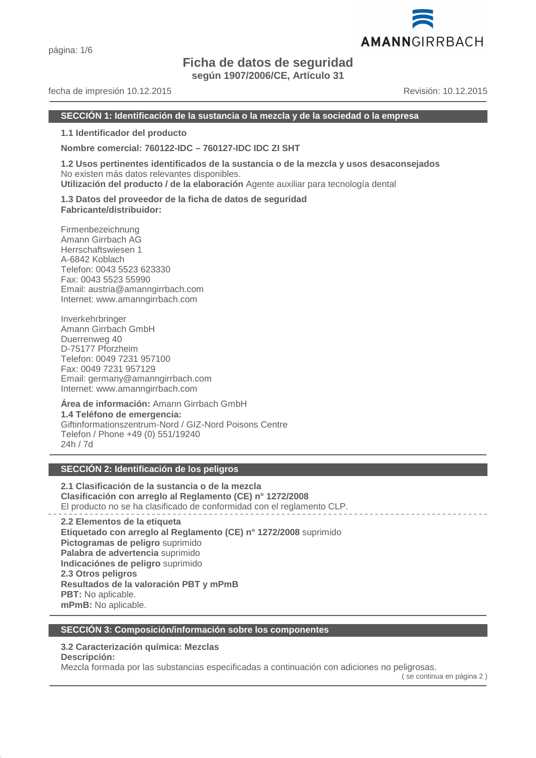# Ficha de datos de seguridad
**según 1907/2006/CE, Artículo 31**

fecha de impresión 10.12.2015 Revisión: 10.12.2015

## SECCIÓN 1: Identificación de la sustancia o la mezcla y de la sociedad o la empresa

**1.1 Identificador del producto**

**Nombre comercial: 760122-IDC – 760127-IDC IDC ZI SHT**

**1.2 Usos pertinentes identificados de la sustancia o de la mezcla y usos desaconsejados**
No existen más datos relevantes disponibles.
**Utilización del producto / de la elaboración** Agente auxiliar para tecnología dental

**1.3 Datos del proveedor de la ficha de datos de seguridad**
**Fabricante/distribuidor:**

Firmenbezeichnung
Amann Girrbach AG
Herrschaftswiesen 1
A-6842 Koblach
Telefon: 0043 5523 623330
Fax: 0043 5523 55990
Email: austria@amanngirrbach.com
Internet: www.amanngirrbach.com

Inverkehrbringer
Amann Girrbach GmbH
Duerrenweg 40
D-75177 Pforzheim
Telefon: 0049 7231 957100
Fax: 0049 7231 957129
Email: germany@amanngirrbach.com
Internet: www.amanngirrbach.com

**Área de información:** Amann Girrbach GmbH
**1.4 Teléfono de emergencia:**
Giftinformationszentrum-Nord / GIZ-Nord Poisons Centre
Telefon / Phone +49 (0) 551/19240
24h / 7d

## SECCIÓN 2: Identificación de los peligros

**2.1 Clasificación de la sustancia o de la mezcla**
**Clasificación con arreglo al Reglamento (CE) n° 1272/2008**
El producto no se ha clasificado de conformidad con el reglamento CLP.

**2.2 Elementos de la etiqueta**
**Etiquetado con arreglo al Reglamento (CE) n° 1272/2008** suprimido
**Pictogramas de peligro** suprimido
**Palabra de advertencia** suprimido
**Indicaciónes de peligro** suprimido
**2.3 Otros peligros**
**Resultados de la valoración PBT y mPmB**
**PBT:** No aplicable.
**mPmB:** No aplicable.

## SECCIÓN 3: Composición/información sobre los componentes

**3.2 Caracterización química: Mezclas**
**Descripción:**
Mezcla formada por las substancias especificadas a continuación con adiciones no peligrosas.

( se continua en página 2 )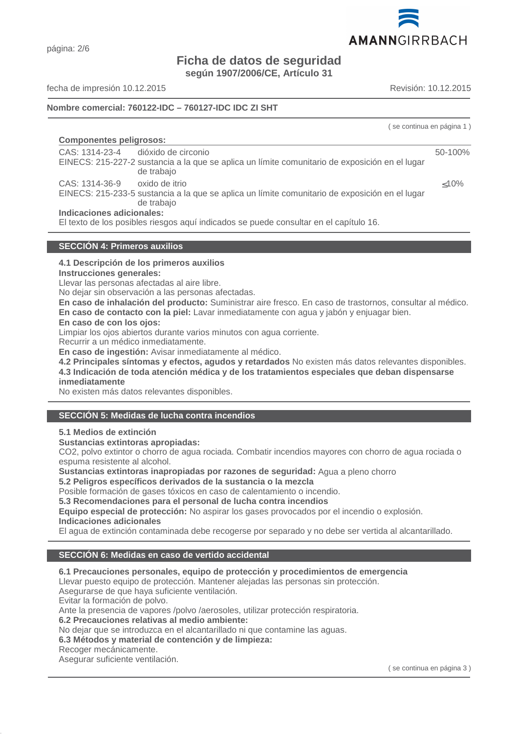Ficha de datos de seguridad
según 1907/2006/CE, Artículo 31

fecha de impresión 10.12.2015 Revisión: 10.12.2015

**Nombre comercial: 760122-IDC – 760127-IDC IDC ZI SHT**

( se continua en página 1 )

**Componentes peligrosos:**

| | | |
|---|---|---|
| CAS: 1314-23-4<br>EINECS: 215-227-2 | dióxido de circonio<br>sustancia a la que se aplica un límite comunitario de exposición en el lugar de trabajo | 50-100% |
| CAS: 1314-36-9<br>EINECS: 215-233-5 | oxido de itrio<br>sustancia a la que se aplica un límite comunitario de exposición en el lugar de trabajo | ≤10% |

**Indicaciones adicionales:**
El texto de los posibles riesgos aquí indicados se puede consultar en el capítulo 16.

## SECCIÓN 4: Primeros auxilios

**4.1 Descripción de los primeros auxilios**
**Instrucciones generales:**
Llevar las personas afectadas al aire libre.
No dejar sin observación a las personas afectadas.
**En caso de inhalación del producto:** Suministrar aire fresco. En caso de trastornos, consultar al médico.
**En caso de contacto con la piel:** Lavar inmediatamente con agua y jabón y enjuagar bien.
**En caso de con los ojos:**
Limpiar los ojos abiertos durante varios minutos con agua corriente.
Recurrir a un médico inmediatamente.
**En caso de ingestión:** Avisar inmediatamente al médico.
**4.2 Principales síntomas y efectos, agudos y retardados** No existen más datos relevantes disponibles.
**4.3 Indicación de toda atención médica y de los tratamientos especiales que deban dispensarse inmediatamente**
No existen más datos relevantes disponibles.

## SECCIÓN 5: Medidas de lucha contra incendios

**5.1 Medios de extinción**
**Sustancias extintoras apropiadas:**
$CO_2$, polvo extintor o chorro de agua rociada. Combatir incendios mayores con chorro de agua rociada o espuma resistente al alcohol.
**Sustancias extintoras inapropiadas por razones de seguridad:** Agua a pleno chorro
**5.2 Peligros específicos derivados de la sustancia o la mezcla**
Posible formación de gases tóxicos en caso de calentamiento o incendio.
**5.3 Recomendaciones para el personal de lucha contra incendios**
**Equipo especial de protección:** No aspirar los gases provocados por el incendio o explosión.
**Indicaciones adicionales**
El agua de extinción contaminada debe recogerse por separado y no debe ser vertida al alcantarillado.

## SECCIÓN 6: Medidas en caso de vertido accidental

**6.1 Precauciones personales, equipo de protección y procedimientos de emergencia**
Llevar puesto equipo de protección. Mantener alejadas las personas sin protección.
Asegurarse de que haya suficiente ventilación.
Evitar la formación de polvo.
Ante la presencia de vapores /polvo /aerosoles, utilizar protección respiratoria.
**6.2 Precauciones relativas al medio ambiente:**
No dejar que se introduzca en el alcantarillado ni que contamine las aguas.
**6.3 Métodos y material de contención y de limpieza:**
Recoger mecánicamente.
Asegurar suficiente ventilación.

( se continua en página 3 )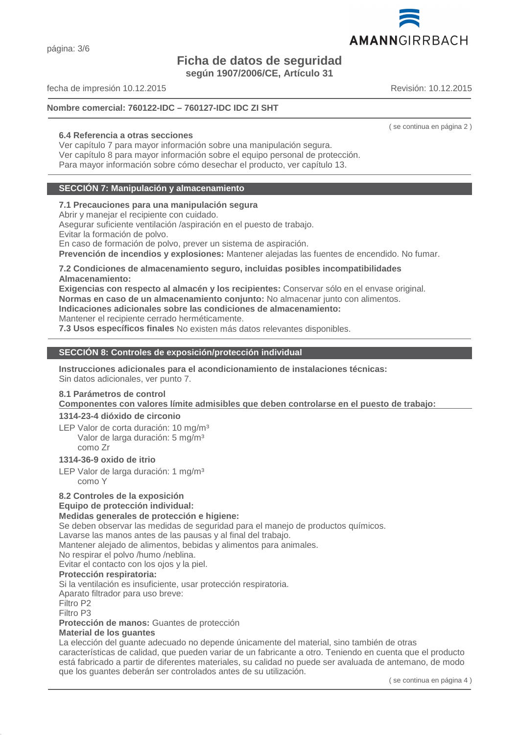### 6.4 Referencia a otras secciones

Ver capítulo 7 para mayor información sobre una manipulación segura.
Ver capítulo 8 para mayor información sobre el equipo personal de protección.
Para mayor información sobre cómo desechar el producto, ver capítulo 13.

## SECCIÓN 7: Manipulación y almacenamiento

### 7.1 Precauciones para una manipulación segura

Abrir y manejar el recipiente con cuidado.
Asegurar suficiente ventilación /aspiración en el puesto de trabajo.
Evitar la formación de polvo.
En caso de formación de polvo, prever un sistema de aspiración.
**Prevención de incendios y explosiones:** Mantener alejadas las fuentes de encendido. No fumar.

### 7.2 Condiciones de almacenamiento seguro, incluidas posibles incompatibilidades

**Almacenamiento:**
**Exigencias con respecto al almacén y los recipientes:** Conservar sólo en el envase original.
**Normas en caso de un almacenamiento conjunto:** No almacenar junto con alimentos.
**Indicaciones adicionales sobre las condiciones de almacenamiento:**
Mantener el recipiente cerrado herméticamente.
**7.3 Usos específicos finales** No existen más datos relevantes disponibles.

## SECCIÓN 8: Controles de exposición/protección individual

**Instrucciones adicionales para el acondicionamiento de instalaciones técnicas:**
Sin datos adicionales, ver punto 7.

### 8.1 Parámetros de control

**Componentes con valores límite admisibles que deben controlarse en el puesto de trabajo:**

**1314-23-4 dióxido de circonio**

LEP Valor de corta duración: 10 mg/m³
Valor de larga duración: 5 mg/m³
como Zr

**1314-36-9 oxido de itrio**

LEP Valor de larga duración: 1 mg/m³
como Y

### 8.2 Controles de la exposición

**Equipo de protección individual:**
**Medidas generales de protección e higiene:**
Se deben observar las medidas de seguridad para el manejo de productos químicos.
Lavarse las manos antes de las pausas y al final del trabajo.
Mantener alejado de alimentos, bebidas y alimentos para animales.
No respirar el polvo /humo /neblina.
Evitar el contacto con los ojos y la piel.
**Protección respiratoria:**
Si la ventilación es insuficiente, usar protección respiratoria.
Aparato filtrador para uso breve:
Filtro P2
Filtro P3
**Protección de manos:** Guantes de protección
**Material de los guantes**
La elección del guante adecuado no depende únicamente del material, sino también de otras características de calidad, que pueden variar de un fabricante a otro. Teniendo en cuenta que el producto está fabricado a partir de diferentes materiales, su calidad no puede ser avaluada de antemano, de modo que los guantes deberán ser controlados antes de su utilización.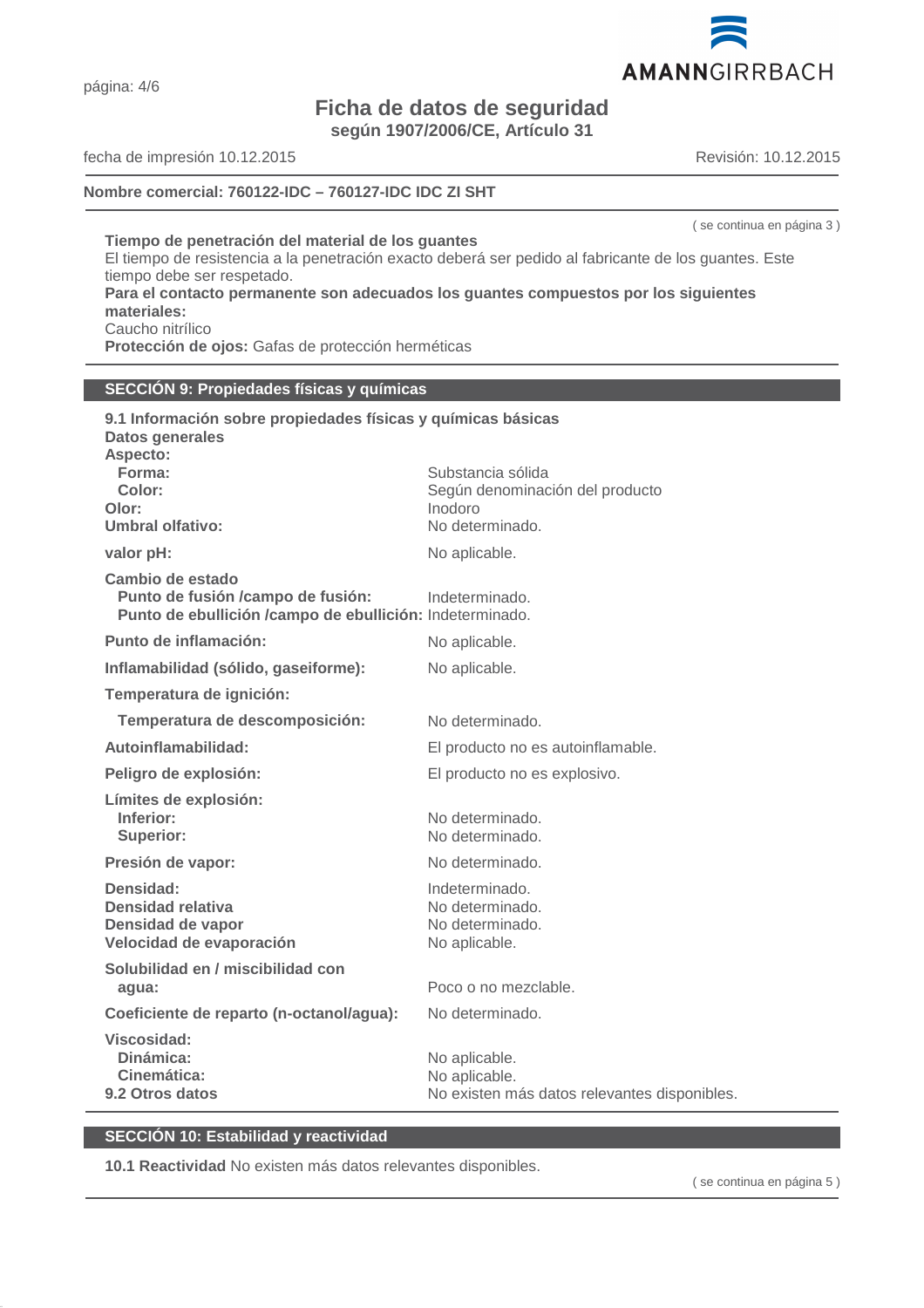**Tiempo de penetración del material de los guantes**
El tiempo de resistencia a la penetración exacto deberá ser pedido al fabricante de los guantes. Este tiempo debe ser respetado.
**Para el contacto permanente son adecuados los guantes compuestos por los siguientes materiales:**
Caucho nitrílico
**Protección de ojos:** Gafas de protección herméticas

## SECCIÓN 9: Propiedades físicas y químicas

**9.1 Información sobre propiedades físicas y químicas básicas**
**Datos generales**

| | |
|---|---|
| **Aspecto:** | |
| **Forma:** | Substancia sólida |
| **Color:** | Según denominación del producto |
| **Olor:** | Inodoro |
| **Umbral olfativo:** | No determinado. |
| **valor pH:** | No aplicable. |
| **Cambio de estado** | |
| **Punto de fusión /campo de fusión:** | Indeterminado. |
| **Punto de ebullición /campo de ebullición:** | Indeterminado. |
| **Punto de inflamación:** | No aplicable. |
| **Inflamabilidad (sólido, gaseiforme):** | No aplicable. |
| **Temperatura de ignición:** | |
| **Temperatura de descomposición:** | No determinado. |
| **Autoinflamabilidad:** | El producto no es autoinflamable. |
| **Peligro de explosión:** | El producto no es explosivo. |
| **Límites de explosión:** | |
| **Inferior:** | No determinado. |
| **Superior:** | No determinado. |
| **Presión de vapor:** | No determinado. |
| **Densidad:** | Indeterminado. |
| **Densidad relativa** | No determinado. |
| **Densidad de vapor** | No determinado. |
| **Velocidad de evaporación** | No aplicable. |
| **Solubilidad en / miscibilidad con agua:** | Poco o no mezclable. |
| **Coeficiente de reparto (n-octanol/agua):** | No determinado. |
| **Viscosidad:** | |
| **Dinámica:** | No aplicable. |
| **Cinemática:** | No aplicable. |
| **9.2 Otros datos** | No existen más datos relevantes disponibles. |

## SECCIÓN 10: Estabilidad y reactividad

**10.1 Reactividad** No existen más datos relevantes disponibles.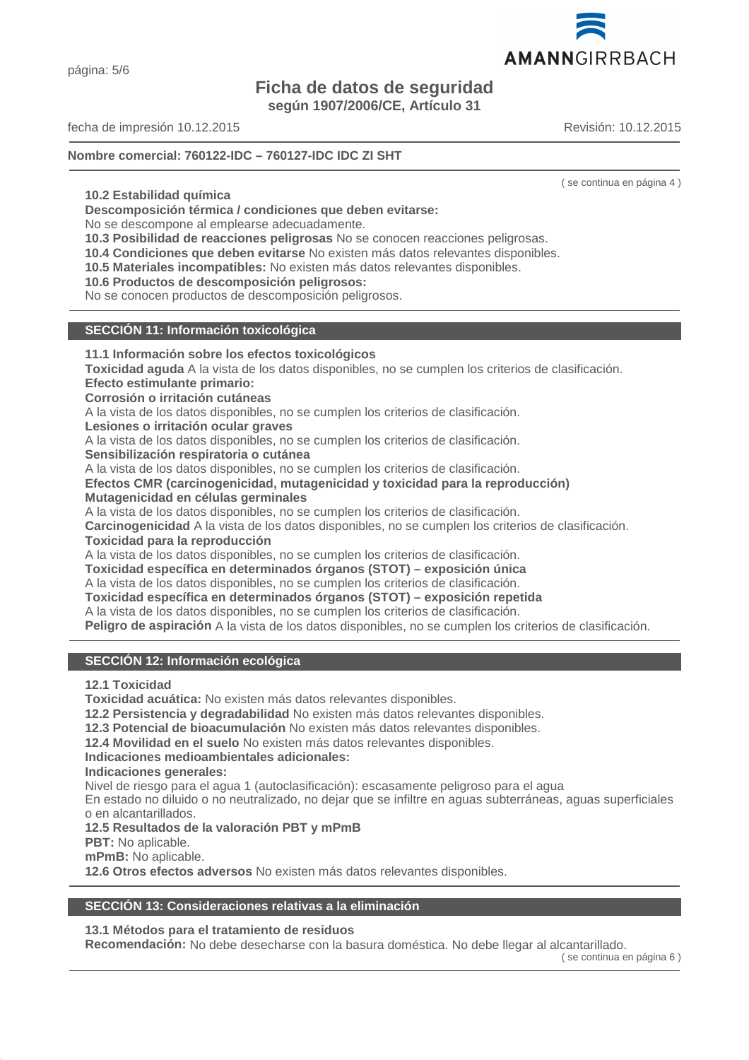**Nombre comercial: 760122-IDC – 760127-IDC IDC ZI SHT**

( se continua en página 4 )

**10.2 Estabilidad química**

**Descomposición térmica / condiciones que deben evitarse:**
No se descompone al emplearse adecuadamente.

**10.3 Posibilidad de reacciones peligrosas** No se conocen reacciones peligrosas.

**10.4 Condiciones que deben evitarse** No existen más datos relevantes disponibles.

**10.5 Materiales incompatibles:** No existen más datos relevantes disponibles.

**10.6 Productos de descomposición peligrosos:**
No se conocen productos de descomposición peligrosos.

## SECCIÓN 11: Información toxicológica

**11.1 Información sobre los efectos toxicológicos**

**Toxicidad aguda** A la vista de los datos disponibles, no se cumplen los criterios de clasificación.

**Efecto estimulante primario:**

**Corrosión o irritación cutáneas**
A la vista de los datos disponibles, no se cumplen los criterios de clasificación.

**Lesiones o irritación ocular graves**
A la vista de los datos disponibles, no se cumplen los criterios de clasificación.

**Sensibilización respiratoria o cutánea**
A la vista de los datos disponibles, no se cumplen los criterios de clasificación.

**Efectos CMR (carcinogenicidad, mutagenicidad y toxicidad para la reproducción)**

**Mutagenicidad en células germinales**
A la vista de los datos disponibles, no se cumplen los criterios de clasificación.

**Carcinogenicidad** A la vista de los datos disponibles, no se cumplen los criterios de clasificación.

**Toxicidad para la reproducción**
A la vista de los datos disponibles, no se cumplen los criterios de clasificación.

**Toxicidad específica en determinados órganos (STOT) – exposición única**
A la vista de los datos disponibles, no se cumplen los criterios de clasificación.

**Toxicidad específica en determinados órganos (STOT) – exposición repetida**
A la vista de los datos disponibles, no se cumplen los criterios de clasificación.

**Peligro de aspiración** A la vista de los datos disponibles, no se cumplen los criterios de clasificación.

## SECCIÓN 12: Información ecológica

**12.1 Toxicidad**

**Toxicidad acuática:** No existen más datos relevantes disponibles.

**12.2 Persistencia y degradabilidad** No existen más datos relevantes disponibles.

**12.3 Potencial de bioacumulación** No existen más datos relevantes disponibles.

**12.4 Movilidad en el suelo** No existen más datos relevantes disponibles.

**Indicaciones medioambientales adicionales:**

**Indicaciones generales:**
Nivel de riesgo para el agua 1 (autoclasificación): escasamente peligroso para el agua
En estado no diluido o no neutralizado, no dejar que se infiltre en aguas subterráneas, aguas superficiales o en alcantarillados.

**12.5 Resultados de la valoración PBT y mPmB**

**PBT:** No aplicable.

**mPmB:** No aplicable.

**12.6 Otros efectos adversos** No existen más datos relevantes disponibles.

## SECCIÓN 13: Consideraciones relativas a la eliminación

**13.1 Métodos para el tratamiento de residuos**

**Recomendación:** No debe desecharse con la basura doméstica. No debe llegar al alcantarillado.

( se continua en página 6 )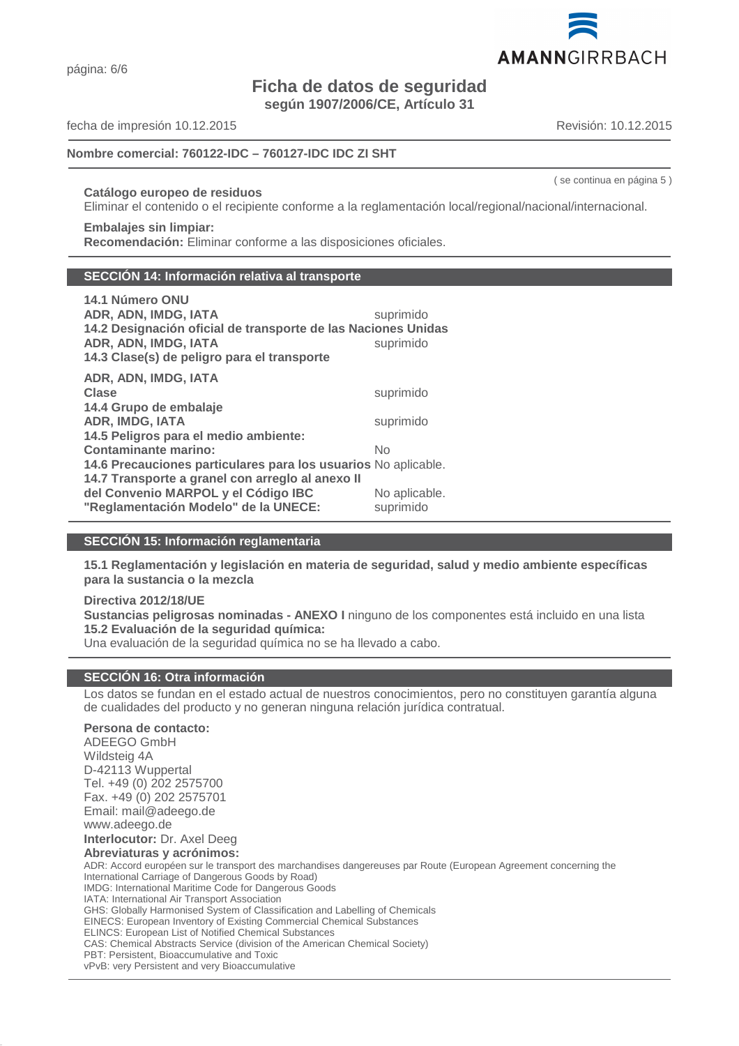( se continua en página 5 )

**Catálogo europeo de residuos**
Eliminar el contenido o el recipiente conforme a la reglamentación local/regional/nacional/internacional.

**Embalajes sin limpiar:**
**Recomendación:** Eliminar conforme a las disposiciones oficiales.

## SECCIÓN 14: Información relativa al transporte

**14.1 Número ONU**

| | |
|---|---|
| **ADR, ADN, IMDG, IATA** | suprimido |

**14.2 Designación oficial de transporte de las Naciones Unidas**

| | |
|---|---|
| **ADR, ADN, IMDG, IATA** | suprimido |

**14.3 Clase(s) de peligro para el transporte**

**ADR, ADN, IMDG, IATA**

| | |
|---|---|
| **Clase** | suprimido |

**14.4 Grupo de embalaje**

| | |
|---|---|
| **ADR, IMDG, IATA** | suprimido |

**14.5 Peligros para el medio ambiente:**

| | |
|---|---|
| **Contaminante marino:** | No |
| **14.6 Precauciones particulares para los usuarios** | No aplicable. |
| **14.7 Transporte a granel con arreglo al anexo II del Convenio MARPOL y el Código IBC** | No aplicable. |
| **"Reglamentación Modelo" de la UNECE:** | suprimido |

## SECCIÓN 15: Información reglamentaria

**15.1 Reglamentación y legislación en materia de seguridad, salud y medio ambiente específicas para la sustancia o la mezcla**

**Directiva 2012/18/UE**
**Sustancias peligrosas nominadas - ANEXO I** ninguno de los componentes está incluido en una lista
**15.2 Evaluación de la seguridad química:**
Una evaluación de la seguridad química no se ha llevado a cabo.

## SECCIÓN 16: Otra información

Los datos se fundan en el estado actual de nuestros conocimientos, pero no constituyen garantía alguna de cualidades del producto y no generan ninguna relación jurídica contratual.

**Persona de contacto:**
ADEEGO GmbH
Wildsteig 4A
D-42113 Wuppertal
Tel. +49 (0) 202 2575700
Fax. +49 (0) 202 2575701
Email: mail@adeego.de
www.adeego.de
**Interlocutor:** Dr. Axel Deeg
**Abreviaturas y acrónimos:**
ADR: Accord européen sur le transport des marchandises dangereuses par Route (European Agreement concerning the International Carriage of Dangerous Goods by Road)
IMDG: International Maritime Code for Dangerous Goods
IATA: International Air Transport Association
GHS: Globally Harmonised System of Classification and Labelling of Chemicals
EINECS: European Inventory of Existing Commercial Chemical Substances
ELINCS: European List of Notified Chemical Substances
CAS: Chemical Abstracts Service (division of the American Chemical Society)
PBT: Persistent, Bioaccumulative and Toxic
vPvB: very Persistent and very Bioaccumulative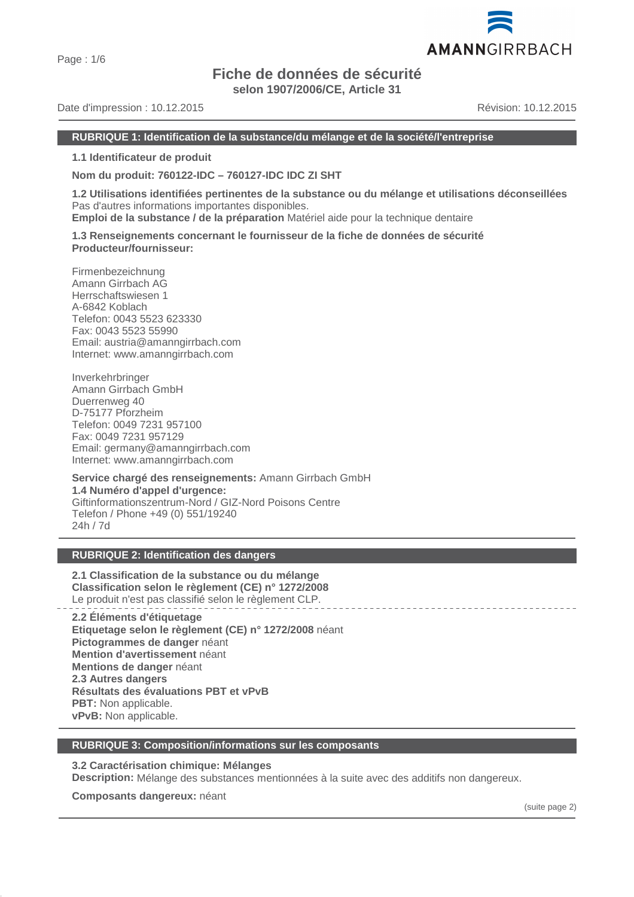# Fiche de données de sécurité

**selon 1907/2006/CE, Article 31**

Date d'impression : 10.12.2015 Révision: 10.12.2015

## RUBRIQUE 1: Identification de la substance/du mélange et de la société/l'entreprise

**1.1 Identificateur de produit**

**Nom du produit: 760122-IDC – 760127-IDC IDC ZI SHT**

**1.2 Utilisations identifiées pertinentes de la substance ou du mélange et utilisations déconseillées**
Pas d'autres informations importantes disponibles.
**Emploi de la substance / de la préparation** Matériel aide pour la technique dentaire

**1.3 Renseignements concernant le fournisseur de la fiche de données de sécurité**
**Producteur/fournisseur:**

Firmenbezeichnung
Amann Girrbach AG
Herrschaftswiesen 1
A-6842 Koblach
Telefon: 0043 5523 623330
Fax: 0043 5523 55990
Email: austria@amanngirrbach.com
Internet: www.amanngirrbach.com

Inverkehrbringer
Amann Girrbach GmbH
Duerrenweg 40
D-75177 Pforzheim
Telefon: 0049 7231 957100
Fax: 0049 7231 957129
Email: germany@amanngirrbach.com
Internet: www.amanngirrbach.com

**Service chargé des renseignements:** Amann Girrbach GmbH
**1.4 Numéro d'appel d'urgence:**
Giftinformationszentrum-Nord / GIZ-Nord Poisons Centre
Telefon / Phone +49 (0) 551/19240
24h / 7d

## RUBRIQUE 2: Identification des dangers

**2.1 Classification de la substance ou du mélange**
**Classification selon le règlement (CE) n° 1272/2008**
Le produit n'est pas classifié selon le règlement CLP.

**2.2 Éléments d'étiquetage**
**Etiquetage selon le règlement (CE) n° 1272/2008** néant
**Pictogrammes de danger** néant
**Mention d'avertissement** néant
**Mentions de danger** néant
**2.3 Autres dangers**
**Résultats des évaluations PBT et vPvB**
**PBT:** Non applicable.
**vPvB:** Non applicable.

## RUBRIQUE 3: Composition/informations sur les composants

**3.2 Caractérisation chimique: Mélanges**
**Description:** Mélange des substances mentionnées à la suite avec des additifs non dangereux.

**Composants dangereux:** néant

(suite page 2)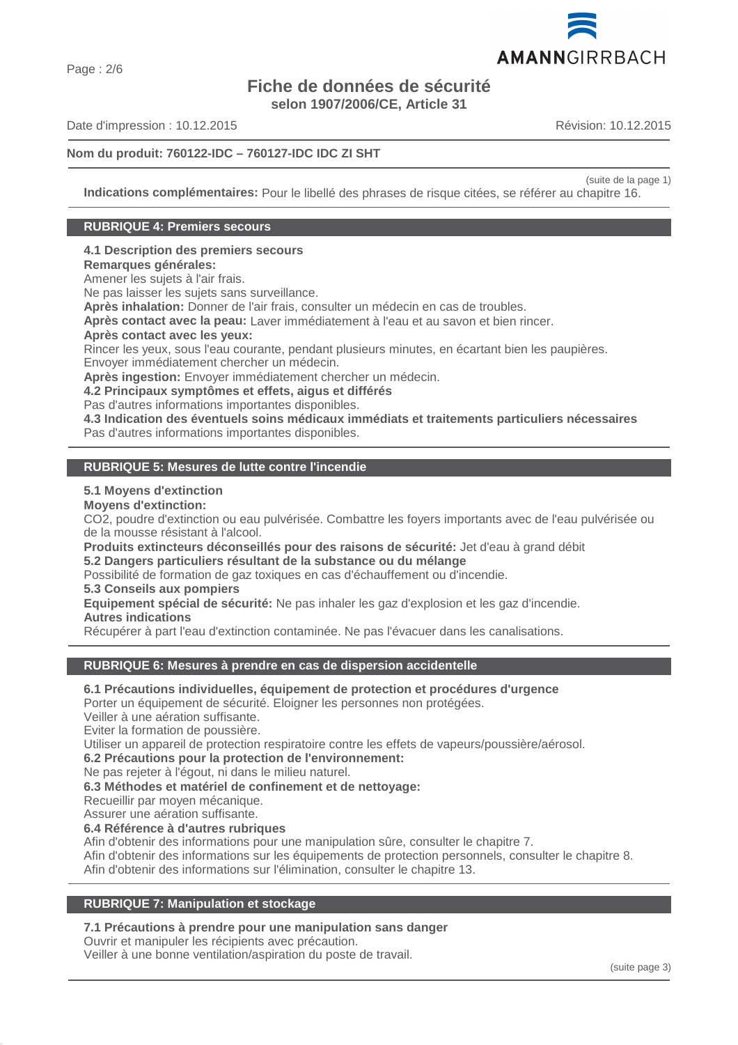**Indications complémentaires:** Pour le libellé des phrases de risque citées, se référer au chapitre 16.

## RUBRIQUE 4: Premiers secours

### 4.1 Description des premiers secours

**Remarques générales:**

Amener les sujets à l'air frais.

Ne pas laisser les sujets sans surveillance.

**Après inhalation:** Donner de l'air frais, consulter un médecin en cas de troubles.

**Après contact avec la peau:** Laver immédiatement à l'eau et au savon et bien rincer.

**Après contact avec les yeux:**

Rincer les yeux, sous l'eau courante, pendant plusieurs minutes, en écartant bien les paupières.

Envoyer immédiatement chercher un médecin.

**Après ingestion:** Envoyer immédiatement chercher un médecin.

### 4.2 Principaux symptômes et effets, aigus et différés

Pas d'autres informations importantes disponibles.

### 4.3 Indication des éventuels soins médicaux immédiats et traitements particuliers nécessaires

Pas d'autres informations importantes disponibles.

## RUBRIQUE 5: Mesures de lutte contre l'incendie

### 5.1 Moyens d'extinction

**Moyens d'extinction:**

$CO_2$, poudre d'extinction ou eau pulvérisée. Combattre les foyers importants avec de l'eau pulvérisée ou de la mousse résistant à l'alcool.

**Produits extincteurs déconseillés pour des raisons de sécurité:** Jet d'eau à grand débit

### 5.2 Dangers particuliers résultant de la substance ou du mélange

Possibilité de formation de gaz toxiques en cas d'échauffement ou d'incendie.

### 5.3 Conseils aux pompiers

**Equipement spécial de sécurité:** Ne pas inhaler les gaz d'explosion et les gaz d'incendie.

**Autres indications**

Récupérer à part l'eau d'extinction contaminée. Ne pas l'évacuer dans les canalisations.

## RUBRIQUE 6: Mesures à prendre en cas de dispersion accidentelle

### 6.1 Précautions individuelles, équipement de protection et procédures d'urgence

Porter un équipement de sécurité. Eloigner les personnes non protégées.

Veiller à une aération suffisante.

Eviter la formation de poussière.

Utiliser un appareil de protection respiratoire contre les effets de vapeurs/poussière/aérosol.

### 6.2 Précautions pour la protection de l'environnement:

Ne pas rejeter à l'égout, ni dans le milieu naturel.

### 6.3 Méthodes et matériel de confinement et de nettoyage:

Recueillir par moyen mécanique.

Assurer une aération suffisante.

### 6.4 Référence à d'autres rubriques

Afin d'obtenir des informations pour une manipulation sûre, consulter le chapitre 7.

Afin d'obtenir des informations sur les équipements de protection personnels, consulter le chapitre 8.

Afin d'obtenir des informations sur l'élimination, consulter le chapitre 13.

## RUBRIQUE 7: Manipulation et stockage

### 7.1 Précautions à prendre pour une manipulation sans danger

Ouvrir et manipuler les récipients avec précaution.

Veiller à une bonne ventilation/aspiration du poste de travail.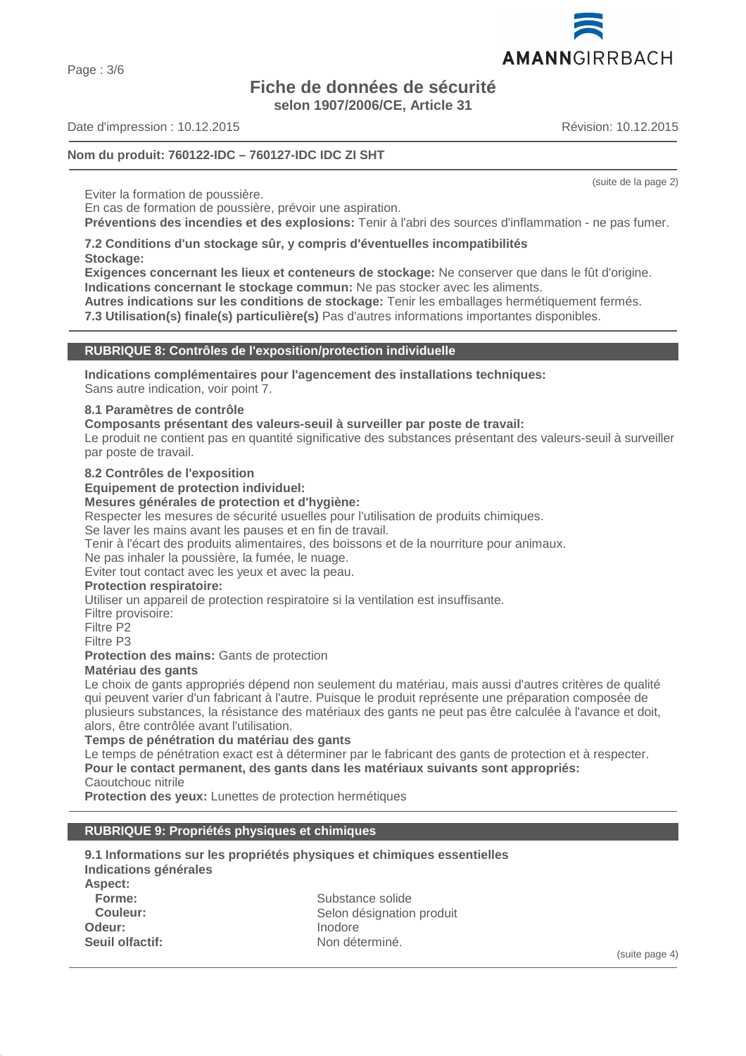(suite de la page 2)

Eviter la formation de poussière.
En cas de formation de poussière, prévoir une aspiration.
**Préventions des incendies et des explosions:** Tenir à l'abri des sources d'inflammation - ne pas fumer.

**7.2 Conditions d'un stockage sûr, y compris d'éventuelles incompatibilités**
**Stockage:**
**Exigences concernant les lieux et conteneurs de stockage:** Ne conserver que dans le fût d'origine.
**Indications concernant le stockage commun:** Ne pas stocker avec les aliments.
**Autres indications sur les conditions de stockage:** Tenir les emballages hermétiquement fermés.
**7.3 Utilisation(s) finale(s) particulière(s)** Pas d'autres informations importantes disponibles.

## RUBRIQUE 8: Contrôles de l'exposition/protection individuelle

**Indications complémentaires pour l'agencement des installations techniques:**
Sans autre indication, voir point 7.

**8.1 Paramètres de contrôle**
**Composants présentant des valeurs-seuil à surveiller par poste de travail:**
Le produit ne contient pas en quantité significative des substances présentant des valeurs-seuil à surveiller par poste de travail.

**8.2 Contrôles de l'exposition**
**Equipement de protection individuel:**
**Mesures générales de protection et d'hygiène:**
Respecter les mesures de sécurité usuelles pour l'utilisation de produits chimiques.
Se laver les mains avant les pauses et en fin de travail.
Tenir à l'écart des produits alimentaires, des boissons et de la nourriture pour animaux.
Ne pas inhaler la poussière, la fumée, le nuage.
Eviter tout contact avec les yeux et avec la peau.
**Protection respiratoire:**
Utiliser un appareil de protection respiratoire si la ventilation est insuffisante.
Filtre provisoire:
Filtre P2
Filtre P3
**Protection des mains:** Gants de protection
**Matériau des gants**
Le choix de gants appropriés dépend non seulement du matériau, mais aussi d'autres critères de qualité qui peuvent varier d'un fabricant à l'autre. Puisque le produit représente une préparation composée de plusieurs substances, la résistance des matériaux des gants ne peut pas être calculée à l'avance et doit, alors, être contrôlée avant l'utilisation.
**Temps de pénétration du matériau des gants**
Le temps de pénétration exact est à déterminer par le fabricant des gants de protection et à respecter.
**Pour le contact permanent, des gants dans les matériaux suivants sont appropriés:**
Caoutchouc nitrile
**Protection des yeux:** Lunettes de protection hermétiques

## RUBRIQUE 9: Propriétés physiques et chimiques

**9.1 Informations sur les propriétés physiques et chimiques essentielles**
**Indications générales**

| | |
|---|---|
| **Aspect:** | |
| **Forme:** | Substance solide |
| **Couleur:** | Selon désignation produit |
| **Odeur:** | Inodore |
| **Seuil olfactif:** | Non déterminé. |

(suite page 4)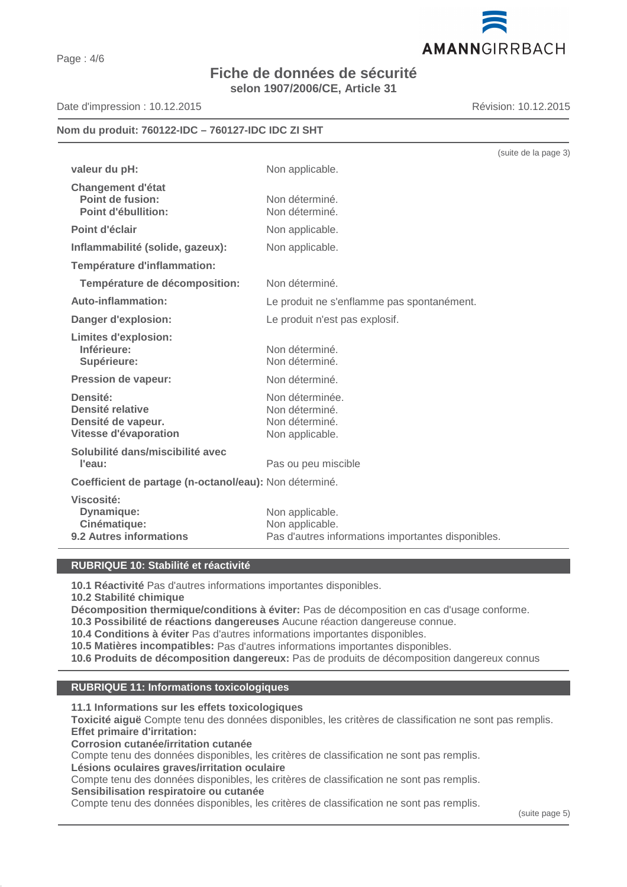# Fiche de données de sécurité
**selon 1907/2006/CE, Article 31**

Date d'impression : 10.12.2015 Révision: 10.12.2015

**Nom du produit: 760122-IDC – 760127-IDC IDC ZI SHT**

(suite de la page 3)

| | |
|---|---|
| **valeur du pH:** | Non applicable. |
| **Changement d'état** | |
| **Point de fusion:** | Non déterminé. |
| **Point d'ébullition:** | Non déterminé. |
| **Point d'éclair** | Non applicable. |
| **Inflammabilité (solide, gazeux):** | Non applicable. |
| **Température d'inflammation:** | |
| **Température de décomposition:** | Non déterminé. |
| **Auto-inflammation:** | Le produit ne s'enflamme pas spontanément. |
| **Danger d'explosion:** | Le produit n'est pas explosif. |
| **Limites d'explosion:** | |
| **Inférieure:** | Non déterminé. |
| **Supérieure:** | Non déterminé. |
| **Pression de vapeur:** | Non déterminé. |
| **Densité:** | Non déterminée. |
| **Densité relative** | Non déterminé. |
| **Densité de vapeur.** | Non déterminé. |
| **Vitesse d'évaporation** | Non applicable. |
| **Solubilité dans/miscibilité avec l'eau:** | Pas ou peu miscible |
| **Coefficient de partage (n-octanol/eau):** | Non déterminé. |
| **Viscosité:** | |
| **Dynamique:** | Non applicable. |
| **Cinématique:** | Non applicable. |
| **9.2 Autres informations** | Pas d'autres informations importantes disponibles. |

## RUBRIQUE 10: Stabilité et réactivité

**10.1 Réactivité** Pas d'autres informations importantes disponibles.
**10.2 Stabilité chimique**
**Décomposition thermique/conditions à éviter:** Pas de décomposition en cas d'usage conforme.
**10.3 Possibilité de réactions dangereuses** Aucune réaction dangereuse connue.
**10.4 Conditions à éviter** Pas d'autres informations importantes disponibles.
**10.5 Matières incompatibles:** Pas d'autres informations importantes disponibles.
**10.6 Produits de décomposition dangereux:** Pas de produits de décomposition dangereux connus

## RUBRIQUE 11: Informations toxicologiques

**11.1 Informations sur les effets toxicologiques**
**Toxicité aiguë** Compte tenu des données disponibles, les critères de classification ne sont pas remplis.
**Effet primaire d'irritation:**
**Corrosion cutanée/irritation cutanée**
Compte tenu des données disponibles, les critères de classification ne sont pas remplis.
**Lésions oculaires graves/irritation oculaire**
Compte tenu des données disponibles, les critères de classification ne sont pas remplis.
**Sensibilisation respiratoire ou cutanée**
Compte tenu des données disponibles, les critères de classification ne sont pas remplis.

(suite page 5)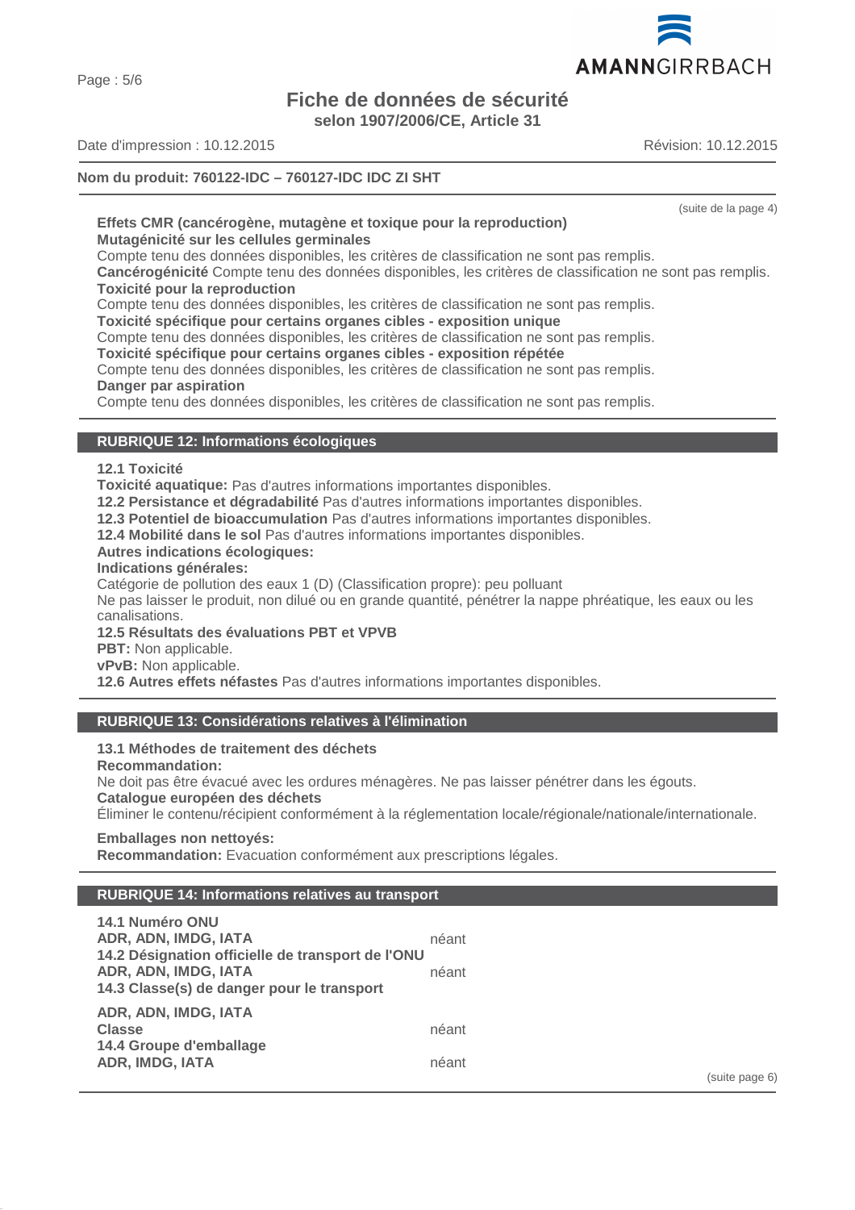# Fiche de données de sécurité

**selon 1907/2006/CE, Article 31**

Date d'impression : 10.12.2015 Révision: 10.12.2015

**Nom du produit: 760122-IDC – 760127-IDC IDC ZI SHT**

(suite de la page 4)

**Effets CMR (cancérogène, mutagène et toxique pour la reproduction)**

**Mutagénicité sur les cellules germinales**

Compte tenu des données disponibles, les critères de classification ne sont pas remplis.

**Cancérogénicité** Compte tenu des données disponibles, les critères de classification ne sont pas remplis.

**Toxicité pour la reproduction**

Compte tenu des données disponibles, les critères de classification ne sont pas remplis.

**Toxicité spécifique pour certains organes cibles - exposition unique**

Compte tenu des données disponibles, les critères de classification ne sont pas remplis.

**Toxicité spécifique pour certains organes cibles - exposition répétée**

Compte tenu des données disponibles, les critères de classification ne sont pas remplis.

**Danger par aspiration**

Compte tenu des données disponibles, les critères de classification ne sont pas remplis.

## RUBRIQUE 12: Informations écologiques

**12.1 Toxicité**

**Toxicité aquatique:** Pas d'autres informations importantes disponibles.

**12.2 Persistance et dégradabilité** Pas d'autres informations importantes disponibles.

**12.3 Potentiel de bioaccumulation** Pas d'autres informations importantes disponibles.

**12.4 Mobilité dans le sol** Pas d'autres informations importantes disponibles.

**Autres indications écologiques:**

**Indications générales:**

Catégorie de pollution des eaux 1 (D) (Classification propre): peu polluant

Ne pas laisser le produit, non dilué ou en grande quantité, pénétrer la nappe phréatique, les eaux ou les canalisations.

**12.5 Résultats des évaluations PBT et VPVB**

**PBT:** Non applicable.

**vPvB:** Non applicable.

**12.6 Autres effets néfastes** Pas d'autres informations importantes disponibles.

## RUBRIQUE 13: Considérations relatives à l'élimination

**13.1 Méthodes de traitement des déchets**

**Recommandation:**

Ne doit pas être évacué avec les ordures ménagères. Ne pas laisser pénétrer dans les égouts.

**Catalogue européen des déchets**

Éliminer le contenu/récipient conformément à la réglementation locale/régionale/nationale/internationale.

**Emballages non nettoyés:**

**Recommandation:** Evacuation conformément aux prescriptions légales.

## RUBRIQUE 14: Informations relatives au transport

**14.1 Numéro ONU**

**ADR, ADN, IMDG, IATA** néant

**14.2 Désignation officielle de transport de l'ONU**

**ADR, ADN, IMDG, IATA** néant

**14.3 Classe(s) de danger pour le transport**

**ADR, ADN, IMDG, IATA**

**Classe** néant

**14.4 Groupe d'emballage**

**ADR, IMDG, IATA** néant

(suite page 6)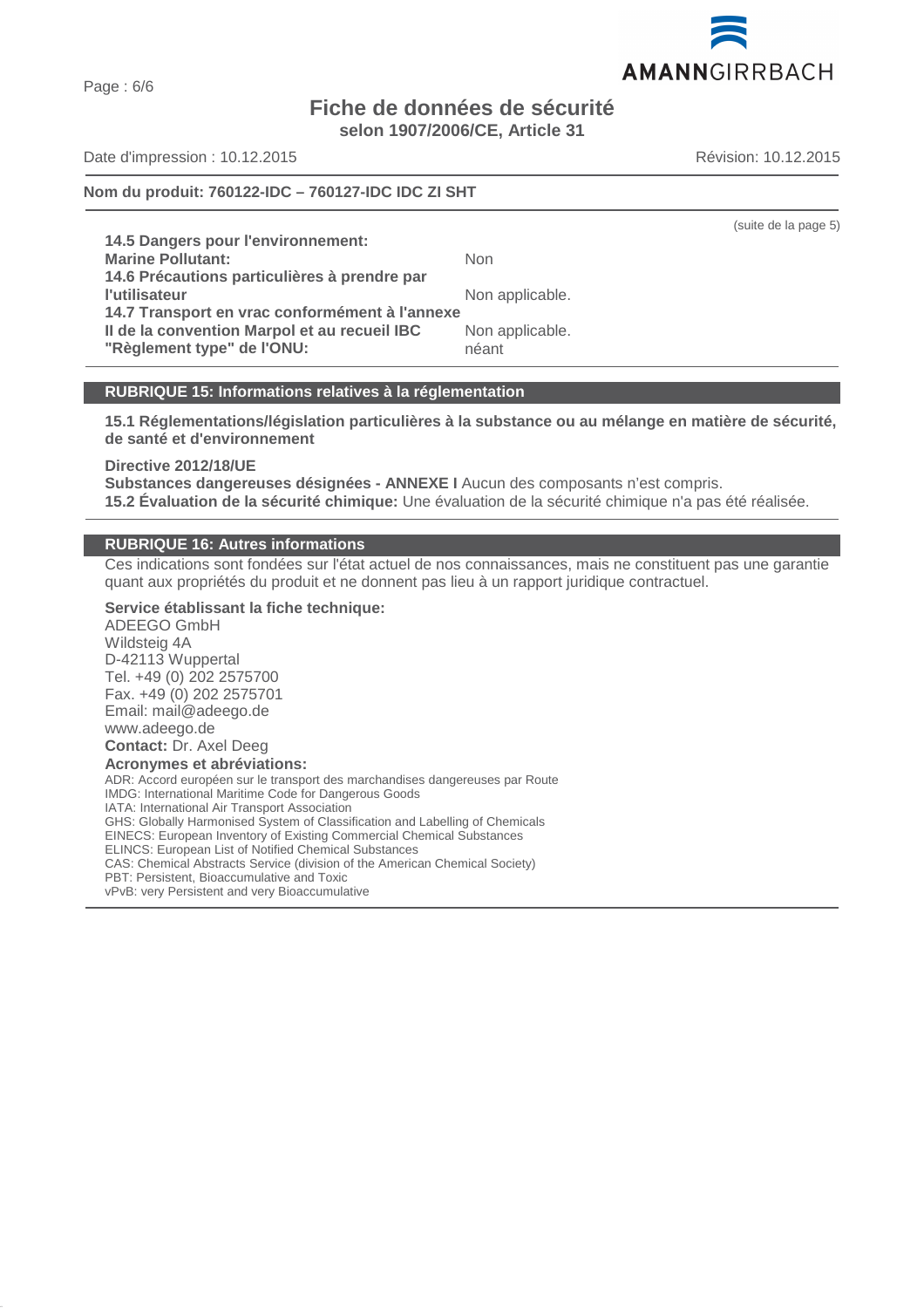(suite de la page 5)

| | |
|---|---|
| **14.5 Dangers pour l'environnement:** | |
| **Marine Pollutant:** | Non |
| **14.6 Précautions particulières à prendre par l'utilisateur** | Non applicable. |
| **14.7 Transport en vrac conformément à l'annexe II de la convention Marpol et au recueil IBC** | Non applicable. |
| **"Règlement type" de l'ONU:** | néant |

## RUBRIQUE 15: Informations relatives à la réglementation

**15.1 Réglementations/législation particulières à la substance ou au mélange en matière de sécurité, de santé et d'environnement**

**Directive 2012/18/UE**
**Substances dangereuses désignées - ANNEXE I** Aucun des composants n'est compris.
**15.2 Évaluation de la sécurité chimique:** Une évaluation de la sécurité chimique n'a pas été réalisée.

## RUBRIQUE 16: Autres informations

Ces indications sont fondées sur l'état actuel de nos connaissances, mais ne constituent pas une garantie quant aux propriétés du produit et ne donnent pas lieu à un rapport juridique contractuel.

**Service établissant la fiche technique:**
ADEEGO GmbH
Wildsteig 4A
D-42113 Wuppertal
Tel. +49 (0) 202 2575700
Fax. +49 (0) 202 2575701
Email: mail@adeego.de
www.adeego.de
**Contact:** Dr. Axel Deeg
**Acronymes et abréviations:**
ADR: Accord européen sur le transport des marchandises dangereuses par Route
IMDG: International Maritime Code for Dangerous Goods
IATA: International Air Transport Association
GHS: Globally Harmonised System of Classification and Labelling of Chemicals
EINECS: European Inventory of Existing Commercial Chemical Substances
ELINCS: European List of Notified Chemical Substances
CAS: Chemical Abstracts Service (division of the American Chemical Society)
PBT: Persistent, Bioaccumulative and Toxic
vPvB: very Persistent and very Bioaccumulative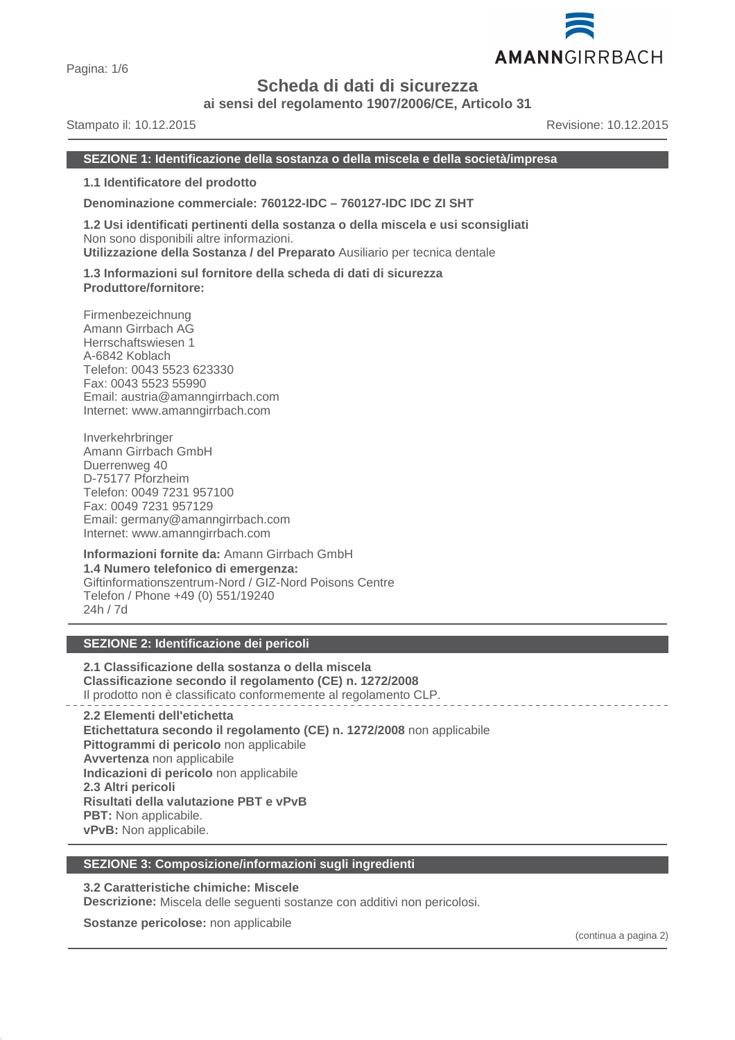# Scheda di dati di sicurezza

**ai sensi del regolamento 1907/2006/CE, Articolo 31**

Stampato il: 10.12.2015 Revisione: 10.12.2015

## SEZIONE 1: Identificazione della sostanza o della miscela e della società/impresa

**1.1 Identificatore del prodotto**

**Denominazione commerciale: 760122-IDC – 760127-IDC IDC ZI SHT**

**1.2 Usi identificati pertinenti della sostanza o della miscela e usi sconsigliati**
Non sono disponibili altre informazioni.
**Utilizzazione della Sostanza / del Preparato** Ausiliario per tecnica dentale

**1.3 Informazioni sul fornitore della scheda di dati di sicurezza**
**Produttore/fornitore:**

Firmenbezeichnung
Amann Girrbach AG
Herrschaftswiesen 1
A-6842 Koblach
Telefon: 0043 5523 623330
Fax: 0043 5523 55990
Email: austria@amanngirrbach.com
Internet: www.amanngirrbach.com

Inverkehrbringer
Amann Girrbach GmbH
Duerrenweg 40
D-75177 Pforzheim
Telefon: 0049 7231 957100
Fax: 0049 7231 957129
Email: germany@amanngirrbach.com
Internet: www.amanngirrbach.com

**Informazioni fornite da:** Amann Girrbach GmbH
**1.4 Numero telefonico di emergenza:**
Giftinformationszentrum-Nord / GIZ-Nord Poisons Centre
Telefon / Phone +49 (0) 551/19240
24h / 7d

## SEZIONE 2: Identificazione dei pericoli

**2.1 Classificazione della sostanza o della miscela**
**Classificazione secondo il regolamento (CE) n. 1272/2008**
Il prodotto non è classificato conformemente al regolamento CLP.

**2.2 Elementi dell'etichetta**
**Etichettatura secondo il regolamento (CE) n. 1272/2008** non applicabile
**Pittogrammi di pericolo** non applicabile
**Avvertenza** non applicabile
**Indicazioni di pericolo** non applicabile
**2.3 Altri pericoli**
**Risultati della valutazione PBT e vPvB**
**PBT:** Non applicabile.
**vPvB:** Non applicabile.

## SEZIONE 3: Composizione/informazioni sugli ingredienti

**3.2 Caratteristiche chimiche: Miscele**
**Descrizione:** Miscela delle seguenti sostanze con additivi non pericolosi.

**Sostanze pericolose:** non applicabile

(continua a pagina 2)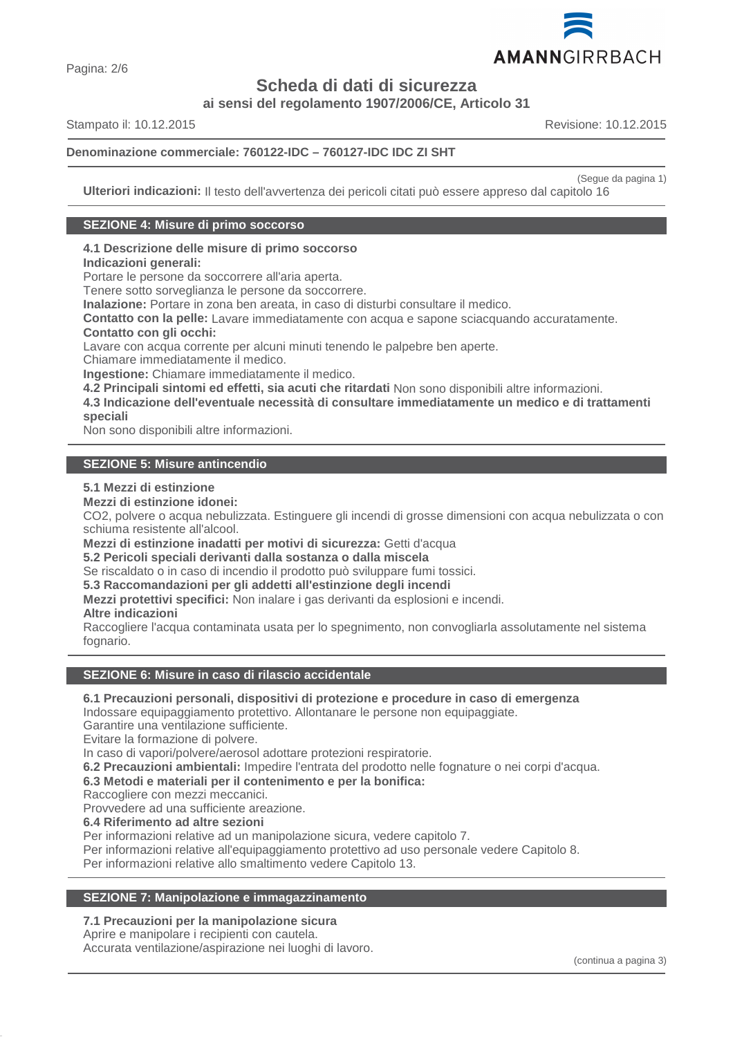**Denominazione commerciale: 760122-IDC – 760127-IDC IDC ZI SHT**

(Segue da pagina 1)

**Ulteriori indicazioni:** Il testo dell'avvertenza dei pericoli citati può essere appreso dal capitolo 16

## SEZIONE 4: Misure di primo soccorso

**4.1 Descrizione delle misure di primo soccorso**

**Indicazioni generali:**

Portare le persone da soccorrere all'aria aperta.

Tenere sotto sorveglianza le persone da soccorrere.

**Inalazione:** Portare in zona ben areata, in caso di disturbi consultare il medico.

**Contatto con la pelle:** Lavare immediatamente con acqua e sapone sciacquando accuratamente.

**Contatto con gli occhi:**

Lavare con acqua corrente per alcuni minuti tenendo le palpebre ben aperte.

Chiamare immediatamente il medico.

**Ingestione:** Chiamare immediatamente il medico.

**4.2 Principali sintomi ed effetti, sia acuti che ritardati** Non sono disponibili altre informazioni.

**4.3 Indicazione dell'eventuale necessità di consultare immediatamente un medico e di trattamenti speciali**

Non sono disponibili altre informazioni.

## SEZIONE 5: Misure antincendio

**5.1 Mezzi di estinzione**

**Mezzi di estinzione idonei:**

$CO_2$, polvere o acqua nebulizzata. Estinguere gli incendi di grosse dimensioni con acqua nebulizzata o con schiuma resistente all'alcool.

**Mezzi di estinzione inadatti per motivi di sicurezza:** Getti d'acqua

**5.2 Pericoli speciali derivanti dalla sostanza o dalla miscela**

Se riscaldato o in caso di incendio il prodotto può sviluppare fumi tossici.

**5.3 Raccomandazioni per gli addetti all'estinzione degli incendi**

**Mezzi protettivi specifici:** Non inalare i gas derivanti da esplosioni e incendi.

**Altre indicazioni**

Raccogliere l'acqua contaminata usata per lo spegnimento, non convogliarla assolutamente nel sistema fognario.

## SEZIONE 6: Misure in caso di rilascio accidentale

**6.1 Precauzioni personali, dispositivi di protezione e procedure in caso di emergenza**

Indossare equipaggiamento protettivo. Allontanare le persone non equipaggiate.

Garantire una ventilazione sufficiente.

Evitare la formazione di polvere.

In caso di vapori/polvere/aerosol adottare protezioni respiratorie.

**6.2 Precauzioni ambientali:** Impedire l'entrata del prodotto nelle fognature o nei corpi d'acqua.

**6.3 Metodi e materiali per il contenimento e per la bonifica:**

Raccogliere con mezzi meccanici.

Provvedere ad una sufficiente areazione.

**6.4 Riferimento ad altre sezioni**

Per informazioni relative ad un manipolazione sicura, vedere capitolo 7.

Per informazioni relative all'equipaggiamento protettivo ad uso personale vedere Capitolo 8.

Per informazioni relative allo smaltimento vedere Capitolo 13.

## SEZIONE 7: Manipolazione e immagazzinamento

**7.1 Precauzioni per la manipolazione sicura**

Aprire e manipolare i recipienti con cautela.

Accurata ventilazione/aspirazione nei luoghi di lavoro.

(continua a pagina 3)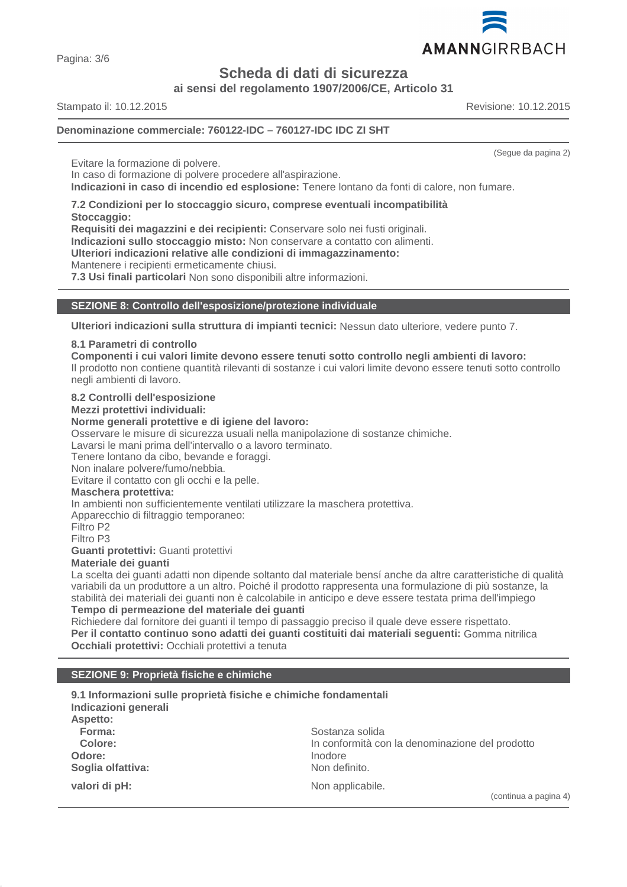(Segue da pagina 2)

Evitare la formazione di polvere.
In caso di formazione di polvere procedere all'aspirazione.
**Indicazioni in caso di incendio ed esplosione:** Tenere lontano da fonti di calore, non fumare.

**7.2 Condizioni per lo stoccaggio sicuro, comprese eventuali incompatibilità**
**Stoccaggio:**
**Requisiti dei magazzini e dei recipienti:** Conservare solo nei fusti originali.
**Indicazioni sullo stoccaggio misto:** Non conservare a contatto con alimenti.
**Ulteriori indicazioni relative alle condizioni di immagazzinamento:**
Mantenere i recipienti ermeticamente chiusi.
**7.3 Usi finali particolari** Non sono disponibili altre informazioni.

## SEZIONE 8: Controllo dell'esposizione/protezione individuale

**Ulteriori indicazioni sulla struttura di impianti tecnici:** Nessun dato ulteriore, vedere punto 7.

**8.1 Parametri di controllo**
**Componenti i cui valori limite devono essere tenuti sotto controllo negli ambienti di lavoro:**
Il prodotto non contiene quantità rilevanti di sostanze i cui valori limite devono essere tenuti sotto controllo negli ambienti di lavoro.

**8.2 Controlli dell'esposizione**
**Mezzi protettivi individuali:**
**Norme generali protettive e di igiene del lavoro:**
Osservare le misure di sicurezza usuali nella manipolazione di sostanze chimiche.
Lavarsi le mani prima dell'intervallo o a lavoro terminato.
Tenere lontano da cibo, bevande e foraggi.
Non inalare polvere/fumo/nebbia.
Evitare il contatto con gli occhi e la pelle.
**Maschera protettiva:**
In ambienti non sufficientemente ventilati utilizzare la maschera protettiva.
Apparecchio di filtraggio temporaneo:
Filtro P2
Filtro P3
**Guanti protettivi:** Guanti protettivi
**Materiale dei guanti**
La scelta dei guanti adatti non dipende soltanto dal materiale bensí anche da altre caratteristiche di qualità variabili da un produttore a un altro. Poiché il prodotto rappresenta una formulazione di più sostanze, la stabilità dei materiali dei guanti non è calcolabile in anticipo e deve essere testata prima dell'impiego
**Tempo di permeazione del materiale dei guanti**
Richiedere dal fornitore dei guanti il tempo di passaggio preciso il quale deve essere rispettato.
**Per il contatto continuo sono adatti dei guanti costituiti dai materiali seguenti:** Gomma nitrilica
**Occhiali protettivi:** Occhiali protettivi a tenuta

## SEZIONE 9: Proprietà fisiche e chimiche

**9.1 Informazioni sulle proprietà fisiche e chimiche fondamentali**
**Indicazioni generali**
**Aspetto:**

| | |
|---|---|
| **Forma:** | Sostanza solida |
| **Colore:** | In conformità con la denominazione del prodotto |
| **Odore:** | Inodore |
| **Soglia olfattiva:** | Non definito. |
| **valori di pH:** | Non applicabile. |

(continua a pagina 4)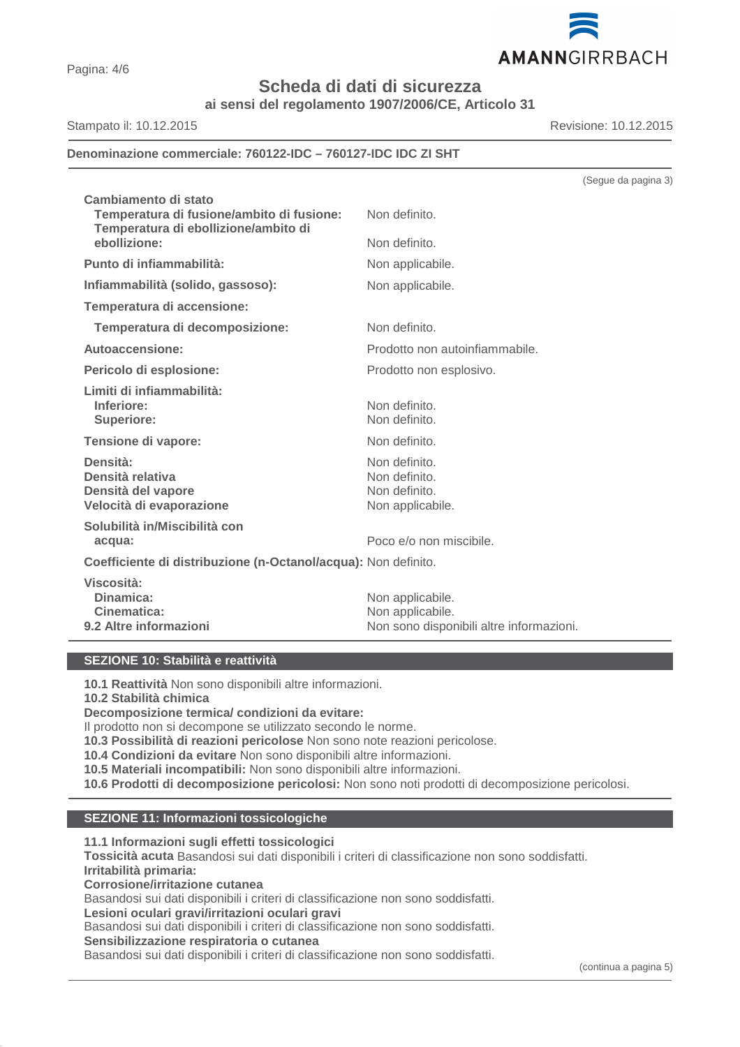(Segue da pagina 3)

| | |
|---|---|
| **Cambiamento di stato** | |
| **Temperatura di fusione/ambito di fusione:** | Non definito. |
| **Temperatura di ebollizione/ambito di ebollizione:** | Non definito. |
| **Punto di infiammabilità:** | Non applicabile. |
| **Infiammabilità (solido, gassoso):** | Non applicabile. |
| **Temperatura di accensione:** | |
| **Temperatura di decomposizione:** | Non definito. |
| **Autoaccensione:** | Prodotto non autoinfiammabile. |
| **Pericolo di esplosione:** | Prodotto non esplosivo. |
| **Limiti di infiammabilità:** | |
| **Inferiore:** | Non definito. |
| **Superiore:** | Non definito. |
| **Tensione di vapore:** | Non definito. |
| **Densità:** | Non definito. |
| **Densità relativa** | Non definito. |
| **Densità del vapore** | Non definito. |
| **Velocità di evaporazione** | Non applicabile. |
| **Solubilità in/Miscibilità con acqua:** | Poco e/o non miscibile. |
| **Coefficiente di distribuzione (n-Octanol/acqua):** | Non definito. |
| **Viscosità:** | |
| **Dinamica:** | Non applicabile. |
| **Cinematica:** | Non applicabile. |
| **9.2 Altre informazioni** | Non sono disponibili altre informazioni. |

## SEZIONE 10: Stabilità e reattività

**10.1 Reattività** Non sono disponibili altre informazioni.
**10.2 Stabilità chimica**
**Decomposizione termica/ condizioni da evitare:**
Il prodotto non si decompone se utilizzato secondo le norme.
**10.3 Possibilità di reazioni pericolose** Non sono note reazioni pericolose.
**10.4 Condizioni da evitare** Non sono disponibili altre informazioni.
**10.5 Materiali incompatibili:** Non sono disponibili altre informazioni.
**10.6 Prodotti di decomposizione pericolosi:** Non sono noti prodotti di decomposizione pericolosi.

## SEZIONE 11: Informazioni tossicologiche

**11.1 Informazioni sugli effetti tossicologici**
**Tossicità acuta** Basandosi sui dati disponibili i criteri di classificazione non sono soddisfatti.
**Irritabilità primaria:**
**Corrosione/irritazione cutanea**
Basandosi sui dati disponibili i criteri di classificazione non sono soddisfatti.
**Lesioni oculari gravi/irritazioni oculari gravi**
Basandosi sui dati disponibili i criteri di classificazione non sono soddisfatti.
**Sensibilizzazione respiratoria o cutanea**
Basandosi sui dati disponibili i criteri di classificazione non sono soddisfatti.

(continua a pagina 5)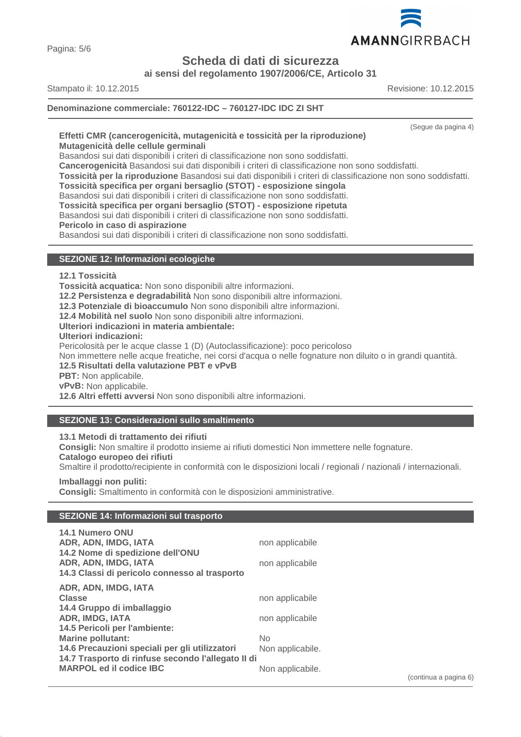(Segue da pagina 4)

**Effetti CMR (cancerogenicità, mutagenicità e tossicità per la riproduzione)**

**Mutagenicità delle cellule germinali**

Basandosi sui dati disponibili i criteri di classificazione non sono soddisfatti.

**Cancerogenicità** Basandosi sui dati disponibili i criteri di classificazione non sono soddisfatti.

**Tossicità per la riproduzione** Basandosi sui dati disponibili i criteri di classificazione non sono soddisfatti.

**Tossicità specifica per organi bersaglio (STOT) - esposizione singola**

Basandosi sui dati disponibili i criteri di classificazione non sono soddisfatti.

**Tossicità specifica per organi bersaglio (STOT) - esposizione ripetuta**

Basandosi sui dati disponibili i criteri di classificazione non sono soddisfatti.

**Pericolo in caso di aspirazione**

Basandosi sui dati disponibili i criteri di classificazione non sono soddisfatti.

## SEZIONE 12: Informazioni ecologiche

**12.1 Tossicità**

**Tossicità acquatica:** Non sono disponibili altre informazioni.

**12.2 Persistenza e degradabilità** Non sono disponibili altre informazioni.

**12.3 Potenziale di bioaccumulo** Non sono disponibili altre informazioni.

**12.4 Mobilità nel suolo** Non sono disponibili altre informazioni.

**Ulteriori indicazioni in materia ambientale:**

**Ulteriori indicazioni:**

Pericolosità per le acque classe 1 (D) (Autoclassificazione): poco pericoloso

Non immettere nelle acque freatiche, nei corsi d'acqua o nelle fognature non diluito o in grandi quantità.

**12.5 Risultati della valutazione PBT e vPvB**

**PBT:** Non applicabile.

**vPvB:** Non applicabile.

**12.6 Altri effetti avversi** Non sono disponibili altre informazioni.

## SEZIONE 13: Considerazioni sullo smaltimento

**13.1 Metodi di trattamento dei rifiuti**

**Consigli:** Non smaltire il prodotto insieme ai rifiuti domestici Non immettere nelle fognature.

**Catalogo europeo dei rifiuti**

Smaltire il prodotto/recipiente in conformità con le disposizioni locali / regionali / nazionali / internazionali.

**Imballaggi non puliti:**

**Consigli:** Smaltimento in conformità con le disposizioni amministrative.

## SEZIONE 14: Informazioni sul trasporto

| | |
|---|---|
| **14.1 Numero ONU** | |
| **ADR, ADN, IMDG, IATA** | non applicabile |
| **14.2 Nome di spedizione dell'ONU** | |
| **ADR, ADN, IMDG, IATA** | non applicabile |
| **14.3 Classi di pericolo connesso al trasporto** | |
| **ADR, ADN, IMDG, IATA** | |
| **Classe** | non applicabile |
| **14.4 Gruppo di imballaggio** | |
| **ADR, IMDG, IATA** | non applicabile |
| **14.5 Pericoli per l'ambiente:** | |
| **Marine pollutant:** | No |
| **14.6 Precauzioni speciali per gli utilizzatori** | Non applicabile. |
| **14.7 Trasporto di rinfuse secondo l'allegato II di MARPOL ed il codice IBC** | Non applicabile. |

(continua a pagina 6)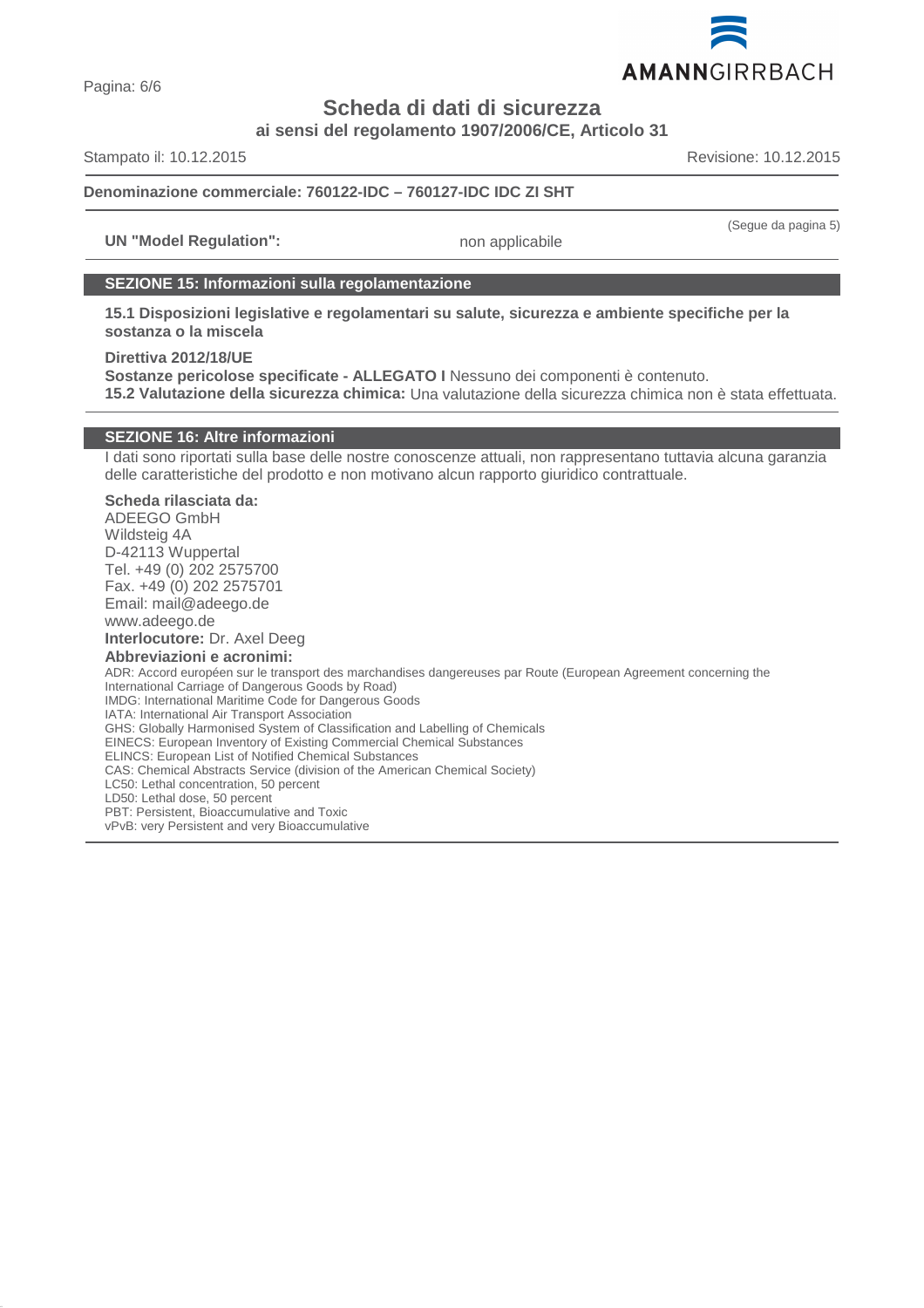**Denominazione commerciale: 760122-IDC – 760127-IDC IDC ZI SHT**

(Segue da pagina 5)

**UN "Model Regulation":** non applicabile

## SEZIONE 15: Informazioni sulla regolamentazione

**15.1 Disposizioni legislative e regolamentari su salute, sicurezza e ambiente specifiche per la sostanza o la miscela**

**Direttiva 2012/18/UE**
**Sostanze pericolose specificate - ALLEGATO I** Nessuno dei componenti è contenuto.
**15.2 Valutazione della sicurezza chimica:** Una valutazione della sicurezza chimica non è stata effettuata.

## SEZIONE 16: Altre informazioni

I dati sono riportati sulla base delle nostre conoscenze attuali, non rappresentano tuttavia alcuna garanzia delle caratteristiche del prodotto e non motivano alcun rapporto giuridico contrattuale.

**Scheda rilasciata da:**
ADEEGO GmbH
Wildsteig 4A
D-42113 Wuppertal
Tel. +49 (0) 202 2575700
Fax. +49 (0) 202 2575701
Email: mail@adeego.de
www.adeego.de
**Interlocutore:** Dr. Axel Deeg
**Abbreviazioni e acronimi:**
ADR: Accord européen sur le transport des marchandises dangereuses par Route (European Agreement concerning the International Carriage of Dangerous Goods by Road)
IMDG: International Maritime Code for Dangerous Goods
IATA: International Air Transport Association
GHS: Globally Harmonised System of Classification and Labelling of Chemicals
EINECS: European Inventory of Existing Commercial Chemical Substances
ELINCS: European List of Notified Chemical Substances
CAS: Chemical Abstracts Service (division of the American Chemical Society)
LC50: Lethal concentration, 50 percent
LD50: Lethal dose, 50 percent
PBT: Persistent, Bioaccumulative and Toxic
vPvB: very Persistent and very Bioaccumulative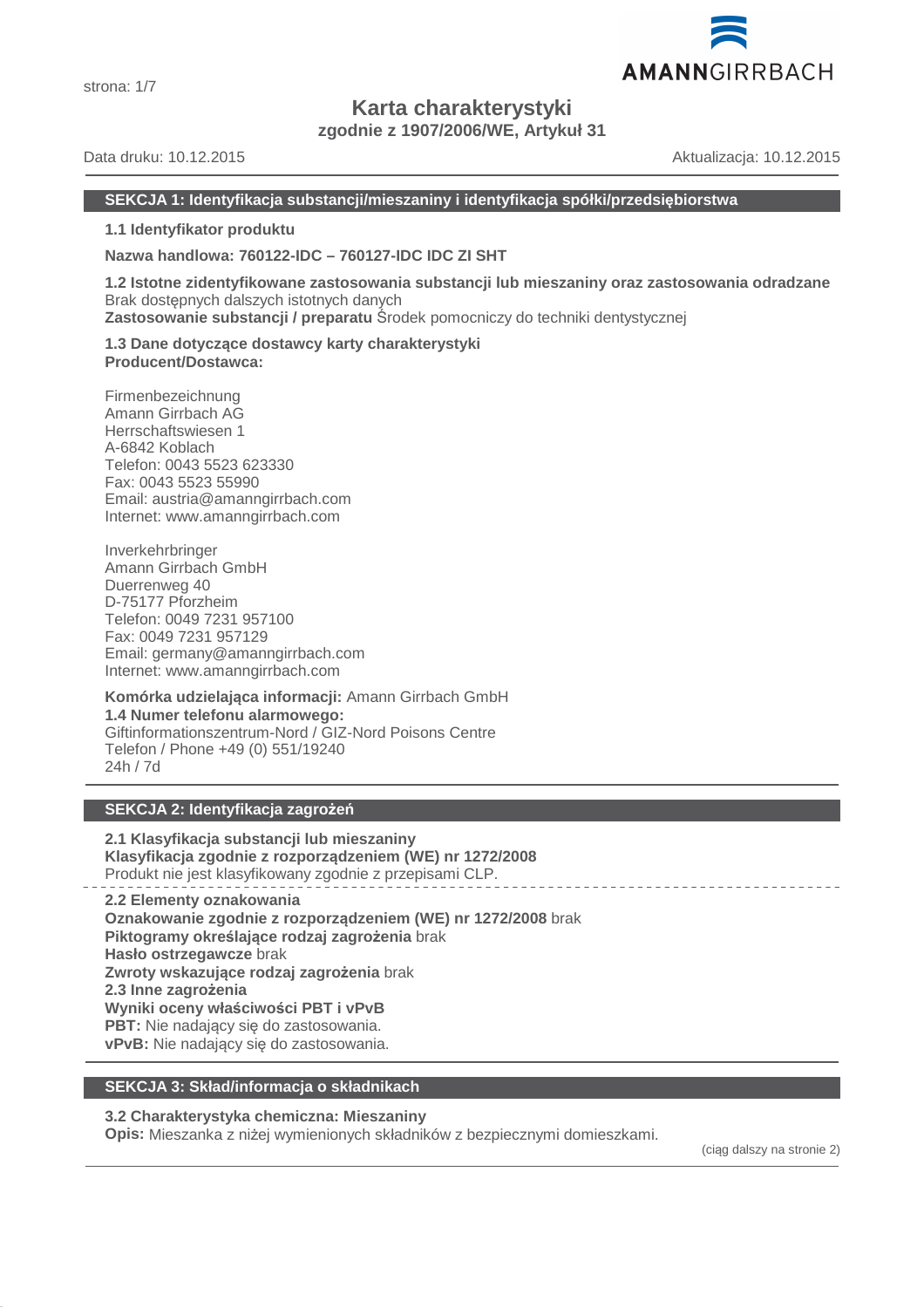# Karta charakterystyki

**zgodnie z 1907/2006/WE, Artykuł 31**

Data druku: 10.12.2015 Aktualizacja: 10.12.2015

## SEKCJA 1: Identyfikacja substancji/mieszaniny i identyfikacja spółki/przedsiębiorstwa

**1.1 Identyfikator produktu**

**Nazwa handlowa: 760122-IDC – 760127-IDC IDC ZI SHT**

**1.2 Istotne zidentyfikowane zastosowania substancji lub mieszaniny oraz zastosowania odradzane**
Brak dostępnych dalszych istotnych danych
**Zastosowanie substancji / preparatu** Środek pomocniczy do techniki dentystycznej

**1.3 Dane dotyczące dostawcy karty charakterystyki**
**Producent/Dostawca:**

Firmenbezeichnung
Amann Girrbach AG
Herrschaftswiesen 1
A-6842 Koblach
Telefon: 0043 5523 623330
Fax: 0043 5523 55990
Email: austria@amanngirrbach.com
Internet: www.amanngirrbach.com

Inverkehrbringer
Amann Girrbach GmbH
Duerrenweg 40
D-75177 Pforzheim
Telefon: 0049 7231 957100
Fax: 0049 7231 957129
Email: germany@amanngirrbach.com
Internet: www.amanngirrbach.com

**Komórka udzielająca informacji:** Amann Girrbach GmbH
**1.4 Numer telefonu alarmowego:**
Giftinformationszentrum-Nord / GIZ-Nord Poisons Centre
Telefon / Phone +49 (0) 551/19240
24h / 7d

## SEKCJA 2: Identyfikacja zagrożeń

**2.1 Klasyfikacja substancji lub mieszaniny**
**Klasyfikacja zgodnie z rozporządzeniem (WE) nr 1272/2008**
Produkt nie jest klasyfikowany zgodnie z przepisami CLP.

**2.2 Elementy oznakowania**
**Oznakowanie zgodnie z rozporządzeniem (WE) nr 1272/2008** brak
**Piktogramy określające rodzaj zagrożenia** brak
**Hasło ostrzegawcze** brak
**Zwroty wskazujące rodzaj zagrożenia** brak
**2.3 Inne zagrożenia**
**Wyniki oceny właściwości PBT i vPvB**
**PBT:** Nie nadający się do zastosowania.
**vPvB:** Nie nadający się do zastosowania.

## SEKCJA 3: Skład/informacja o składnikach

**3.2 Charakterystyka chemiczna: Mieszaniny**
**Opis:** Mieszanka z niżej wymienionych składników z bezpiecznymi domieszkami.

(ciąg dalszy na stronie 2)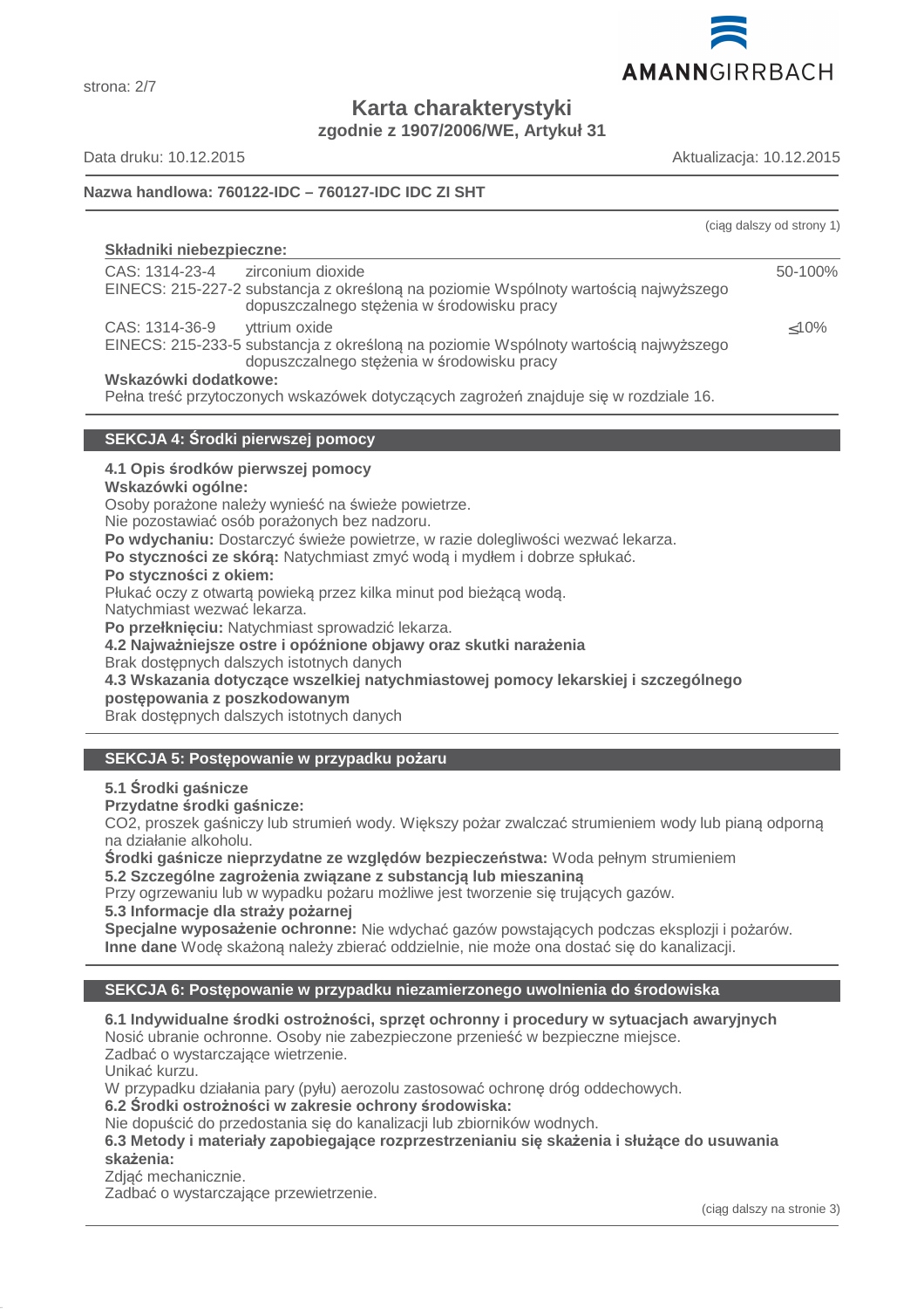(ciąg dalszy od strony 1)

**Składniki niebezpieczne:**

| | | |
|---|---|---|
| CAS: 1314-23-4<br>EINECS: 215-227-2 | zirconium dioxide<br>substancja z określoną na poziomie Wspólnoty wartością najwyższego dopuszczalnego stężenia w środowisku pracy | 50-100% |
| CAS: 1314-36-9<br>EINECS: 215-233-5 | yttrium oxide<br>substancja z określoną na poziomie Wspólnoty wartością najwyższego dopuszczalnego stężenia w środowisku pracy | ≤10% |

**Wskazówki dodatkowe:**
Pełna treść przytoczonych wskazówek dotyczących zagrożeń znajduje się w rozdziale 16.

## SEKCJA 4: Środki pierwszej pomocy

**4.1 Opis środków pierwszej pomocy**
**Wskazówki ogólne:**
Osoby porażone należy wynieść na świeże powietrze.
Nie pozostawiać osób porażonych bez nadzoru.
**Po wdychaniu:** Dostarczyć świeże powietrze, w razie dolegliwości wezwać lekarza.
**Po styczności ze skórą:** Natychmiast zmyć wodą i mydłem i dobrze spłukać.
**Po styczności z okiem:**
Płukać oczy z otwartą powieką przez kilka minut pod bieżącą wodą.
Natychmiast wezwać lekarza.
**Po przełknięciu:** Natychmiast sprowadzić lekarza.
**4.2 Najważniejsze ostre i opóźnione objawy oraz skutki narażenia**
Brak dostępnych dalszych istotnych danych
**4.3 Wskazania dotyczące wszelkiej natychmiastowej pomocy lekarskiej i szczególnego postępowania z poszkodowanym**
Brak dostępnych dalszych istotnych danych

## SEKCJA 5: Postępowanie w przypadku pożaru

**5.1 Środki gaśnicze**
**Przydatne środki gaśnicze:**
CO2, proszek gaśniczy lub strumień wody. Większy pożar zwalczać strumieniem wody lub pianą odporną na działanie alkoholu.
**Środki gaśnicze nieprzydatne ze względów bezpieczeństwa:** Woda pełnym strumieniem
**5.2 Szczególne zagrożenia związane z substancją lub mieszaniną**
Przy ogrzewaniu lub w wypadku pożaru możliwe jest tworzenie się trujących gazów.
**5.3 Informacje dla straży pożarnej**
**Specjalne wyposażenie ochronne:** Nie wdychać gazów powstających podczas eksplozji i pożarów.
**Inne dane** Wodę skażoną należy zbierać oddzielnie, nie może ona dostać się do kanalizacji.

## SEKCJA 6: Postępowanie w przypadku niezamierzonego uwolnienia do środowiska

**6.1 Indywidualne środki ostrożności, sprzęt ochronny i procedury w sytuacjach awaryjnych**
Nosić ubranie ochronne. Osoby nie zabezpieczone przenieść w bezpieczne miejsce.
Zadbać o wystarczające wietrzenie.
Unikać kurzu.
W przypadku działania pary (pyłu) aerozolu zastosować ochronę dróg oddechowych.
**6.2 Środki ostrożności w zakresie ochrony środowiska:**
Nie dopuścić do przedostania się do kanalizacji lub zbiorników wodnych.
**6.3 Metody i materiały zapobiegające rozprzestrzenianiu się skażenia i służące do usuwania skażenia:**
Zdjąć mechanicznie.
Zadbać o wystarczające przewietrzenie.

(ciąg dalszy na stronie 3)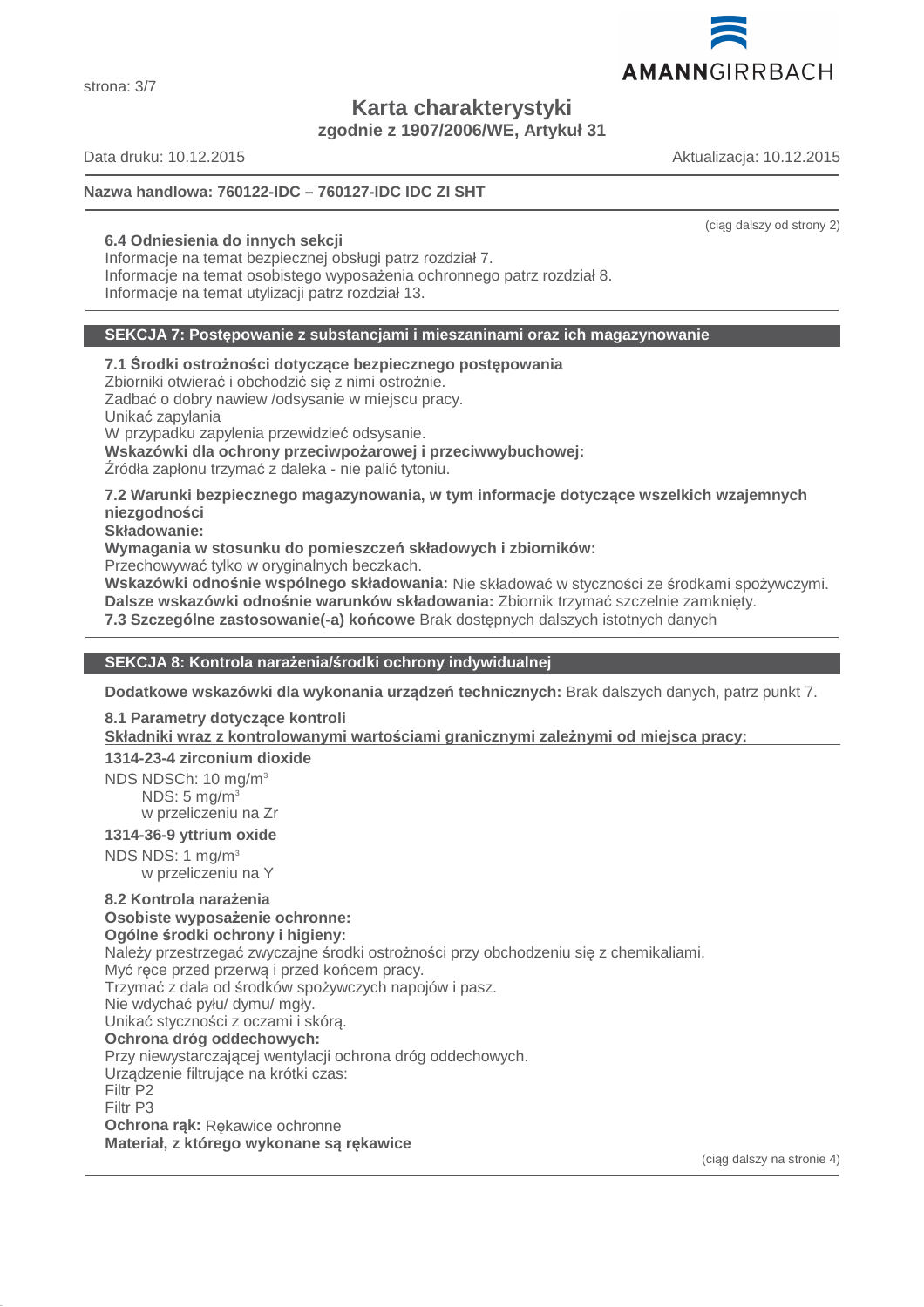# Karta charakterystyki
**zgodnie z 1907/2006/WE, Artykuł 31**

Data druku: 10.12.2015 Aktualizacja: 10.12.2015

**Nazwa handlowa: 760122-IDC – 760127-IDC IDC ZI SHT**

(ciąg dalszy od strony 2)

**6.4 Odniesienia do innych sekcji**
Informacje na temat bezpiecznej obsługi patrz rozdział 7.
Informacje na temat osobistego wyposażenia ochronnego patrz rozdział 8.
Informacje na temat utylizacji patrz rozdział 13.

## SEKCJA 7: Postępowanie z substancjami i mieszaninami oraz ich magazynowanie

**7.1 Środki ostrożności dotyczące bezpiecznego postępowania**
Zbiorniki otwierać i obchodzić się z nimi ostrożnie.
Zadbać o dobry nawiew /odsysanie w miejscu pracy.
Unikać zapylania
W przypadku zapylenia przewidzieć odsysanie.
**Wskazówki dla ochrony przeciwpożarowej i przeciwwybuchowej:**
Źródła zapłonu trzymać z daleka - nie palić tytoniu.

**7.2 Warunki bezpiecznego magazynowania, w tym informacje dotyczące wszelkich wzajemnych niezgodności**
**Składowanie:**
**Wymagania w stosunku do pomieszczeń składowych i zbiorników:**
Przechowywać tylko w oryginalnych beczkach.
**Wskazówki odnośnie wspólnego składowania:** Nie składować w styczności ze środkami spożywczymi.
**Dalsze wskazówki odnośnie warunków składowania:** Zbiornik trzymać szczelnie zamknięty.
**7.3 Szczególne zastosowanie(-a) końcowe** Brak dostępnych dalszych istotnych danych

## SEKCJA 8: Kontrola narażenia/środki ochrony indywidualnej

**Dodatkowe wskazówki dla wykonania urządzeń technicznych:** Brak dalszych danych, patrz punkt 7.

**8.1 Parametry dotyczące kontroli**
**Składniki wraz z kontrolowanymi wartościami granicznymi zależnymi od miejsca pracy:**

**1314-23-4 zirconium dioxide**
NDS NDSCh: 10 mg/m³
NDS: 5 mg/m³
w przeliczeniu na Zr

**1314-36-9 yttrium oxide**
NDS NDS: 1 mg/m³
w przeliczeniu na Y

**8.2 Kontrola narażenia**
**Osobiste wyposażenie ochronne:**
**Ogólne środki ochrony i higieny:**
Należy przestrzegać zwyczajne środki ostrożności przy obchodzeniu się z chemikaliami.
Myć ręce przed przerwą i przed końcem pracy.
Trzymać z dala od środków spożywczych napojów i pasz.
Nie wdychać pyłu/ dymu/ mgły.
Unikać styczności z oczami i skórą.
**Ochrona dróg oddechowych:**
Przy niewystarczającej wentylacji ochrona dróg oddechowych.
Urządzenie filtrujące na krótki czas:
Filtr P2
Filtr P3
**Ochrona rąk:** Rękawice ochronne
**Materiał, z którego wykonane są rękawice**

(ciąg dalszy na stronie 4)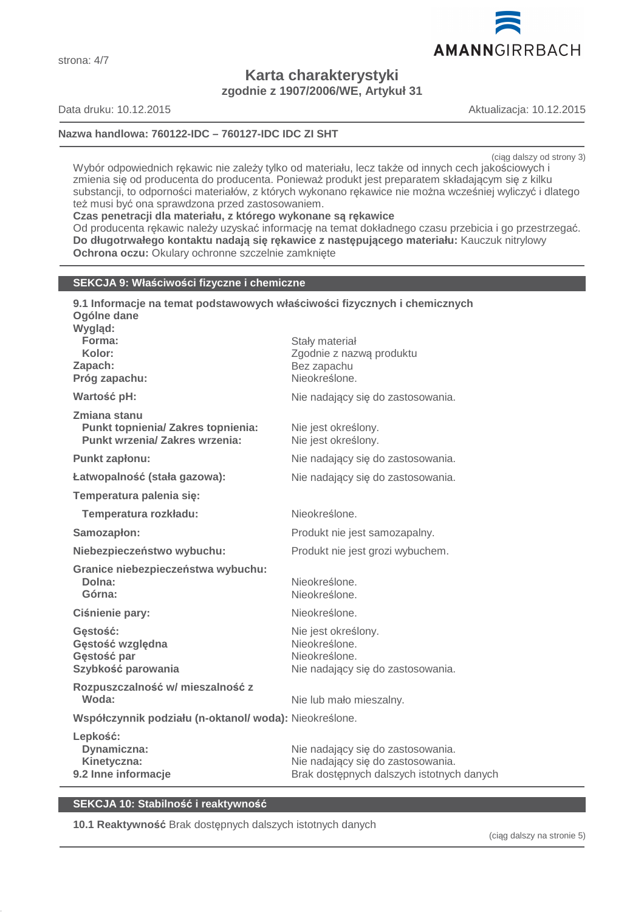(ciąg dalszy od strony 3)

Wybór odpowiednich rękawic nie zależy tylko od materiału, lecz także od innych cech jakościowych i zmienia się od producenta do producenta. Ponieważ produkt jest preparatem składającym się z kilku substancji, to odporności materiałów, z których wykonano rękawice nie można wcześniej wyliczyć i dlatego też musi być ona sprawdzona przed zastosowaniem.

**Czas penetracji dla materiału, z którego wykonane są rękawice**

Od producenta rękawic należy uzyskać informację na temat dokładnego czasu przebicia i go przestrzegać.

**Do długotrwałego kontaktu nadają się rękawice z następującego materiału:** Kauczuk nitrylowy

**Ochrona oczu:** Okulary ochronne szczelnie zamknięte

## SEKCJA 9: Właściwości fizyczne i chemiczne

**9.1 Informacje na temat podstawowych właściwości fizycznych i chemicznych**

**Ogólne dane**

| | |
|---|---|
| **Wygląd:** | |
| **Forma:** | Stały materiał |
| **Kolor:** | Zgodnie z nazwą produktu |
| **Zapach:** | Bez zapachu |
| **Próg zapachu:** | Nieokreślone. |
| **Wartość pH:** | Nie nadający się do zastosowania. |
| **Zmiana stanu** | |
| **Punkt topnienia/ Zakres topnienia:** | Nie jest określony. |
| **Punkt wrzenia/ Zakres wrzenia:** | Nie jest określony. |
| **Punkt zapłonu:** | Nie nadający się do zastosowania. |
| **Łatwopalność (stała gazowa):** | Nie nadający się do zastosowania. |
| **Temperatura palenia się:** | |
| **Temperatura rozkładu:** | Nieokreślone. |
| **Samozapłon:** | Produkt nie jest samozapalny. |
| **Niebezpieczeństwo wybuchu:** | Produkt nie jest grozi wybuchem. |
| **Granice niebezpieczeństwa wybuchu:** | |
| **Dolna:** | Nieokreślone. |
| **Górna:** | Nieokreślone. |
| **Ciśnienie pary:** | Nieokreślone. |
| **Gęstość:** | Nie jest określony. |
| **Gęstość względna** | Nieokreślone. |
| **Gęstość par** | Nieokreślone. |
| **Szybkość parowania** | Nie nadający się do zastosowania. |
| **Rozpuszczalność w/ mieszalność z** | |
| **Woda:** | Nie lub mało mieszalny. |
| **Współczynnik podziału (n-oktanol/ woda):** | Nieokreślone. |
| **Lepkość:** | |
| **Dynamiczna:** | Nie nadający się do zastosowania. |
| **Kinetyczna:** | Nie nadający się do zastosowania. |
| **9.2 Inne informacje** | Brak dostępnych dalszych istotnych danych |

## SEKCJA 10: Stabilność i reaktywność

**10.1 Reaktywność** Brak dostępnych dalszych istotnych danych

(ciąg dalszy na stronie 5)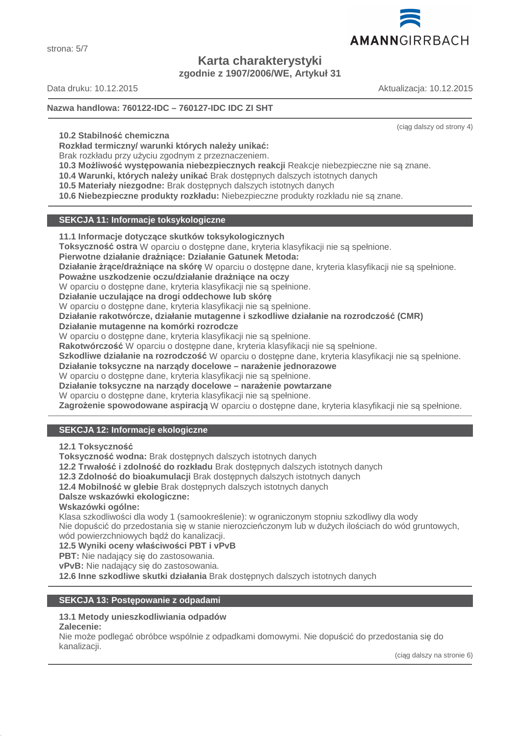(ciąg dalszy od strony 4)

**10.2 Stabilność chemiczna**

**Rozkład termiczny/ warunki których należy unikać:**
Brak rozkładu przy użyciu zgodnym z przeznaczeniem.

**10.3 Możliwość występowania niebezpiecznych reakcji** Reakcje niebezpieczne nie są znane.

**10.4 Warunki, których należy unikać** Brak dostępnych dalszych istotnych danych

**10.5 Materiały niezgodne:** Brak dostępnych dalszych istotnych danych

**10.6 Niebezpieczne produkty rozkładu:** Niebezpieczne produkty rozkładu nie są znane.

## SEKCJA 11: Informacje toksykologiczne

**11.1 Informacje dotyczące skutków toksykologicznych**

**Toksyczność ostra** W oparciu o dostępne dane, kryteria klasyfikacji nie są spełnione.

**Pierwotne działanie drażniące: Działanie Gatunek Metoda:**

**Działanie żrące/drażniące na skórę** W oparciu o dostępne dane, kryteria klasyfikacji nie są spełnione.

**Poważne uszkodzenie oczu/działanie drażniące na oczy**
W oparciu o dostępne dane, kryteria klasyfikacji nie są spełnione.

**Działanie uczulające na drogi oddechowe lub skórę**
W oparciu o dostępne dane, kryteria klasyfikacji nie są spełnione.

**Działanie rakotwórcze, działanie mutagenne i szkodliwe działanie na rozrodczość (CMR)**

**Działanie mutagenne na komórki rozrodcze**
W oparciu o dostępne dane, kryteria klasyfikacji nie są spełnione.

**Rakotwórczość** W oparciu o dostępne dane, kryteria klasyfikacji nie są spełnione.

**Szkodliwe działanie na rozrodczość** W oparciu o dostępne dane, kryteria klasyfikacji nie są spełnione.

**Działanie toksyczne na narządy docelowe – narażenie jednorazowe**
W oparciu o dostępne dane, kryteria klasyfikacji nie są spełnione.

**Działanie toksyczne na narządy docelowe – narażenie powtarzane**
W oparciu o dostępne dane, kryteria klasyfikacji nie są spełnione.

**Zagrożenie spowodowane aspiracją** W oparciu o dostępne dane, kryteria klasyfikacji nie są spełnione.

## SEKCJA 12: Informacje ekologiczne

**12.1 Toksyczność**

**Toksyczność wodna:** Brak dostępnych dalszych istotnych danych

**12.2 Trwałość i zdolność do rozkładu** Brak dostępnych dalszych istotnych danych

**12.3 Zdolność do bioakumulacji** Brak dostępnych dalszych istotnych danych

**12.4 Mobilność w glebie** Brak dostępnych dalszych istotnych danych

**Dalsze wskazówki ekologiczne:**

**Wskazówki ogólne:**
Klasa szkodliwości dla wody 1 (samookreślenie): w ograniczonym stopniu szkodliwy dla wody
Nie dopuścić do przedostania się w stanie nierozcieńczonym lub w dużych ilościach do wód gruntowych, wód powierzchniowych bądź do kanalizacji.

**12.5 Wyniki oceny właściwości PBT i vPvB**

**PBT:** Nie nadający się do zastosowania.

**vPvB:** Nie nadający się do zastosowania.

**12.6 Inne szkodliwe skutki działania** Brak dostępnych dalszych istotnych danych

## SEKCJA 13: Postępowanie z odpadami

**13.1 Metody unieszkodliwiania odpadów**

**Zalecenie:**
Nie może podlegać obróbce wspólnie z odpadkami domowymi. Nie dopuścić do przedostania się do kanalizacji.

(ciąg dalszy na stronie 6)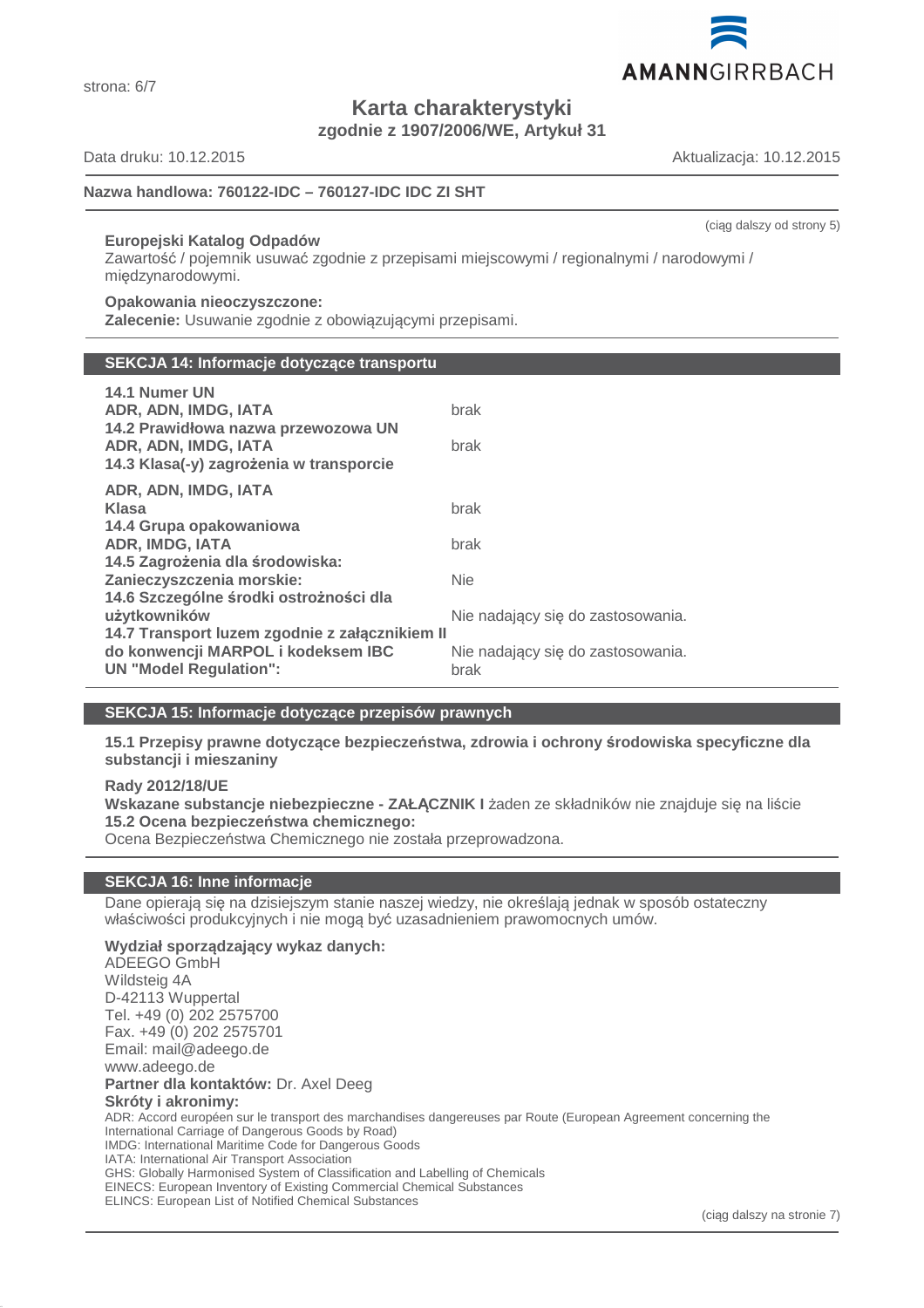# Karta charakterystyki

zgodnie z 1907/2006/WE, Artykuł 31

Data druku: 10.12.2015 Aktualizacja: 10.12.2015

**Nazwa handlowa: 760122-IDC – 760127-IDC IDC ZI SHT**

(ciąg dalszy od strony 5)

**Europejski Katalog Odpadów**
Zawartość / pojemnik usuwać zgodnie z przepisami miejscowymi / regionalnymi / narodowymi / międzynarodowymi.

**Opakowania nieoczyszczone:**
**Zalecenie:** Usuwanie zgodnie z obowiązującymi przepisami.

## SEKCJA 14: Informacje dotyczące transportu

| | |
|---|---|
| **14.1 Numer UN** | |
| **ADR, ADN, IMDG, IATA** | brak |
| **14.2 Prawidłowa nazwa przewozowa UN** | |
| **ADR, ADN, IMDG, IATA** | brak |
| **14.3 Klasa(-y) zagrożenia w transporcie** | |
| **ADR, ADN, IMDG, IATA** | |
| **Klasa** | brak |
| **14.4 Grupa opakowaniowa** | |
| **ADR, IMDG, IATA** | brak |
| **14.5 Zagrożenia dla środowiska:** | |
| **Zanieczyszczenia morskie:** | Nie |
| **14.6 Szczególne środki ostrożności dla użytkowników** | Nie nadający się do zastosowania. |
| **14.7 Transport luzem zgodnie z załącznikiem II do konwencji MARPOL i kodeksem IBC** | Nie nadający się do zastosowania. |
| **UN "Model Regulation":** | brak |

## SEKCJA 15: Informacje dotyczące przepisów prawnych

**15.1 Przepisy prawne dotyczące bezpieczeństwa, zdrowia i ochrony środowiska specyficzne dla substancji i mieszaniny**

**Rady 2012/18/UE**
**Wskazane substancje niebezpieczne - ZAŁĄCZNIK I** żaden ze składników nie znajduje się na liście
**15.2 Ocena bezpieczeństwa chemicznego:**
Ocena Bezpieczeństwa Chemicznego nie została przeprowadzona.

## SEKCJA 16: Inne informacje

Dane opierają się na dzisiejszym stanie naszej wiedzy, nie określają jednak w sposób ostateczny właściwości produkcyjnych i nie mogą być uzasadnieniem prawomocnych umów.

**Wydział sporządzający wykaz danych:**
ADEEGO GmbH
Wildsteig 4A
D-42113 Wuppertal
Tel. +49 (0) 202 2575700
Fax. +49 (0) 202 2575701
Email: mail@adeego.de
www.adeego.de
**Partner dla kontaktów:** Dr. Axel Deeg
**Skróty i akronimy:**
ADR: Accord européen sur le transport des marchandises dangereuses par Route (European Agreement concerning the International Carriage of Dangerous Goods by Road)
IMDG: International Maritime Code for Dangerous Goods
IATA: International Air Transport Association
GHS: Globally Harmonised System of Classification and Labelling of Chemicals
EINECS: European Inventory of Existing Commercial Chemical Substances
ELINCS: European List of Notified Chemical Substances

(ciąg dalszy na stronie 7)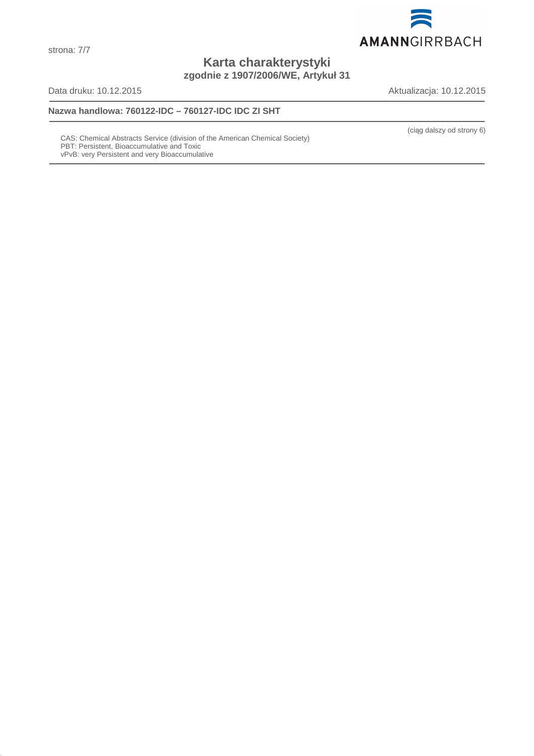(ciąg dalszy od strony 6)

CAS: Chemical Abstracts Service (division of the American Chemical Society)
PBT: Persistent, Bioaccumulative and Toxic
vPvB: very Persistent and very Bioaccumulative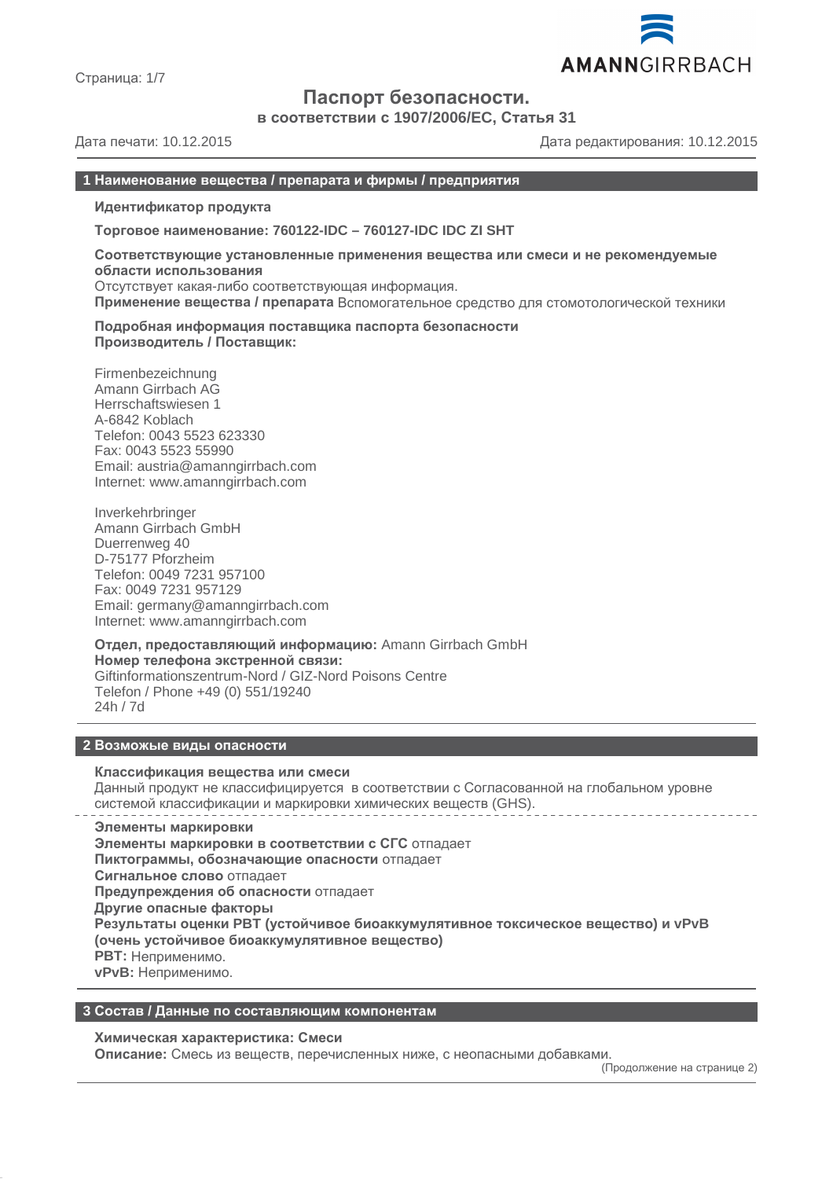# Паспорт безопасности.

**в соответствии с 1907/2006/EC, Статья 31**

Дата печати: 10.12.2015 Дата редактирования: 10.12.2015

## 1 Наименование вещества / препарата и фирмы / предприятия

**Идентификатор продукта**

**Торговое наименование: 760122-IDC – 760127-IDC IDC ZI SHT**

**Соответствующие установленные применения вещества или смеси и не рекомендуемые области использования**
Отсутствует какая-либо соответствующая информация.
**Применение вещества / препарата** Вспомогательное средство для стомотологической техники

**Подробная информация поставщика паспорта безопасности**
**Производитель / Поставщик:**

Firmenbezeichnung
Amann Girrbach AG
Herrschaftswiesen 1
A-6842 Koblach
Telefon: 0043 5523 623330
Fax: 0043 5523 55990
Email: austria@amanngirrbach.com
Internet: www.amanngirrbach.com

Inverkehrbringer
Amann Girrbach GmbH
Duerrenweg 40
D-75177 Pforzheim
Telefon: 0049 7231 957100
Fax: 0049 7231 957129
Email: germany@amanngirrbach.com
Internet: www.amanngirrbach.com

**Отдел, предоставляющий информацию:** Amann Girrbach GmbH
**Номер телефона экстренной связи:**
Giftinformationszentrum-Nord / GIZ-Nord Poisons Centre
Telefon / Phone +49 (0) 551/19240
24h / 7d

## 2 Возможые виды опасности

**Классификация вещества или смеси**
Данный продукт не классифицируется в соответствии с Согласованной на глобальном уровне системой классификации и маркировки химических веществ (GHS).

**Элементы маркировки**
**Элементы маркировки в соответствии с СГС** отпадает
**Пиктограммы, обозначающие опасности** отпадает
**Сигнальное слово** отпадает
**Предупреждения об опасности** отпадает
**Другие опасные факторы**
**Результаты оценки PBT (устойчивое биоаккумулятивное токсическое вещество) и vPvB (очень устойчивое биоаккумулятивное вещество)**
**PBT:** Неприменимо.
**vPvB:** Неприменимо.

## 3 Состав / Данные по составляющим компонентам

**Химическая характеристика: Смеси**
**Описание:** Смесь из веществ, перечисленных ниже, с неопасными добавками.

(Продолжение на странице 2)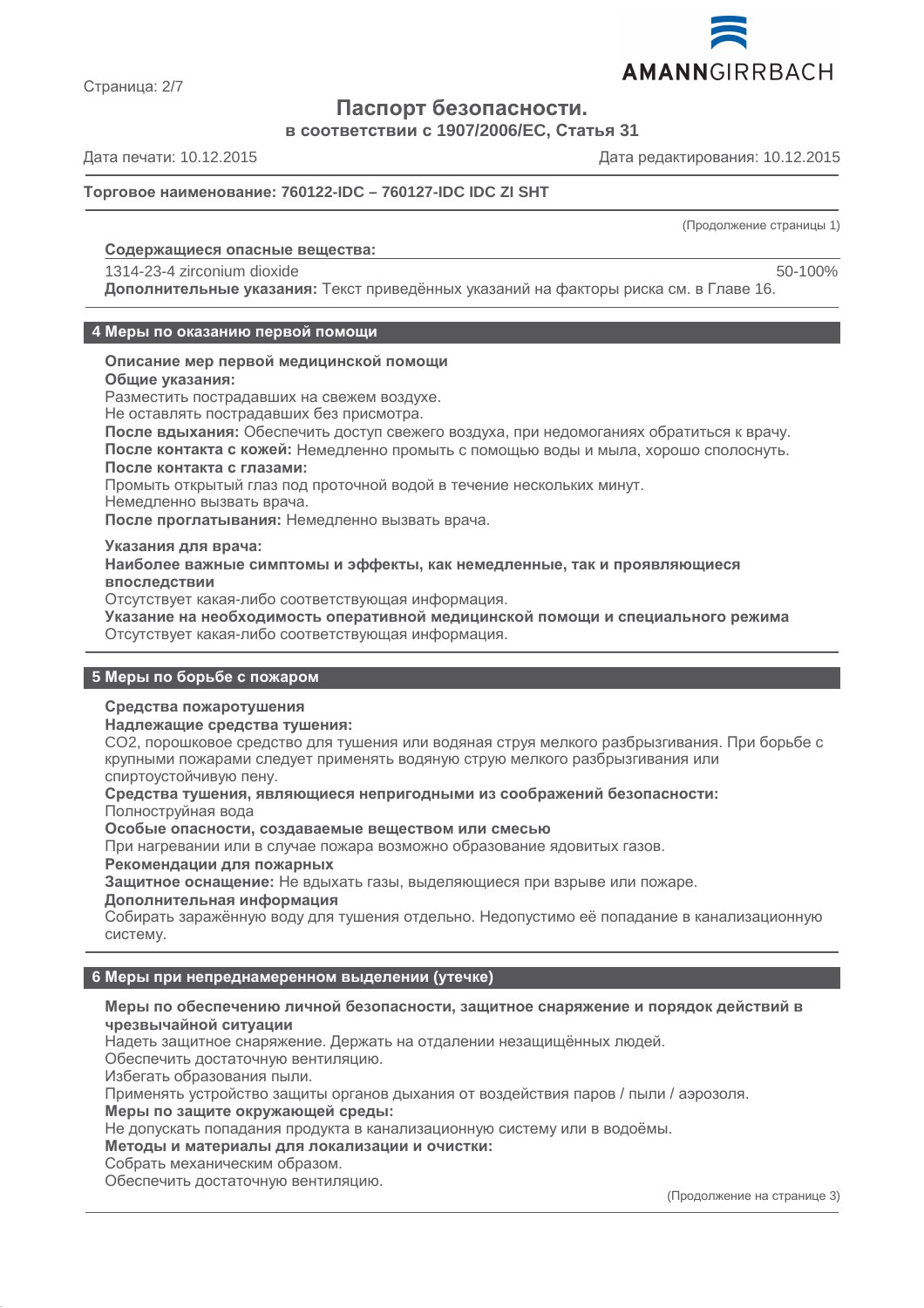# Паспорт безопасности.

**в соответствии с 1907/2006/ЕС, Статья 31**

Дата печати: 10.12.2015 Дата редактирования: 10.12.2015

**Торговое наименование: 760122-IDC – 760127-IDC IDC ZI SHT**

(Продолжение страницы 1)

**Содержащиеся опасные вещества:**

| | |
|---|---|
| 1314-23-4 zirconium dioxide | 50-100% |

**Дополнительные указания:** Текст приведённых указаний на факторы риска см. в Главе 16.

## 4 Меры по оказанию первой помощи

**Описание мер первой медицинской помощи**

**Общие указания:**

Разместить пострадавших на свежем воздухе.

Не оставлять пострадавших без присмотра.

**После вдыхания:** Обеспечить доступ свежего воздуха, при недомоганиях обратиться к врачу.

**После контакта с кожей:** Немедленно промыть с помощью воды и мыла, хорошо сполоснуть.

**После контакта с глазами:**

Промыть открытый глаз под проточной водой в течение нескольких минут.

Немедленно вызвать врача.

**После проглатывания:** Немедленно вызвать врача.

**Указания для врача:**

**Наиболее важные симптомы и эффекты, как немедленные, так и проявляющиеся впоследствии**

Отсутствует какая-либо соответствующая информация.

**Указание на необходимость оперативной медицинской помощи и специального режима**

Отсутствует какая-либо соответствующая информация.

## 5 Меры по борьбе с пожаром

**Средства пожаротушения**

**Надлежащие средства тушения:**

$CO_2$, порошковое средство для тушения или водяная струя мелкого разбрызгивания. При борьбе с крупными пожарами следует применять водяную струю мелкого разбрызгивания или спиртоустойчивую пену.

**Средства тушения, являющиеся непригодными из соображений безопасности:**

Полноструйная вода

**Особые опасности, создаваемые веществом или смесью**

При нагревании или в случае пожара возможно образование ядовитых газов.

**Рекомендации для пожарных**

**Защитное оснащение:** Не вдыхать газы, выделяющиеся при взрыве или пожаре.

**Дополнительная информация**

Собирать заражённую воду для тушения отдельно. Недопустимо её попадание в канализационную систему.

## 6 Меры при непреднамеренном выделении (утечке)

**Меры по обеспечению личной безопасности, защитное снаряжение и порядок действий в чрезвычайной ситуации**

Надеть защитное снаряжение. Держать на отдалении незащищённых людей.

Обеспечить достаточную вентиляцию.

Избегать образования пыли.

Применять устройство защиты органов дыхания от воздействия паров / пыли / аэрозоля.

**Меры по защите окружающей среды:**

Не допускать попадания продукта в канализационную систему или в водоёмы.

**Методы и материалы для локализации и очистки:**

Собрать механическим образом.

Обеспечить достаточную вентиляцию.

(Продолжение на странице 3)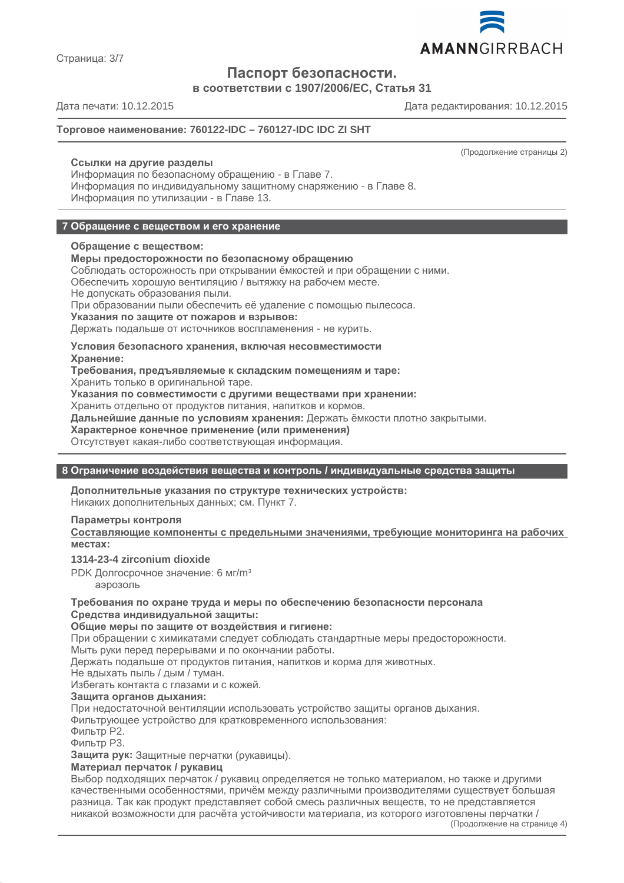(Продолжение страницы 2)

**Ссылки на другие разделы**
Информация по безопасному обращению - в Главе 7.
Информация по индивидуальному защитному снаряжению - в Главе 8.
Информация по утилизации - в Главе 13.

## 7 Обращение с веществом и его хранение

**Обращение с веществом:**
**Меры предосторожности по безопасному обращению**
Соблюдать осторожность при открывании ёмкостей и при обращении с ними.
Обеспечить хорошую вентиляцию / вытяжку на рабочем месте.
Не допускать образования пыли.
При образовании пыли обеспечить её удаление с помощью пылесоса.
**Указания по защите от пожаров и взрывов:**
Держать подальше от источников воспламенения - не курить.

**Условия безопасного хранения, включая несовместимости**
**Хранение:**
**Требования, предъявляемые к складским помещениям и таре:**
Хранить только в оригинальной таре.
**Указания по совместимости с другими веществами при хранении:**
Хранить отдельно от продуктов питания, напитков и кормов.
**Дальнейшие данные по условиям хранения:** Держать ёмкости плотно закрытыми.
**Характерное конечное применение (или применения)**
Отсутствует какая-либо соответствующая информация.

## 8 Ограничение воздействия вещества и контроль / индивидуальные средства защиты

**Дополнительные указания по структуре технических устройств:**
Никаких дополнительных данных; см. Пункт 7.

**Параметры контроля**
**Составляющие компоненты с предельными значениями, требующие мониторинга на рабочих местах:**

**1314-23-4 zirconium dioxide**
PDK Долгосрочное значение: 6 мг/m³
аэрозоль

**Требования по охране труда и меры по обеспечению безопасности персонала**
**Средства индивидуальной защиты:**
**Общие меры по защите от воздействия и гигиене:**
При обращении с химикатами следует соблюдать стандартные меры предосторожности.
Мыть руки перед перерывами и по окончании работы.
Держать подальше от продуктов питания, напитков и корма для животных.
Не вдыхать пыль / дым / туман.
Избегать контакта с глазами и с кожей.
**Защита органов дыхания:**
При недостаточной вентиляции использовать устройство защиты органов дыхания.
Фильтрующее устройство для кратковременного использования:
Фильтр P2.
Фильтр P3.
**Защита рук:** Защитные перчатки (рукавицы).
**Материал перчаток / рукавиц**
Выбор подходящих перчаток / рукавиц определяется не только материалом, но также и другими качественными особенностями, причём между различными производителями существует большая разница. Так как продукт представляет собой смесь различных веществ, то не представляется никакой возможности для расчёта устойчивости материала, из которого изготовлены перчатки /

(Продолжение на странице 4)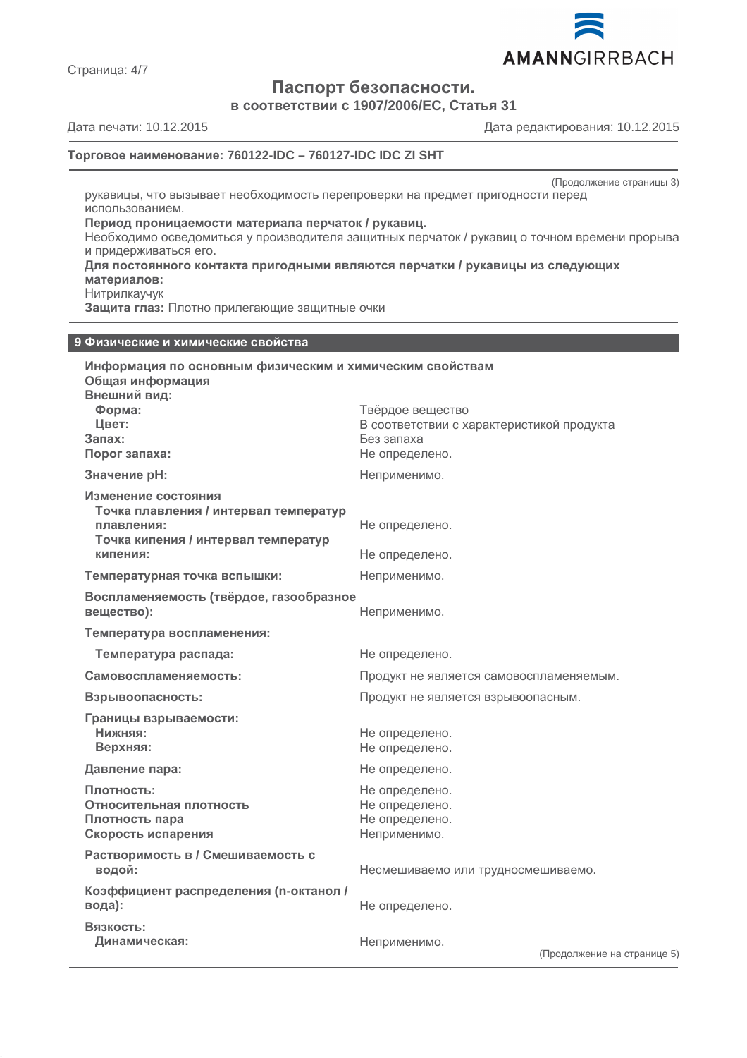Паспорт безопасности.

в соответствии с 1907/2006/ЕС, Статья 31

Дата печати: 10.12.2015 Дата редактирования: 10.12.2015

**Торговое наименование: 760122-IDC – 760127-IDC IDC ZI SHT**

(Продолжение страницы 3)

рукавицы, что вызывает необходимость перепроверки на предмет пригодности перед использованием.

**Период проницаемости материала перчаток / рукавиц.**
Необходимо осведомиться у производителя защитных перчаток / рукавиц о точном времени прорыва и придерживаться его.

**Для постоянного контакта пригодными являются перчатки / рукавицы из следующих материалов:**
Нитрилкаучук

**Защита глаз:** Плотно прилегающие защитные очки

## 9 Физические и химические свойства

**Информация по основным физическим и химическим свойствам**

**Общая информация**

| | |
|---|---|
| **Внешний вид:** | |
| **Форма:** | Твёрдое вещество |
| **Цвет:** | В соответствии с характеристикой продукта |
| **Запах:** | Без запаха |
| **Порог запаха:** | Не определено. |
| **Значение pH:** | Неприменимо. |
| **Изменение состояния** | |
| **Точка плавления / интервал температур плавления:** | Не определено. |
| **Точка кипения / интервал температур кипения:** | Не определено. |
| **Температурная точка вспышки:** | Неприменимо. |
| **Воспламеняемость (твёрдое, газообразное вещество):** | Неприменимо. |
| **Температура воспламенения:** | |
| **Температура распада:** | Не определено. |
| **Самовоспламеняемость:** | Продукт не является самовоспламеняемым. |
| **Взрывоопасность:** | Продукт не является взрывоопасным. |
| **Границы взрываемости:** | |
| **Нижняя:** | Не определено. |
| **Верхняя:** | Не определено. |
| **Давление пара:** | Не определено. |
| **Плотность:** | Не определено. |
| **Относительная плотность** | Не определено. |
| **Плотность пара** | Не определено. |
| **Скорость испарения** | Неприменимо. |
| **Растворимость в / Смешиваемость с водой:** | Несмешиваемо или трудносмешиваемо. |
| **Коэффициент распределения (n-октанол / вода):** | Не определено. |
| **Вязкость:** | |
| **Динамическая:** | Неприменимо. |

(Продолжение на странице 5)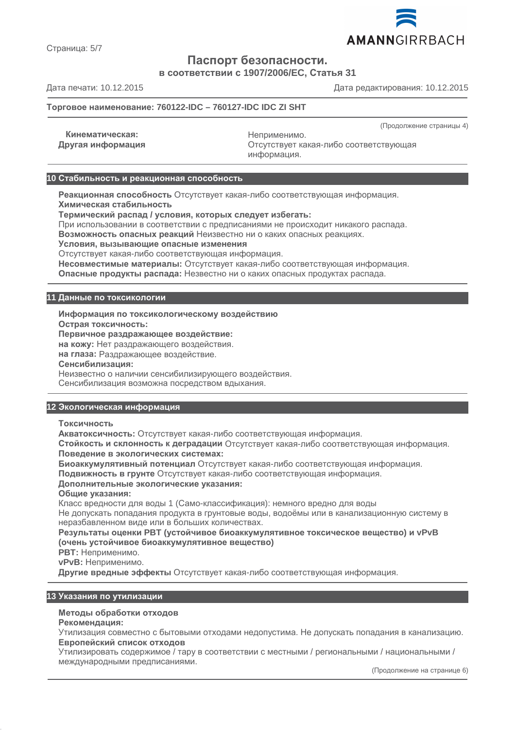# Паспорт безопасности.

**в соответствии с 1907/2006/ЕС, Статья 31**

Дата печати: 10.12.2015 Дата редактирования: 10.12.2015

**Торговое наименование: 760122-IDC – 760127-IDC IDC ZI SHT**

(Продолжение страницы 4)

**Кинематическая:** Неприменимо.
**Другая информация** Отсутствует какая-либо соответствующая информация.

## 10 Стабильность и реакционная способность

**Реакционная способность** Отсутствует какая-либо соответствующая информация.
**Химическая стабильность**
**Термический распад / условия, которых следует избегать:**
При использовании в соответствии с предписаниями не происходит никакого распада.
**Возможность опасных реакций** Неизвестно ни о каких опасных реакциях.
**Условия, вызывающие опасные изменения**
Отсутствует какая-либо соответствующая информация.
**Несовместимые материалы:** Отсутствует какая-либо соответствующая информация.
**Опасные продукты распада:** Неизвестно ни о каких опасных продуктах распада.

## 11 Данные по токсикологии

**Информация по токсикологическому воздействию**
**Острая токсичность:**
**Первичное раздражающее воздействие:**
**на кожу:** Нет раздражающего воздействия.
**на глаза:** Раздражающее воздействие.
**Сенсибилизация:**
Неизвестно о наличии сенсибилизирующего воздействия.
Сенсибилизация возможна посредством вдыхания.

## 12 Экологическая информация

**Токсичность**
**Акватоксичность:** Отсутствует какая-либо соответствующая информация.
**Стойкость и склонность к деградации** Отсутствует какая-либо соответствующая информация.
**Поведение в экологических системах:**
**Биоаккумулятивный потенциал** Отсутствует какая-либо соответствующая информация.
**Подвижность в грунте** Отсутствует какая-либо соответствующая информация.
**Дополнительные экологические указания:**
**Общие указания:**
Класс вредности для воды 1 (Само-классификация): немного вредно для воды
Не допускать попадания продукта в грунтовые воды, водоёмы или в канализационную систему в неразбавленном виде или в больших количествах.
**Результаты оценки PBT (устойчивое биоаккумулятивное токсическое вещество) и vPvB (очень устойчивое биоаккумулятивное вещество)**
**PBT:** Неприменимо.
**vPvB:** Неприменимо.
**Другие вредные эффекты** Отсутствует какая-либо соответствующая информация.

## 13 Указания по утилизации

**Методы обработки отходов**
**Рекомендация:**
Утилизация совместно с бытовыми отходами недопустима. Не допускать попадания в канализацию.
**Европейский список отходов**
Утилизировать содержимое / тару в соответствии с местными / региональными / национальными / международными предписаниями.

(Продолжение на странице 6)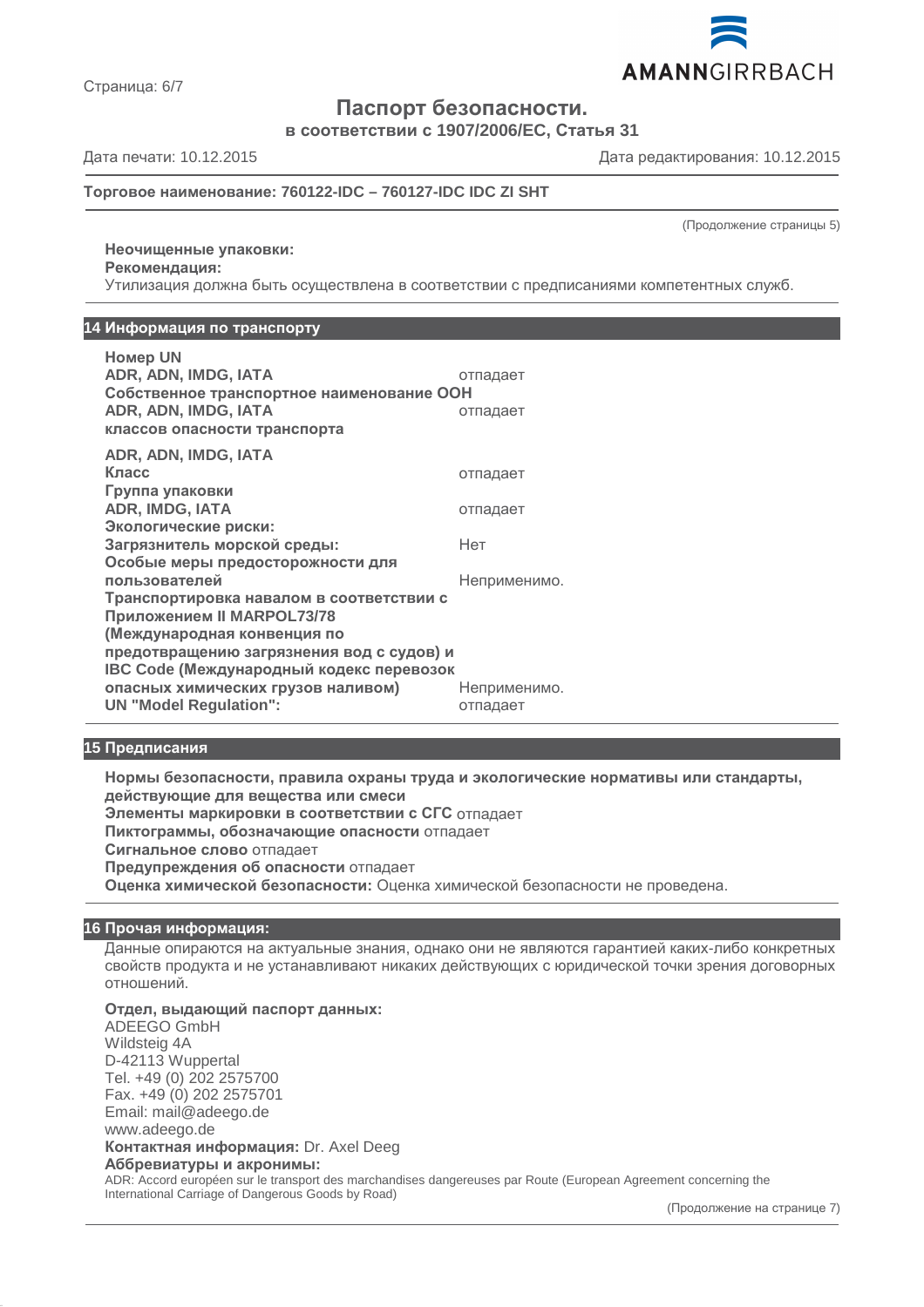Паспорт безопасности.
в соответствии с 1907/2006/ЕС, Статья 31

Дата печати: 10.12.2015 Дата редактирования: 10.12.2015

**Торговое наименование: 760122-IDC – 760127-IDC IDC ZI SHT**

(Продолжение страницы 5)

**Неочищенные упаковки:**
**Рекомендация:**
Утилизация должна быть осуществлена в соответствии с предписаниями компетентных служб.

## 14 Информация по транспорту

| | |
|---|---|
| **Номер UN** | |
| **ADR, ADN, IMDG, IATA** | отпадает |
| **Собственное транспортное наименование ООН** | |
| **ADR, ADN, IMDG, IATA** | отпадает |
| **классов опасности транспорта** | |
| **ADR, ADN, IMDG, IATA** | |
| **Класс** | отпадает |
| **Группа упаковки** | |
| **ADR, IMDG, IATA** | отпадает |
| **Экологические риски:** | |
| **Загрязнитель морской среды:** | Нет |
| **Особые меры предосторожности для пользователей** | Неприменимо. |
| **Транспортировка навалом в соответствии с Приложением II MARPOL73/78 (Международная конвенция по предотвращению загрязнения вод с судов) и IBC Code (Международный кодекс перевозок опасных химических грузов наливом)** | Неприменимо. |
| **UN "Model Regulation":** | отпадает |

## 15 Предписания

**Нормы безопасности, правила охраны труда и экологические нормативы или стандарты, действующие для вещества или смеси**
**Элементы маркировки в соответствии с СГС** отпадает
**Пиктограммы, обозначающие опасности** отпадает
**Сигнальное слово** отпадает
**Предупреждения об опасности** отпадает
**Оценка химической безопасности:** Оценка химической безопасности не проведена.

## 16 Прочая информация:

Данные опираются на актуальные знания, однако они не являются гарантией каких-либо конкретных свойств продукта и не устанавливают никаких действующих с юридической точки зрения договорных отношений.

**Отдел, выдающий паспорт данных:**
ADEEGO GmbH
Wildsteig 4A
D-42113 Wuppertal
Tel. +49 (0) 202 2575700
Fax. +49 (0) 202 2575701
Email: mail@adeego.de
www.adeego.de
**Контактная информация:** Dr. Axel Deeg
**Аббревиатуры и акронимы:**
ADR: Accord européen sur le transport des marchandises dangereuses par Route (European Agreement concerning the International Carriage of Dangerous Goods by Road)

(Продолжение на странице 7)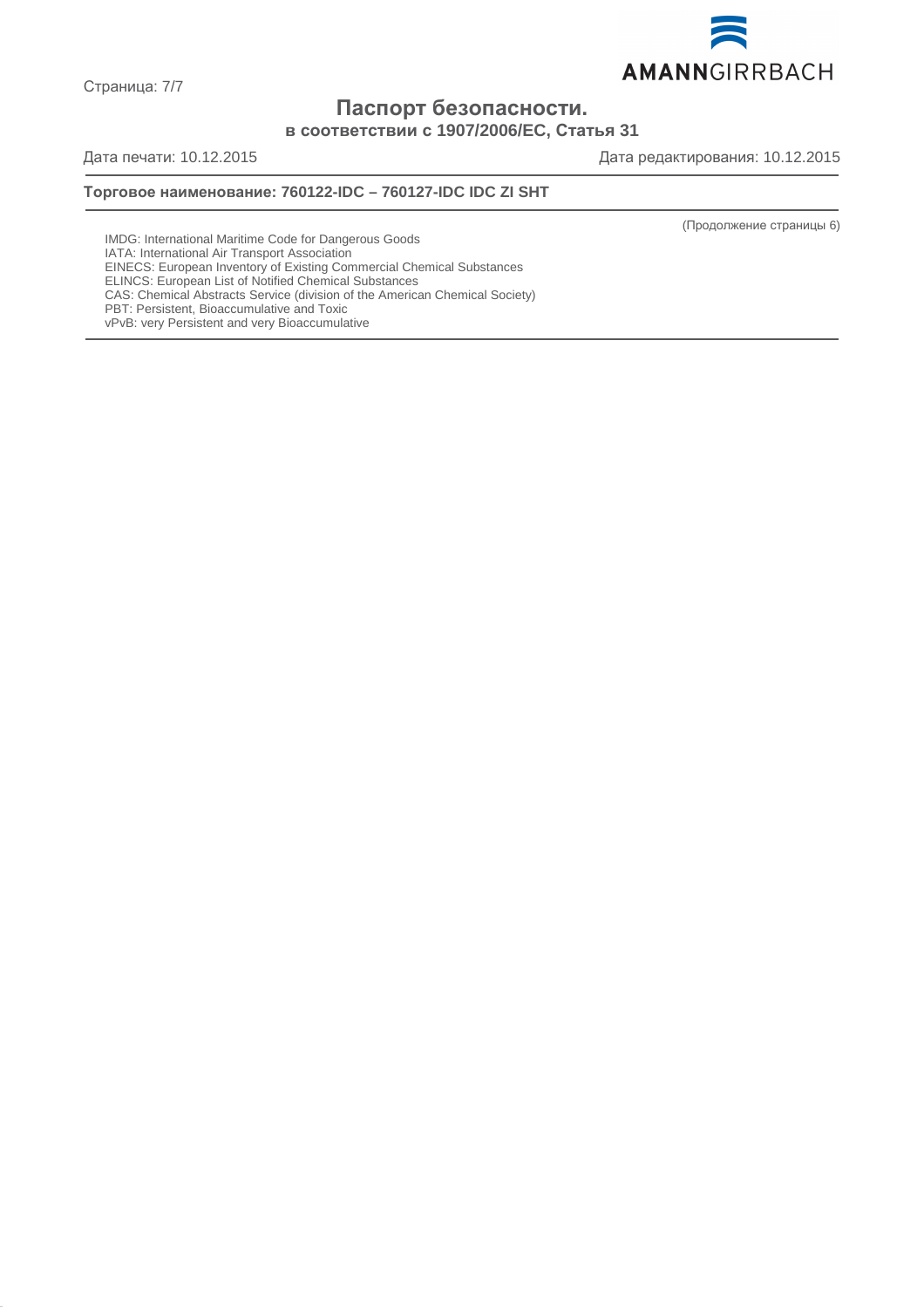(Продолжение страницы 6)

IMDG: International Maritime Code for Dangerous Goods
IATA: International Air Transport Association
EINECS: European Inventory of Existing Commercial Chemical Substances
ELINCS: European List of Notified Chemical Substances
CAS: Chemical Abstracts Service (division of the American Chemical Society)
PBT: Persistent, Bioaccumulative and Toxic
vPvB: very Persistent and very Bioaccumulative